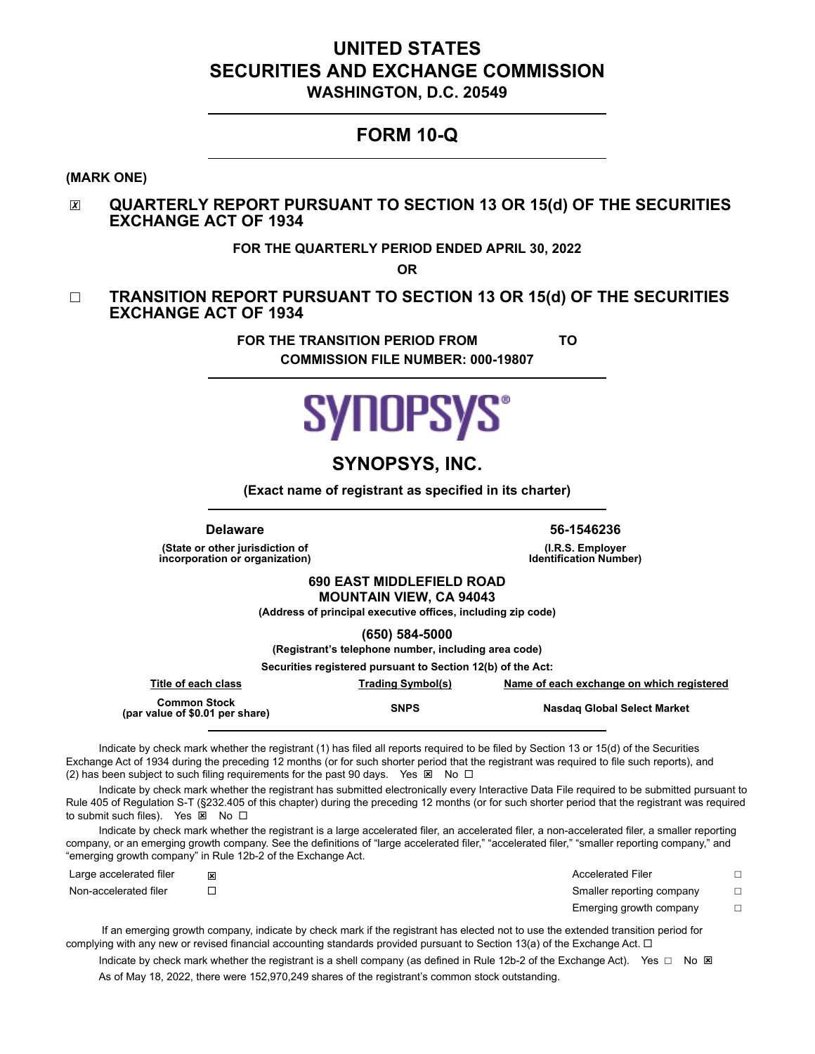# UNITED STATES
# SECURITIES AND EXCHANGE COMMISSION
**WASHINGTON, D.C. 20549**

---

## FORM 10-Q

---

**(MARK ONE)**

☒ **QUARTERLY REPORT PURSUANT TO SECTION 13 OR 15(d) OF THE SECURITIES EXCHANGE ACT OF 1934**

**FOR THE QUARTERLY PERIOD ENDED APRIL 30, 2022**

**OR**

☐ **TRANSITION REPORT PURSUANT TO SECTION 13 OR 15(d) OF THE SECURITIES EXCHANGE ACT OF 1934**

**FOR THE TRANSITION PERIOD FROM TO**

**COMMISSION FILE NUMBER: 000-19807**

---

SYNOPSYS®

## SYNOPSYS, INC.

**(Exact name of registrant as specified in its charter)**

---

| **Delaware** | **56-1546236** |
|---|---|
| **(State or other jurisdiction of incorporation or organization)** | **(I.R.S. Employer Identification Number)** |

**690 EAST MIDDLEFIELD ROAD**
**MOUNTAIN VIEW, CA 94043**
**(Address of principal executive offices, including zip code)**

**(650) 584-5000**
**(Registrant's telephone number, including area code)**

**Securities registered pursuant to Section 12(b) of the Act:**

| Title of each class | Trading Symbol(s) | Name of each exchange on which registered |
|---|---|---|
| **Common Stock (par value of $0.01 per share)** | **SNPS** | **Nasdaq Global Select Market** |

---

Indicate by check mark whether the registrant (1) has filed all reports required to be filed by Section 13 or 15(d) of the Securities Exchange Act of 1934 during the preceding 12 months (or for such shorter period that the registrant was required to file such reports), and (2) has been subject to such filing requirements for the past 90 days. Yes ☒ No ☐

Indicate by check mark whether the registrant has submitted electronically every Interactive Data File required to be submitted pursuant to Rule 405 of Regulation S-T (§232.405 of this chapter) during the preceding 12 months (or for such shorter period that the registrant was required to submit such files). Yes ☒ No ☐

Indicate by check mark whether the registrant is a large accelerated filer, an accelerated filer, a non-accelerated filer, a smaller reporting company, or an emerging growth company. See the definitions of "large accelerated filer," "accelerated filer," "smaller reporting company," and "emerging growth company" in Rule 12b-2 of the Exchange Act.

| | | | |
|---|---|---|---|
| Large accelerated filer | ☒ | Accelerated Filer | ☐ |
| Non-accelerated filer | ☐ | Smaller reporting company | ☐ |
| | | Emerging growth company | ☐ |

If an emerging growth company, indicate by check mark if the registrant has elected not to use the extended transition period for complying with any new or revised financial accounting standards provided pursuant to Section 13(a) of the Exchange Act. ☐

Indicate by check mark whether the registrant is a shell company (as defined in Rule 12b-2 of the Exchange Act). Yes ☐ No ☒

As of May 18, 2022, there were 152,970,249 shares of the registrant's common stock outstanding.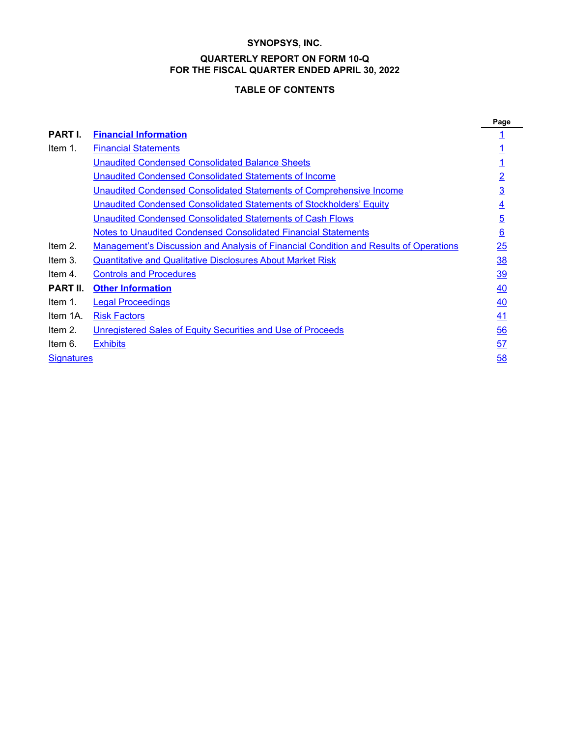**SYNOPSYS, INC.**

**QUARTERLY REPORT ON FORM 10-Q**
**FOR THE FISCAL QUARTER ENDED APRIL 30, 2022**

**TABLE OF CONTENTS**

| | | Page |
|---|---|---|
| **PART I.** | **Financial Information** | 1 |
| Item 1. | Financial Statements | 1 |
| | Unaudited Condensed Consolidated Balance Sheets | 1 |
| | Unaudited Condensed Consolidated Statements of Income | 2 |
| | Unaudited Condensed Consolidated Statements of Comprehensive Income | 3 |
| | Unaudited Condensed Consolidated Statements of Stockholders' Equity | 4 |
| | Unaudited Condensed Consolidated Statements of Cash Flows | 5 |
| | Notes to Unaudited Condensed Consolidated Financial Statements | 6 |
| Item 2. | Management's Discussion and Analysis of Financial Condition and Results of Operations | 25 |
| Item 3. | Quantitative and Qualitative Disclosures About Market Risk | 38 |
| Item 4. | Controls and Procedures | 39 |
| **PART II.** | **Other Information** | 40 |
| Item 1. | Legal Proceedings | 40 |
| Item 1A. | Risk Factors | 41 |
| Item 2. | Unregistered Sales of Equity Securities and Use of Proceeds | 56 |
| Item 6. | Exhibits | 57 |
| Signatures | | 58 |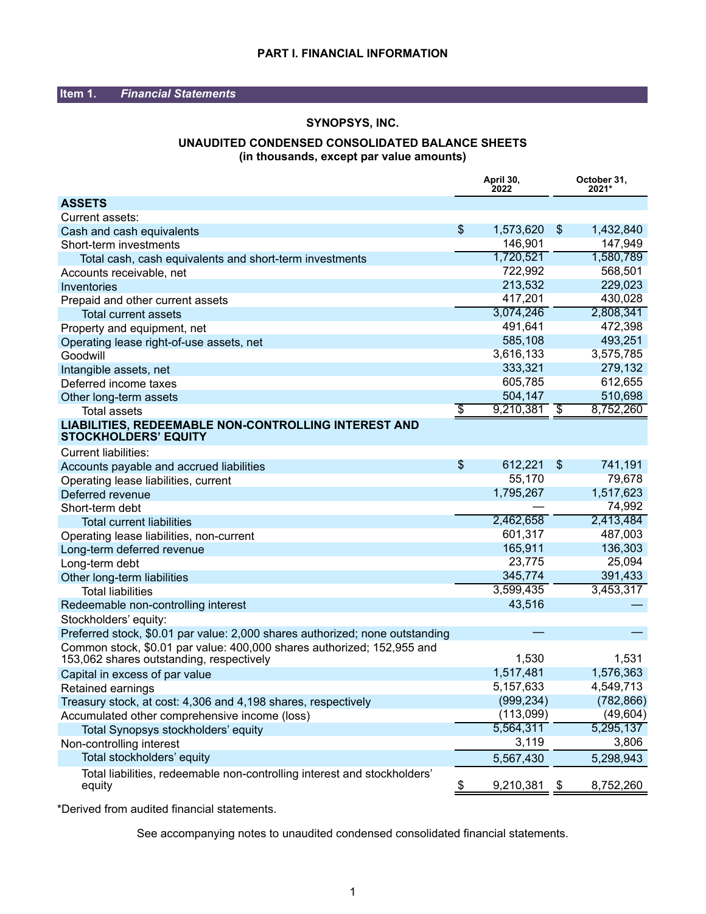# PART I. FINANCIAL INFORMATION

## Item 1. *Financial Statements*

### SYNOPSYS, INC.

### UNAUDITED CONDENSED CONSOLIDATED BALANCE SHEETS
**(in thousands, except par value amounts)**

| | April 30, 2022 | October 31, 2021* |
|---|---|---|
| **ASSETS** | | |
| Current assets: | | |
| Cash and cash equivalents | $ 1,573,620 | $ 1,432,840 |
| Short-term investments | 146,901 | 147,949 |
| Total cash, cash equivalents and short-term investments | 1,720,521 | 1,580,789 |
| Accounts receivable, net | 722,992 | 568,501 |
| Inventories | 213,532 | 229,023 |
| Prepaid and other current assets | 417,201 | 430,028 |
| Total current assets | 3,074,246 | 2,808,341 |
| Property and equipment, net | 491,641 | 472,398 |
| Operating lease right-of-use assets, net | 585,108 | 493,251 |
| Goodwill | 3,616,133 | 3,575,785 |
| Intangible assets, net | 333,321 | 279,132 |
| Deferred income taxes | 605,785 | 612,655 |
| Other long-term assets | 504,147 | 510,698 |
| Total assets | $ 9,210,381 | $ 8,752,260 |
| **LIABILITIES, REDEEMABLE NON-CONTROLLING INTEREST AND STOCKHOLDERS' EQUITY** | | |
| Current liabilities: | | |
| Accounts payable and accrued liabilities | $ 612,221 | $ 741,191 |
| Operating lease liabilities, current | 55,170 | 79,678 |
| Deferred revenue | 1,795,267 | 1,517,623 |
| Short-term debt | — | 74,992 |
| Total current liabilities | 2,462,658 | 2,413,484 |
| Operating lease liabilities, non-current | 601,317 | 487,003 |
| Long-term deferred revenue | 165,911 | 136,303 |
| Long-term debt | 23,775 | 25,094 |
| Other long-term liabilities | 345,774 | 391,433 |
| Total liabilities | 3,599,435 | 3,453,317 |
| Redeemable non-controlling interest | 43,516 | — |
| Stockholders' equity: | | |
| Preferred stock, $0.01 par value: 2,000 shares authorized; none outstanding | — | — |
| Common stock, $0.01 par value: 400,000 shares authorized; 152,955 and 153,062 shares outstanding, respectively | 1,530 | 1,531 |
| Capital in excess of par value | 1,517,481 | 1,576,363 |
| Retained earnings | 5,157,633 | 4,549,713 |
| Treasury stock, at cost: 4,306 and 4,198 shares, respectively | (999,234) | (782,866) |
| Accumulated other comprehensive income (loss) | (113,099) | (49,604) |
| Total Synopsys stockholders' equity | 5,564,311 | 5,295,137 |
| Non-controlling interest | 3,119 | 3,806 |
| Total stockholders' equity | 5,567,430 | 5,298,943 |
| Total liabilities, redeemable non-controlling interest and stockholders' equity | $ 9,210,381 | $ 8,752,260 |

*Derived from audited financial statements.

See accompanying notes to unaudited condensed consolidated financial statements.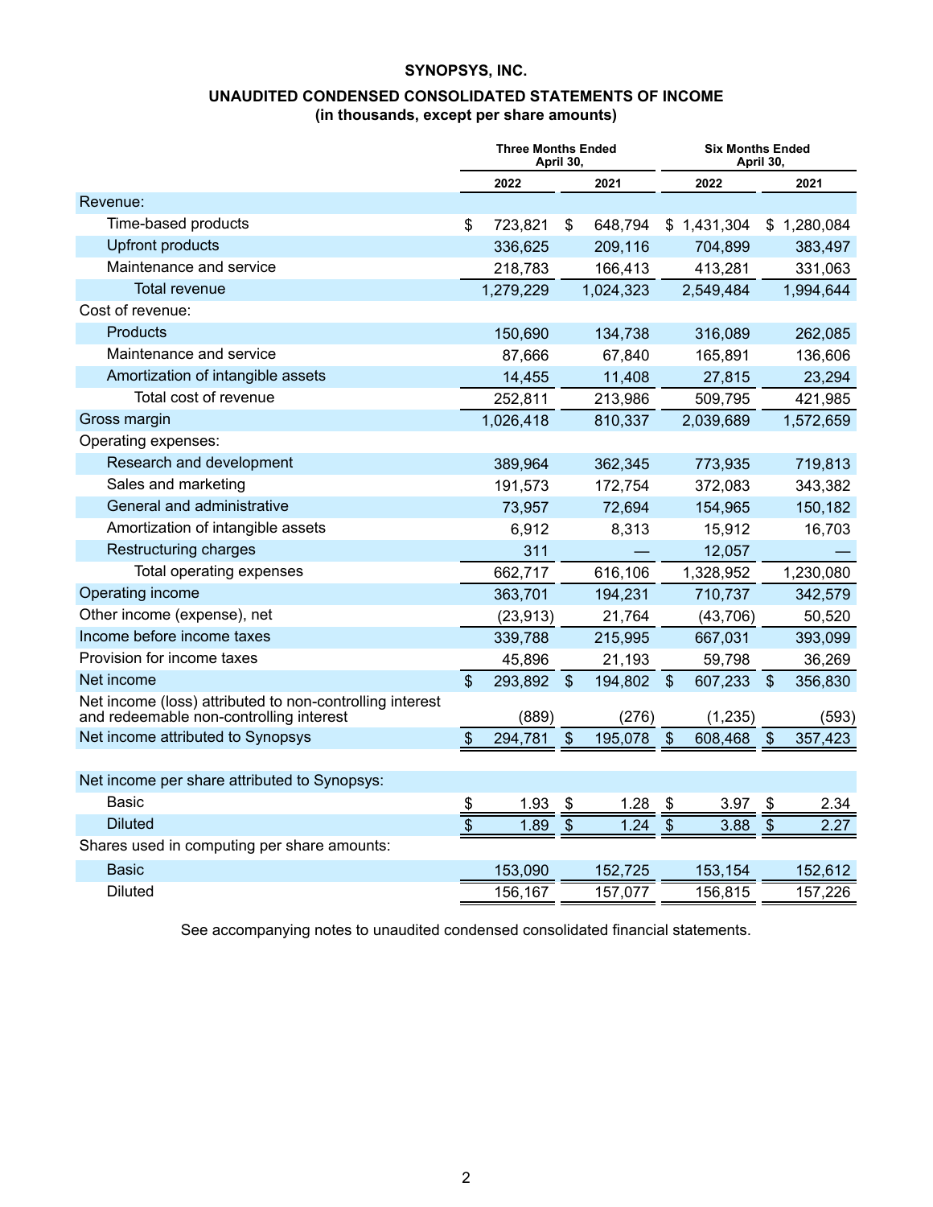**SYNOPSYS, INC.**

**UNAUDITED CONDENSED CONSOLIDATED STATEMENTS OF INCOME**
**(in thousands, except per share amounts)**

| | Three Months Ended April 30, | | Six Months Ended April 30, | |
|---|---|---|---|---|
| | 2022 | 2021 | 2022 | 2021 |
| Revenue: | | | | |
| Time-based products | $ 723,821 | $ 648,794 | $ 1,431,304 | $ 1,280,084 |
| Upfront products | 336,625 | 209,116 | 704,899 | 383,497 |
| Maintenance and service | 218,783 | 166,413 | 413,281 | 331,063 |
| Total revenue | 1,279,229 | 1,024,323 | 2,549,484 | 1,994,644 |
| Cost of revenue: | | | | |
| Products | 150,690 | 134,738 | 316,089 | 262,085 |
| Maintenance and service | 87,666 | 67,840 | 165,891 | 136,606 |
| Amortization of intangible assets | 14,455 | 11,408 | 27,815 | 23,294 |
| Total cost of revenue | 252,811 | 213,986 | 509,795 | 421,985 |
| Gross margin | 1,026,418 | 810,337 | 2,039,689 | 1,572,659 |
| Operating expenses: | | | | |
| Research and development | 389,964 | 362,345 | 773,935 | 719,813 |
| Sales and marketing | 191,573 | 172,754 | 372,083 | 343,382 |
| General and administrative | 73,957 | 72,694 | 154,965 | 150,182 |
| Amortization of intangible assets | 6,912 | 8,313 | 15,912 | 16,703 |
| Restructuring charges | 311 | — | 12,057 | — |
| Total operating expenses | 662,717 | 616,106 | 1,328,952 | 1,230,080 |
| Operating income | 363,701 | 194,231 | 710,737 | 342,579 |
| Other income (expense), net | (23,913) | 21,764 | (43,706) | 50,520 |
| Income before income taxes | 339,788 | 215,995 | 667,031 | 393,099 |
| Provision for income taxes | 45,896 | 21,193 | 59,798 | 36,269 |
| Net income | $ 293,892 | $ 194,802 | $ 607,233 | $ 356,830 |
| Net income (loss) attributed to non-controlling interest and redeemable non-controlling interest | (889) | (276) | (1,235) | (593) |
| Net income attributed to Synopsys | $ 294,781 | $ 195,078 | $ 608,468 | $ 357,423 |
| | | | | |
| Net income per share attributed to Synopsys: | | | | |
| Basic | $ 1.93 | $ 1.28 | $ 3.97 | $ 2.34 |
| Diluted | $ 1.89 | $ 1.24 | $ 3.88 | $ 2.27 |
| Shares used in computing per share amounts: | | | | |
| Basic | 153,090 | 152,725 | 153,154 | 152,612 |
| Diluted | 156,167 | 157,077 | 156,815 | 157,226 |

See accompanying notes to unaudited condensed consolidated financial statements.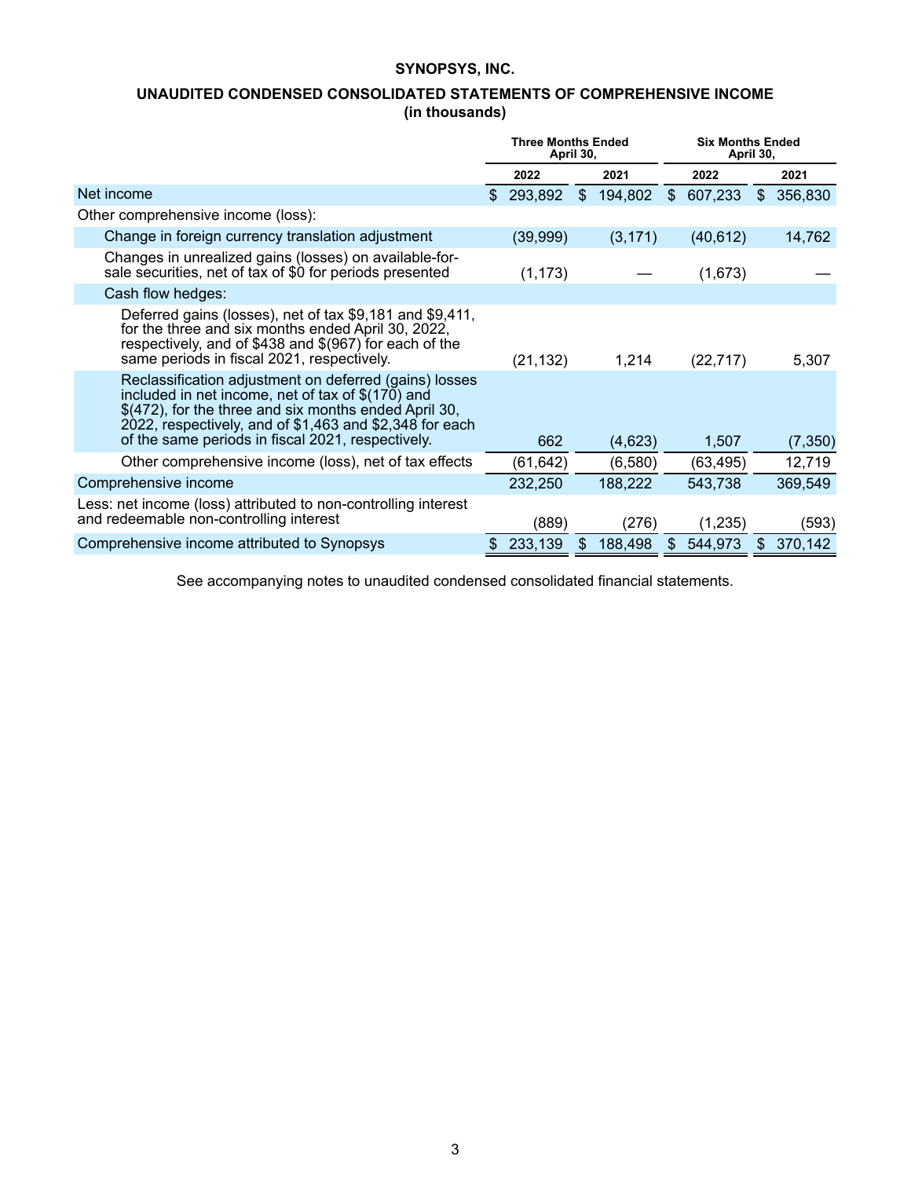# SYNOPSYS, INC.

## UNAUDITED CONDENSED CONSOLIDATED STATEMENTS OF COMPREHENSIVE INCOME
**(in thousands)**

| | Three Months Ended April 30, | | Six Months Ended April 30, | |
|---|---|---|---|---|
| | 2022 | 2021 | 2022 | 2021 |
| Net income | $ 293,892 | $ 194,802 | $ 607,233 | $ 356,830 |
| Other comprehensive income (loss): | | | | |
| Change in foreign currency translation adjustment | (39,999) | (3,171) | (40,612) | 14,762 |
| Changes in unrealized gains (losses) on available-for-sale securities, net of tax of $0 for periods presented | (1,173) | — | (1,673) | — |
| Cash flow hedges: | | | | |
| Deferred gains (losses), net of tax $9,181 and $9,411, for the three and six months ended April 30, 2022, respectively, and of $438 and $(967) for each of the same periods in fiscal 2021, respectively. | (21,132) | 1,214 | (22,717) | 5,307 |
| Reclassification adjustment on deferred (gains) losses included in net income, net of tax of $(170) and $(472), for the three and six months ended April 30, 2022, respectively, and of $1,463 and $2,348 for each of the same periods in fiscal 2021, respectively. | 662 | (4,623) | 1,507 | (7,350) |
| Other comprehensive income (loss), net of tax effects | (61,642) | (6,580) | (63,495) | 12,719 |
| Comprehensive income | 232,250 | 188,222 | 543,738 | 369,549 |
| Less: net income (loss) attributed to non-controlling interest and redeemable non-controlling interest | (889) | (276) | (1,235) | (593) |
| Comprehensive income attributed to Synopsys | $ 233,139 | $ 188,498 | $ 544,973 | $ 370,142 |

See accompanying notes to unaudited condensed consolidated financial statements.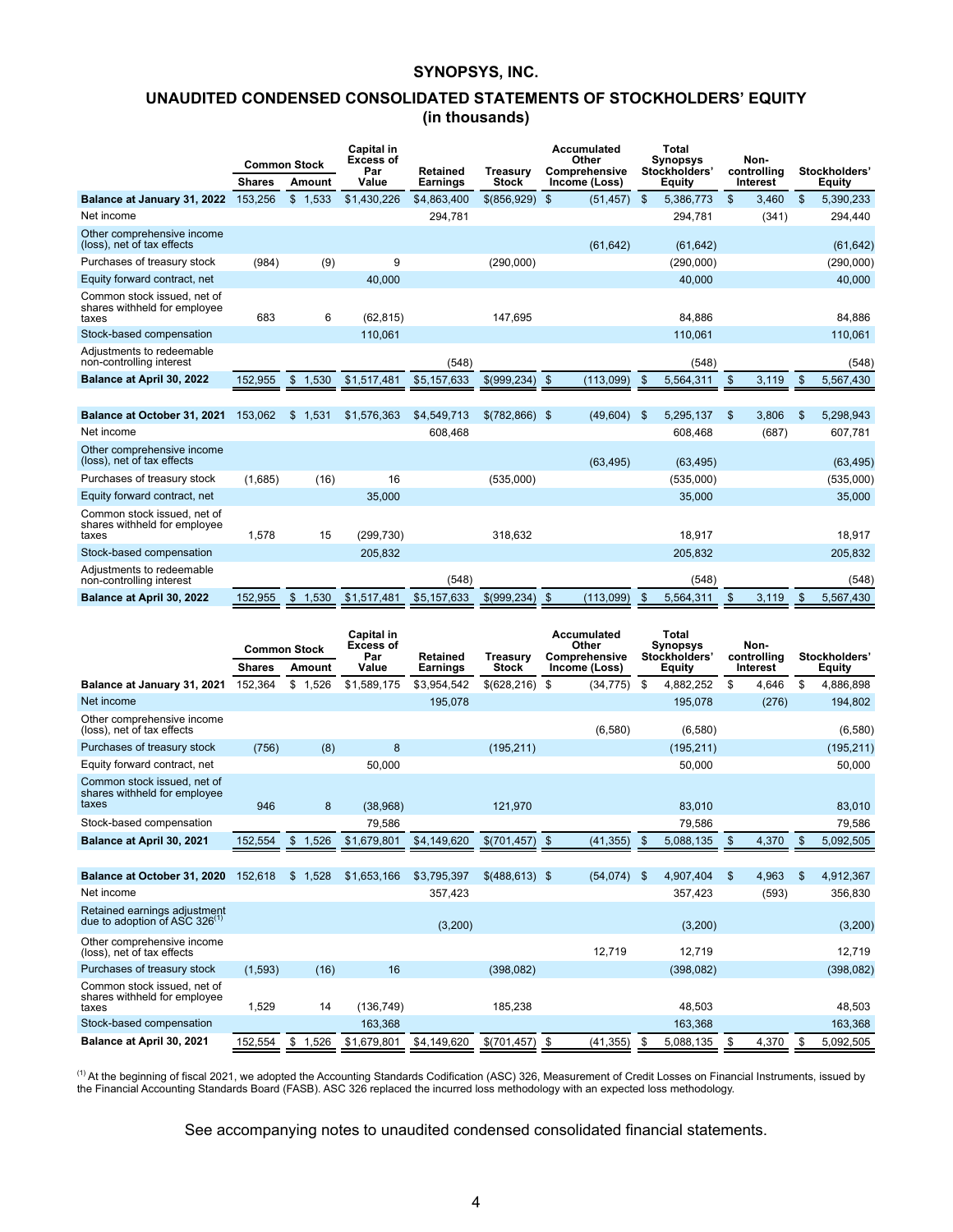# SYNOPSYS, INC.

## UNAUDITED CONDENSED CONSOLIDATED STATEMENTS OF STOCKHOLDERS' EQUITY
## (in thousands)

| | Common Stock | | Capital in Excess of Par Value | Retained Earnings | Treasury Stock | Accumulated Other Comprehensive Income (Loss) | Total Synopsys Stockholders' Equity | Non-controlling Interest | Stockholders' Equity |
|---|---|---|---|---|---|---|---|---|---|
| | Shares | Amount | | | | | | | |
| **Balance at January 31, 2022** | 153,256 | $ 1,533 | $1,430,226 | $4,863,400 | $(856,929) | $ (51,457) | $ 5,386,773 | $ 3,460 | $ 5,390,233 |
| Net income | | | | 294,781 | | | 294,781 | (341) | 294,440 |
| Other comprehensive income (loss), net of tax effects | | | | | | (61,642) | (61,642) | | (61,642) |
| Purchases of treasury stock | (984) | (9) | 9 | | (290,000) | | (290,000) | | (290,000) |
| Equity forward contract, net | | | 40,000 | | | | 40,000 | | 40,000 |
| Common stock issued, net of shares withheld for employee taxes | 683 | 6 | (62,815) | | 147,695 | | 84,886 | | 84,886 |
| Stock-based compensation | | | 110,061 | | | | 110,061 | | 110,061 |
| Adjustments to redeemable non-controlling interest | | | | (548) | | | (548) | | (548) |
| **Balance at April 30, 2022** | 152,955 | $ 1,530 | $1,517,481 | $5,157,633 | $(999,234) | $ (113,099) | $ 5,564,311 | $ 3,119 | $ 5,567,430 |
| | | | | | | | | | |
| **Balance at October 31, 2021** | 153,062 | $ 1,531 | $1,576,363 | $4,549,713 | $(782,866) | $ (49,604) | $ 5,295,137 | $ 3,806 | $ 5,298,943 |
| Net income | | | | 608,468 | | | 608,468 | (687) | 607,781 |
| Other comprehensive income (loss), net of tax effects | | | | | | (63,495) | (63,495) | | (63,495) |
| Purchases of treasury stock | (1,685) | (16) | 16 | | (535,000) | | (535,000) | | (535,000) |
| Equity forward contract, net | | | 35,000 | | | | 35,000 | | 35,000 |
| Common stock issued, net of shares withheld for employee taxes | 1,578 | 15 | (299,730) | | 318,632 | | 18,917 | | 18,917 |
| Stock-based compensation | | | 205,832 | | | | 205,832 | | 205,832 |
| Adjustments to redeemable non-controlling interest | | | | (548) | | | (548) | | (548) |
| **Balance at April 30, 2022** | 152,955 | $ 1,530 | $1,517,481 | $5,157,633 | $(999,234) | $ (113,099) | $ 5,564,311 | $ 3,119 | $ 5,567,430 |

| | Common Stock | | Capital in Excess of Par Value | Retained Earnings | Treasury Stock | Accumulated Other Comprehensive Income (Loss) | Total Synopsys Stockholders' Equity | Non-controlling Interest | Stockholders' Equity |
|---|---|---|---|---|---|---|---|---|---|
| | Shares | Amount | | | | | | | |
| **Balance at January 31, 2021** | 152,364 | $ 1,526 | $1,589,175 | $3,954,542 | $(628,216) | $ (34,775) | $ 4,882,252 | $ 4,646 | $ 4,886,898 |
| Net income | | | | 195,078 | | | 195,078 | (276) | 194,802 |
| Other comprehensive income (loss), net of tax effects | | | | | | (6,580) | (6,580) | | (6,580) |
| Purchases of treasury stock | (756) | (8) | 8 | | (195,211) | | (195,211) | | (195,211) |
| Equity forward contract, net | | | 50,000 | | | | 50,000 | | 50,000 |
| Common stock issued, net of shares withheld for employee taxes | 946 | 8 | (38,968) | | 121,970 | | 83,010 | | 83,010 |
| Stock-based compensation | | | 79,586 | | | | 79,586 | | 79,586 |
| **Balance at April 30, 2021** | 152,554 | $ 1,526 | $1,679,801 | $4,149,620 | $(701,457) | $ (41,355) | $ 5,088,135 | $ 4,370 | $ 5,092,505 |
| | | | | | | | | | |
| **Balance at October 31, 2020** | 152,618 | $ 1,528 | $1,653,166 | $3,795,397 | $(488,613) | $ (54,074) | $ 4,907,404 | $ 4,963 | $ 4,912,367 |
| Net income | | | | 357,423 | | | 357,423 | (593) | 356,830 |
| Retained earnings adjustment due to adoption of ASC 326[(1)] | | | | (3,200) | | | (3,200) | | (3,200) |
| Other comprehensive income (loss), net of tax effects | | | | | | 12,719 | 12,719 | | 12,719 |
| Purchases of treasury stock | (1,593) | (16) | 16 | | (398,082) | | (398,082) | | (398,082) |
| Common stock issued, net of shares withheld for employee taxes | 1,529 | 14 | (136,749) | | 185,238 | | 48,503 | | 48,503 |
| Stock-based compensation | | | 163,368 | | | | 163,368 | | 163,368 |
| **Balance at April 30, 2021** | 152,554 | $ 1,526 | $1,679,801 | $4,149,620 | $(701,457) | $ (41,355) | $ 5,088,135 | $ 4,370 | $ 5,092,505 |

[(1)] At the beginning of fiscal 2021, we adopted the Accounting Standards Codification (ASC) 326, Measurement of Credit Losses on Financial Instruments, issued by the Financial Accounting Standards Board (FASB). ASC 326 replaced the incurred loss methodology with an expected loss methodology.

See accompanying notes to unaudited condensed consolidated financial statements.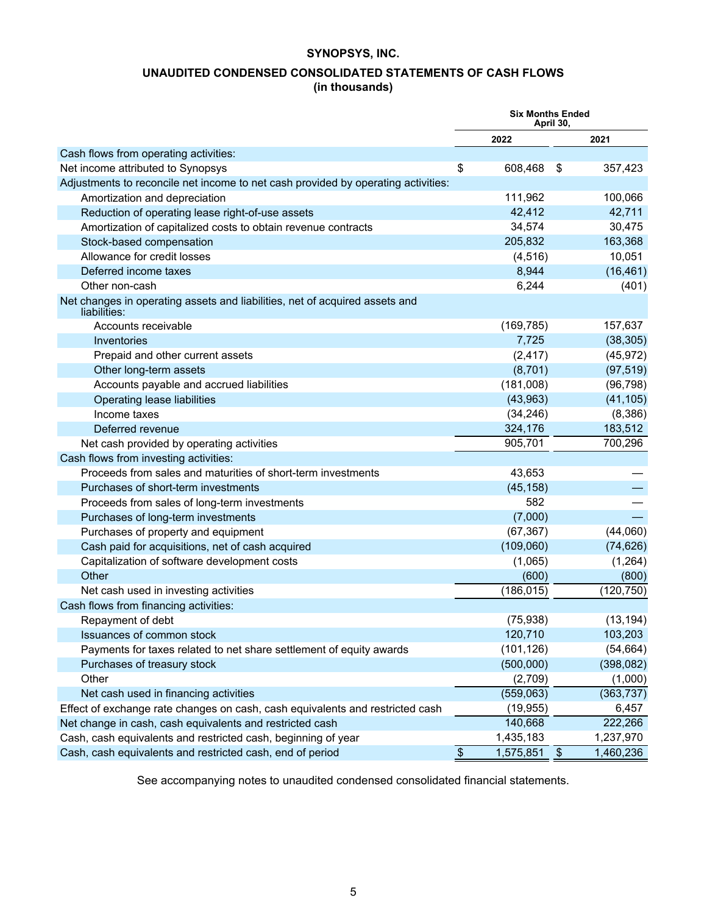**SYNOPSYS, INC.**

**UNAUDITED CONDENSED CONSOLIDATED STATEMENTS OF CASH FLOWS**
**(in thousands)**

| | Six Months Ended April 30, | |
|---|---|---|
| | 2022 | 2021 |
| Cash flows from operating activities: | | |
| Net income attributed to Synopsys | $ 608,468 | $ 357,423 |
| Adjustments to reconcile net income to net cash provided by operating activities: | | |
| Amortization and depreciation | 111,962 | 100,066 |
| Reduction of operating lease right-of-use assets | 42,412 | 42,711 |
| Amortization of capitalized costs to obtain revenue contracts | 34,574 | 30,475 |
| Stock-based compensation | 205,832 | 163,368 |
| Allowance for credit losses | (4,516) | 10,051 |
| Deferred income taxes | 8,944 | (16,461) |
| Other non-cash | 6,244 | (401) |
| Net changes in operating assets and liabilities, net of acquired assets and liabilities: | | |
| Accounts receivable | (169,785) | 157,637 |
| Inventories | 7,725 | (38,305) |
| Prepaid and other current assets | (2,417) | (45,972) |
| Other long-term assets | (8,701) | (97,519) |
| Accounts payable and accrued liabilities | (181,008) | (96,798) |
| Operating lease liabilities | (43,963) | (41,105) |
| Income taxes | (34,246) | (8,386) |
| Deferred revenue | 324,176 | 183,512 |
| Net cash provided by operating activities | 905,701 | 700,296 |
| Cash flows from investing activities: | | |
| Proceeds from sales and maturities of short-term investments | 43,653 | — |
| Purchases of short-term investments | (45,158) | — |
| Proceeds from sales of long-term investments | 582 | — |
| Purchases of long-term investments | (7,000) | — |
| Purchases of property and equipment | (67,367) | (44,060) |
| Cash paid for acquisitions, net of cash acquired | (109,060) | (74,626) |
| Capitalization of software development costs | (1,065) | (1,264) |
| Other | (600) | (800) |
| Net cash used in investing activities | (186,015) | (120,750) |
| Cash flows from financing activities: | | |
| Repayment of debt | (75,938) | (13,194) |
| Issuances of common stock | 120,710 | 103,203 |
| Payments for taxes related to net share settlement of equity awards | (101,126) | (54,664) |
| Purchases of treasury stock | (500,000) | (398,082) |
| Other | (2,709) | (1,000) |
| Net cash used in financing activities | (559,063) | (363,737) |
| Effect of exchange rate changes on cash, cash equivalents and restricted cash | (19,955) | 6,457 |
| Net change in cash, cash equivalents and restricted cash | 140,668 | 222,266 |
| Cash, cash equivalents and restricted cash, beginning of year | 1,435,183 | 1,237,970 |
| Cash, cash equivalents and restricted cash, end of period | $ 1,575,851 | $ 1,460,236 |

See accompanying notes to unaudited condensed consolidated financial statements.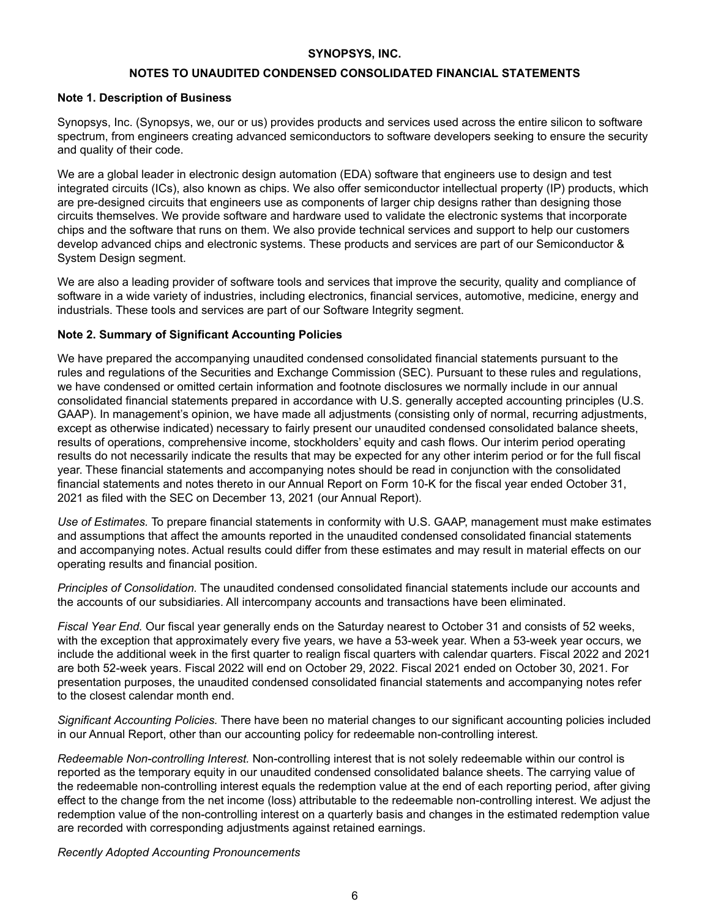**SYNOPSYS, INC.**

**NOTES TO UNAUDITED CONDENSED CONSOLIDATED FINANCIAL STATEMENTS**

**Note 1. Description of Business**

Synopsys, Inc. (Synopsys, we, our or us) provides products and services used across the entire silicon to software spectrum, from engineers creating advanced semiconductors to software developers seeking to ensure the security and quality of their code.

We are a global leader in electronic design automation (EDA) software that engineers use to design and test integrated circuits (ICs), also known as chips. We also offer semiconductor intellectual property (IP) products, which are pre-designed circuits that engineers use as components of larger chip designs rather than designing those circuits themselves. We provide software and hardware used to validate the electronic systems that incorporate chips and the software that runs on them. We also provide technical services and support to help our customers develop advanced chips and electronic systems. These products and services are part of our Semiconductor & System Design segment.

We are also a leading provider of software tools and services that improve the security, quality and compliance of software in a wide variety of industries, including electronics, financial services, automotive, medicine, energy and industrials. These tools and services are part of our Software Integrity segment.

**Note 2. Summary of Significant Accounting Policies**

We have prepared the accompanying unaudited condensed consolidated financial statements pursuant to the rules and regulations of the Securities and Exchange Commission (SEC). Pursuant to these rules and regulations, we have condensed or omitted certain information and footnote disclosures we normally include in our annual consolidated financial statements prepared in accordance with U.S. generally accepted accounting principles (U.S. GAAP). In management's opinion, we have made all adjustments (consisting only of normal, recurring adjustments, except as otherwise indicated) necessary to fairly present our unaudited condensed consolidated balance sheets, results of operations, comprehensive income, stockholders' equity and cash flows. Our interim period operating results do not necessarily indicate the results that may be expected for any other interim period or for the full fiscal year. These financial statements and accompanying notes should be read in conjunction with the consolidated financial statements and notes thereto in our Annual Report on Form 10-K for the fiscal year ended October 31, 2021 as filed with the SEC on December 13, 2021 (our Annual Report).

*Use of Estimates.* To prepare financial statements in conformity with U.S. GAAP, management must make estimates and assumptions that affect the amounts reported in the unaudited condensed consolidated financial statements and accompanying notes. Actual results could differ from these estimates and may result in material effects on our operating results and financial position.

*Principles of Consolidation.* The unaudited condensed consolidated financial statements include our accounts and the accounts of our subsidiaries. All intercompany accounts and transactions have been eliminated.

*Fiscal Year End.* Our fiscal year generally ends on the Saturday nearest to October 31 and consists of 52 weeks, with the exception that approximately every five years, we have a 53-week year. When a 53-week year occurs, we include the additional week in the first quarter to realign fiscal quarters with calendar quarters. Fiscal 2022 and 2021 are both 52-week years. Fiscal 2022 will end on October 29, 2022. Fiscal 2021 ended on October 30, 2021. For presentation purposes, the unaudited condensed consolidated financial statements and accompanying notes refer to the closest calendar month end.

*Significant Accounting Policies.* There have been no material changes to our significant accounting policies included in our Annual Report, other than our accounting policy for redeemable non-controlling interest.

*Redeemable Non-controlling Interest.* Non-controlling interest that is not solely redeemable within our control is reported as the temporary equity in our unaudited condensed consolidated balance sheets. The carrying value of the redeemable non-controlling interest equals the redemption value at the end of each reporting period, after giving effect to the change from the net income (loss) attributable to the redeemable non-controlling interest. We adjust the redemption value of the non-controlling interest on a quarterly basis and changes in the estimated redemption value are recorded with corresponding adjustments against retained earnings.

*Recently Adopted Accounting Pronouncements*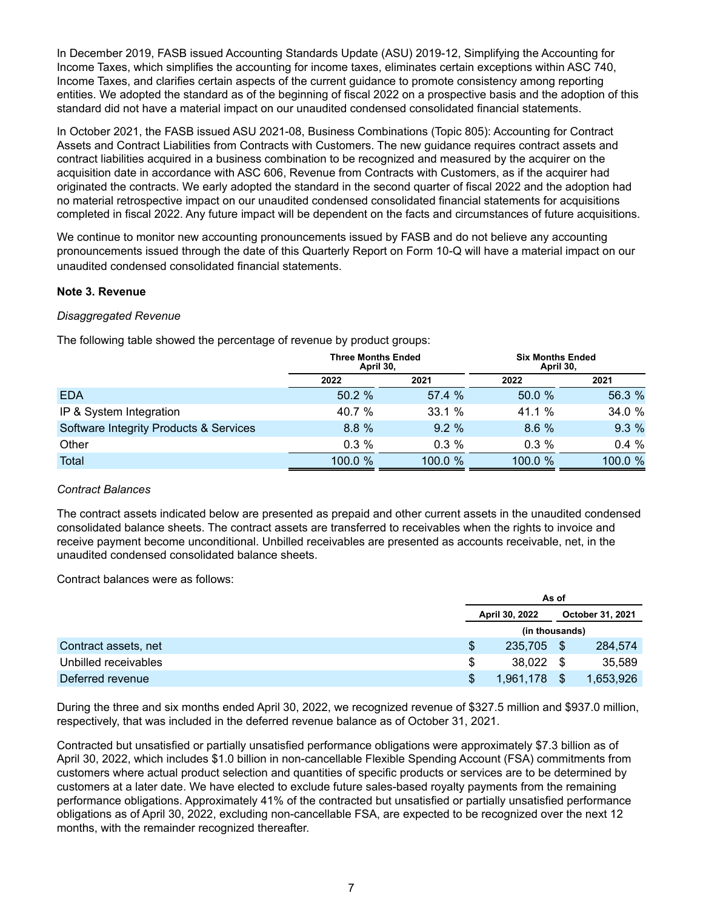In December 2019, FASB issued Accounting Standards Update (ASU) 2019-12, Simplifying the Accounting for Income Taxes, which simplifies the accounting for income taxes, eliminates certain exceptions within ASC 740, Income Taxes, and clarifies certain aspects of the current guidance to promote consistency among reporting entities. We adopted the standard as of the beginning of fiscal 2022 on a prospective basis and the adoption of this standard did not have a material impact on our unaudited condensed consolidated financial statements.

In October 2021, the FASB issued ASU 2021-08, Business Combinations (Topic 805): Accounting for Contract Assets and Contract Liabilities from Contracts with Customers. The new guidance requires contract assets and contract liabilities acquired in a business combination to be recognized and measured by the acquirer on the acquisition date in accordance with ASC 606, Revenue from Contracts with Customers, as if the acquirer had originated the contracts. We early adopted the standard in the second quarter of fiscal 2022 and the adoption had no material retrospective impact on our unaudited condensed consolidated financial statements for acquisitions completed in fiscal 2022. Any future impact will be dependent on the facts and circumstances of future acquisitions.

We continue to monitor new accounting pronouncements issued by FASB and do not believe any accounting pronouncements issued through the date of this Quarterly Report on Form 10-Q will have a material impact on our unaudited condensed consolidated financial statements.

**Note 3. Revenue**

*Disaggregated Revenue*

The following table showed the percentage of revenue by product groups:

| | Three Months Ended April 30, | | Six Months Ended April 30, | |
|---|---|---|---|---|
| | 2022 | 2021 | 2022 | 2021 |
| EDA | 50.2 % | 57.4 % | 50.0 % | 56.3 % |
| IP & System Integration | 40.7 % | 33.1 % | 41.1 % | 34.0 % |
| Software Integrity Products & Services | 8.8 % | 9.2 % | 8.6 % | 9.3 % |
| Other | 0.3 % | 0.3 % | 0.3 % | 0.4 % |
| Total | 100.0 % | 100.0 % | 100.0 % | 100.0 % |

*Contract Balances*

The contract assets indicated below are presented as prepaid and other current assets in the unaudited condensed consolidated balance sheets. The contract assets are transferred to receivables when the rights to invoice and receive payment become unconditional. Unbilled receivables are presented as accounts receivable, net, in the unaudited condensed consolidated balance sheets.

Contract balances were as follows:

| | As of | |
|---|---|---|
| | April 30, 2022 | October 31, 2021 |
| | (in thousands) | |
| Contract assets, net | $ 235,705 | $ 284,574 |
| Unbilled receivables | $ 38,022 | $ 35,589 |
| Deferred revenue | $ 1,961,178 | $ 1,653,926 |

During the three and six months ended April 30, 2022, we recognized revenue of $327.5 million and $937.0 million, respectively, that was included in the deferred revenue balance as of October 31, 2021.

Contracted but unsatisfied or partially unsatisfied performance obligations were approximately $7.3 billion as of April 30, 2022, which includes $1.0 billion in non-cancellable Flexible Spending Account (FSA) commitments from customers where actual product selection and quantities of specific products or services are to be determined by customers at a later date. We have elected to exclude future sales-based royalty payments from the remaining performance obligations. Approximately 41% of the contracted but unsatisfied or partially unsatisfied performance obligations as of April 30, 2022, excluding non-cancellable FSA, are expected to be recognized over the next 12 months, with the remainder recognized thereafter.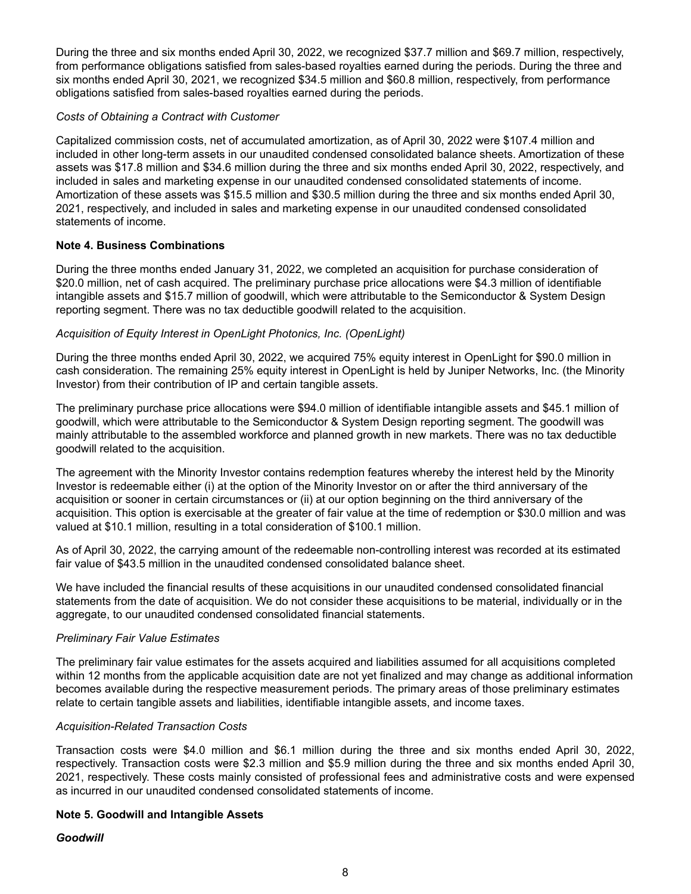During the three and six months ended April 30, 2022, we recognized $37.7 million and $69.7 million, respectively, from performance obligations satisfied from sales-based royalties earned during the periods. During the three and six months ended April 30, 2021, we recognized $34.5 million and $60.8 million, respectively, from performance obligations satisfied from sales-based royalties earned during the periods.

*Costs of Obtaining a Contract with Customer*

Capitalized commission costs, net of accumulated amortization, as of April 30, 2022 were $107.4 million and included in other long-term assets in our unaudited condensed consolidated balance sheets. Amortization of these assets was $17.8 million and $34.6 million during the three and six months ended April 30, 2022, respectively, and included in sales and marketing expense in our unaudited condensed consolidated statements of income. Amortization of these assets was $15.5 million and $30.5 million during the three and six months ended April 30, 2021, respectively, and included in sales and marketing expense in our unaudited condensed consolidated statements of income.

**Note 4. Business Combinations**

During the three months ended January 31, 2022, we completed an acquisition for purchase consideration of $20.0 million, net of cash acquired. The preliminary purchase price allocations were $4.3 million of identifiable intangible assets and $15.7 million of goodwill, which were attributable to the Semiconductor & System Design reporting segment. There was no tax deductible goodwill related to the acquisition.

*Acquisition of Equity Interest in OpenLight Photonics, Inc. (OpenLight)*

During the three months ended April 30, 2022, we acquired 75% equity interest in OpenLight for $90.0 million in cash consideration. The remaining 25% equity interest in OpenLight is held by Juniper Networks, Inc. (the Minority Investor) from their contribution of IP and certain tangible assets.

The preliminary purchase price allocations were $94.0 million of identifiable intangible assets and $45.1 million of goodwill, which were attributable to the Semiconductor & System Design reporting segment. The goodwill was mainly attributable to the assembled workforce and planned growth in new markets. There was no tax deductible goodwill related to the acquisition.

The agreement with the Minority Investor contains redemption features whereby the interest held by the Minority Investor is redeemable either (i) at the option of the Minority Investor on or after the third anniversary of the acquisition or sooner in certain circumstances or (ii) at our option beginning on the third anniversary of the acquisition. This option is exercisable at the greater of fair value at the time of redemption or $30.0 million and was valued at $10.1 million, resulting in a total consideration of $100.1 million.

As of April 30, 2022, the carrying amount of the redeemable non-controlling interest was recorded at its estimated fair value of $43.5 million in the unaudited condensed consolidated balance sheet.

We have included the financial results of these acquisitions in our unaudited condensed consolidated financial statements from the date of acquisition. We do not consider these acquisitions to be material, individually or in the aggregate, to our unaudited condensed consolidated financial statements.

*Preliminary Fair Value Estimates*

The preliminary fair value estimates for the assets acquired and liabilities assumed for all acquisitions completed within 12 months from the applicable acquisition date are not yet finalized and may change as additional information becomes available during the respective measurement periods. The primary areas of those preliminary estimates relate to certain tangible assets and liabilities, identifiable intangible assets, and income taxes.

*Acquisition-Related Transaction Costs*

Transaction costs were $4.0 million and $6.1 million during the three and six months ended April 30, 2022, respectively. Transaction costs were $2.3 million and $5.9 million during the three and six months ended April 30, 2021, respectively. These costs mainly consisted of professional fees and administrative costs and were expensed as incurred in our unaudited condensed consolidated statements of income.

**Note 5. Goodwill and Intangible Assets**

***Goodwill***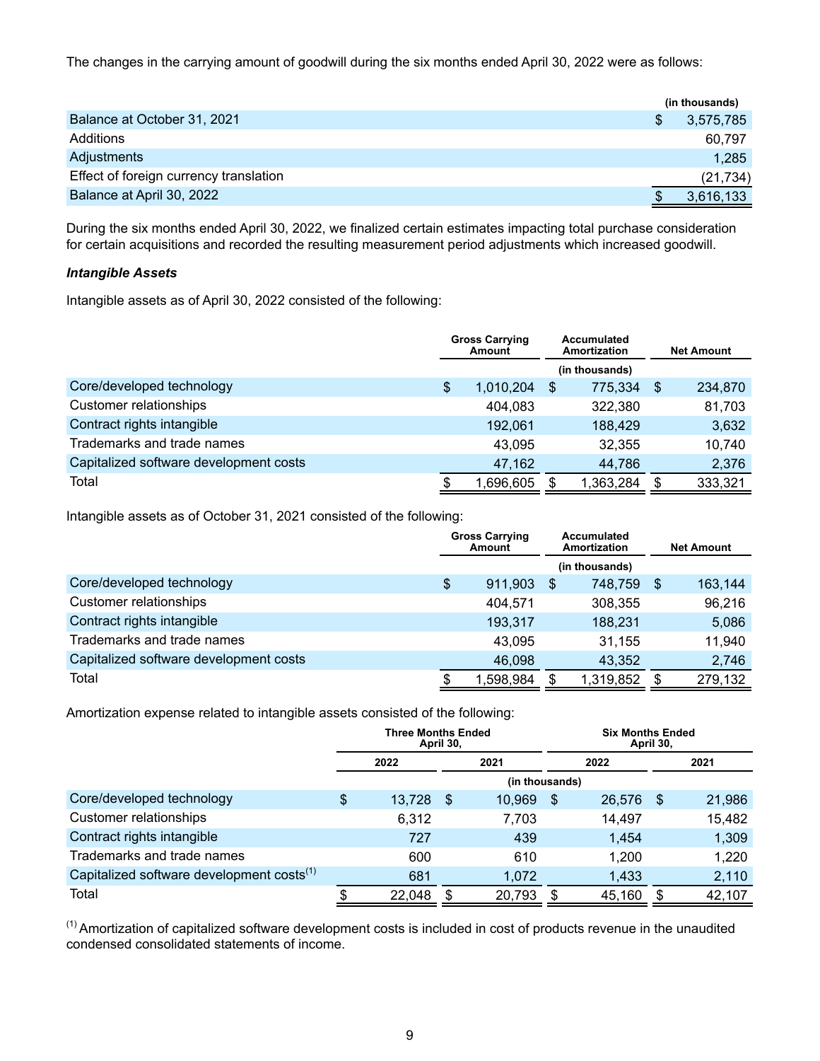The changes in the carrying amount of goodwill during the six months ended April 30, 2022 were as follows:

| | (in thousands) |
|---|---|
| Balance at October 31, 2021 | $ 3,575,785 |
| Additions | 60,797 |
| Adjustments | 1,285 |
| Effect of foreign currency translation | (21,734) |
| Balance at April 30, 2022 | $ 3,616,133 |

During the six months ended April 30, 2022, we finalized certain estimates impacting total purchase consideration for certain acquisitions and recorded the resulting measurement period adjustments which increased goodwill.

***Intangible Assets***

Intangible assets as of April 30, 2022 consisted of the following:

| | Gross Carrying Amount | Accumulated Amortization | Net Amount |
|---|---|---|---|
| | | (in thousands) | |
| Core/developed technology | $ 1,010,204 | $ 775,334 | $ 234,870 |
| Customer relationships | 404,083 | 322,380 | 81,703 |
| Contract rights intangible | 192,061 | 188,429 | 3,632 |
| Trademarks and trade names | 43,095 | 32,355 | 10,740 |
| Capitalized software development costs | 47,162 | 44,786 | 2,376 |
| Total | $ 1,696,605 | $ 1,363,284 | $ 333,321 |

Intangible assets as of October 31, 2021 consisted of the following:

| | Gross Carrying Amount | Accumulated Amortization | Net Amount |
|---|---|---|---|
| | | (in thousands) | |
| Core/developed technology | $ 911,903 | $ 748,759 | $ 163,144 |
| Customer relationships | 404,571 | 308,355 | 96,216 |
| Contract rights intangible | 193,317 | 188,231 | 5,086 |
| Trademarks and trade names | 43,095 | 31,155 | 11,940 |
| Capitalized software development costs | 46,098 | 43,352 | 2,746 |
| Total | $ 1,598,984 | $ 1,319,852 | $ 279,132 |

Amortization expense related to intangible assets consisted of the following:

| | Three Months Ended April 30, | | Six Months Ended April 30, | |
|---|---|---|---|---|
| | 2022 | 2021 | 2022 | 2021 |
| | | (in thousands) | | |
| Core/developed technology | $ 13,728 | $ 10,969 | $ 26,576 | $ 21,986 |
| Customer relationships | 6,312 | 7,703 | 14,497 | 15,482 |
| Contract rights intangible | 727 | 439 | 1,454 | 1,309 |
| Trademarks and trade names | 600 | 610 | 1,200 | 1,220 |
| Capitalized software development costs[1] | 681 | 1,072 | 1,433 | 2,110 |
| Total | $ 22,048 | $ 20,793 | $ 45,160 | $ 42,107 |

[1] Amortization of capitalized software development costs is included in cost of products revenue in the unaudited condensed consolidated statements of income.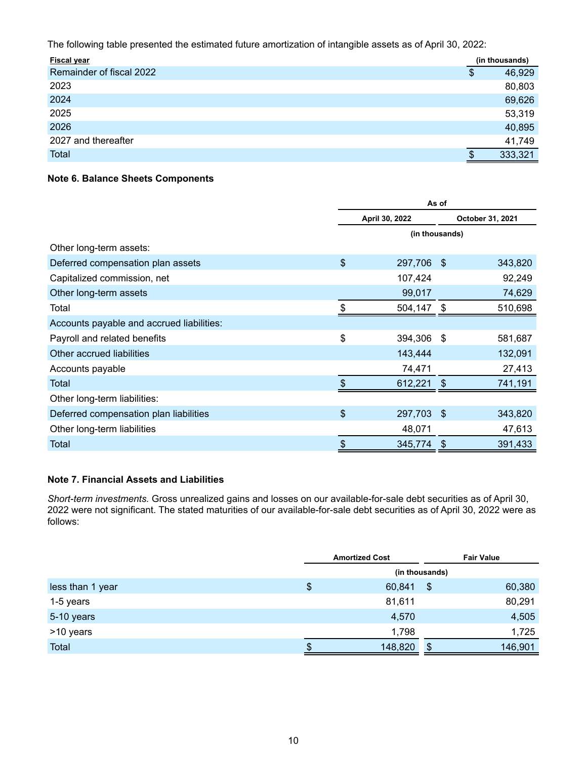The following table presented the estimated future amortization of intangible assets as of April 30, 2022:

| Fiscal year | (in thousands) |
|---|---|
| Remainder of fiscal 2022 | $ 46,929 |
| 2023 | 80,803 |
| 2024 | 69,626 |
| 2025 | 53,319 |
| 2026 | 40,895 |
| 2027 and thereafter | 41,749 |
| Total | $ 333,321 |

### Note 6. Balance Sheets Components

| | As of | |
|---|---|---|
| | April 30, 2022 | October 31, 2021 |
| | (in thousands) | |
| Other long-term assets: | | |
| Deferred compensation plan assets | $ 297,706 | $ 343,820 |
| Capitalized commission, net | 107,424 | 92,249 |
| Other long-term assets | 99,017 | 74,629 |
| Total | $ 504,147 | $ 510,698 |
| Accounts payable and accrued liabilities: | | |
| Payroll and related benefits | $ 394,306 | $ 581,687 |
| Other accrued liabilities | 143,444 | 132,091 |
| Accounts payable | 74,471 | 27,413 |
| Total | $ 612,221 | $ 741,191 |
| Other long-term liabilities: | | |
| Deferred compensation plan liabilities | $ 297,703 | $ 343,820 |
| Other long-term liabilities | 48,071 | 47,613 |
| Total | $ 345,774 | $ 391,433 |

### Note 7. Financial Assets and Liabilities

*Short-term investments.* Gross unrealized gains and losses on our available-for-sale debt securities as of April 30, 2022 were not significant. The stated maturities of our available-for-sale debt securities as of April 30, 2022 were as follows:

| | Amortized Cost | Fair Value |
|---|---|---|
| | (in thousands) | |
| less than 1 year | $ 60,841 | $ 60,380 |
| 1-5 years | 81,611 | 80,291 |
| 5-10 years | 4,570 | 4,505 |
| >10 years | 1,798 | 1,725 |
| Total | $ 148,820 | $ 146,901 |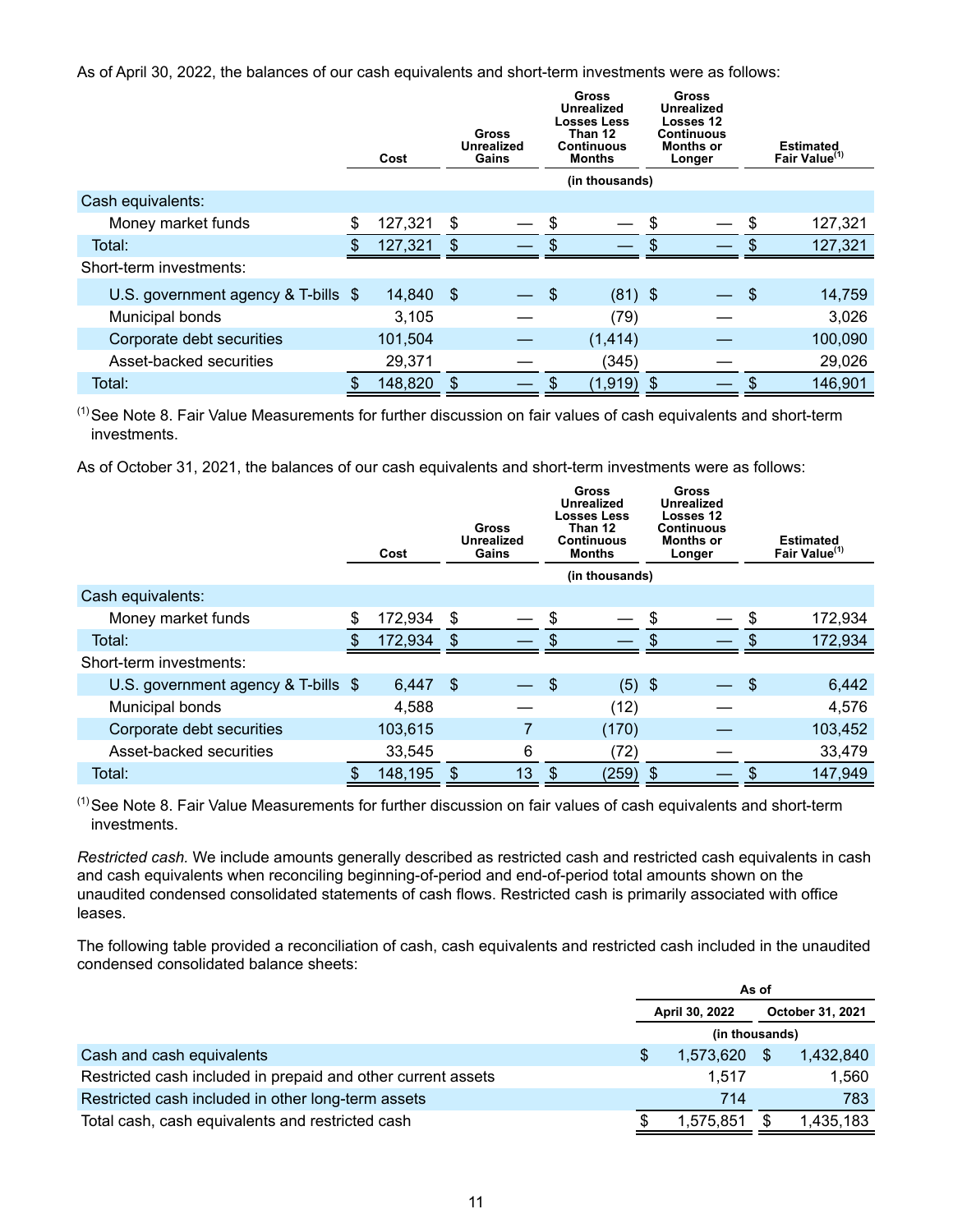As of April 30, 2022, the balances of our cash equivalents and short-term investments were as follows:

| | Cost | Gross Unrealized Gains | Gross Unrealized Losses Less Than 12 Continuous Months | Gross Unrealized Losses 12 Continuous Months or Longer | Estimated Fair Value[(1)] |
|---|---|---|---|---|---|
| | (in thousands) | | | | |
| Cash equivalents: | | | | | |
| Money market funds | $ 127,321 | $ — | $ — | $ — | $ 127,321 |
| Total: | $ 127,321 | $ — | $ — | $ — | $ 127,321 |
| Short-term investments: | | | | | |
| U.S. government agency & T-bills | $ 14,840 | $ — | $ (81) | $ — | $ 14,759 |
| Municipal bonds | 3,105 | — | (79) | — | 3,026 |
| Corporate debt securities | 101,504 | — | (1,414) | — | 100,090 |
| Asset-backed securities | 29,371 | — | (345) | — | 29,026 |
| Total: | $ 148,820 | $ — | $ (1,919) | $ — | $ 146,901 |

[(1)] See Note 8. Fair Value Measurements for further discussion on fair values of cash equivalents and short-term investments.

As of October 31, 2021, the balances of our cash equivalents and short-term investments were as follows:

| | Cost | Gross Unrealized Gains | Gross Unrealized Losses Less Than 12 Continuous Months | Gross Unrealized Losses 12 Continuous Months or Longer | Estimated Fair Value[(1)] |
|---|---|---|---|---|---|
| | (in thousands) | | | | |
| Cash equivalents: | | | | | |
| Money market funds | $ 172,934 | $ — | $ — | $ — | $ 172,934 |
| Total: | $ 172,934 | $ — | $ — | $ — | $ 172,934 |
| Short-term investments: | | | | | |
| U.S. government agency & T-bills | $ 6,447 | $ — | $ (5) | $ — | $ 6,442 |
| Municipal bonds | 4,588 | — | (12) | — | 4,576 |
| Corporate debt securities | 103,615 | 7 | (170) | — | 103,452 |
| Asset-backed securities | 33,545 | 6 | (72) | — | 33,479 |
| Total: | $ 148,195 | $ 13 | $ (259) | $ — | $ 147,949 |

[(1)] See Note 8. Fair Value Measurements for further discussion on fair values of cash equivalents and short-term investments.

*Restricted cash.* We include amounts generally described as restricted cash and restricted cash equivalents in cash and cash equivalents when reconciling beginning-of-period and end-of-period total amounts shown on the unaudited condensed consolidated statements of cash flows. Restricted cash is primarily associated with office leases.

The following table provided a reconciliation of cash, cash equivalents and restricted cash included in the unaudited condensed consolidated balance sheets:

| | As of | |
|---|---|---|
| | April 30, 2022 | October 31, 2021 |
| | (in thousands) | |
| Cash and cash equivalents | $ 1,573,620 | $ 1,432,840 |
| Restricted cash included in prepaid and other current assets | 1,517 | 1,560 |
| Restricted cash included in other long-term assets | 714 | 783 |
| Total cash, cash equivalents and restricted cash | $ 1,575,851 | $ 1,435,183 |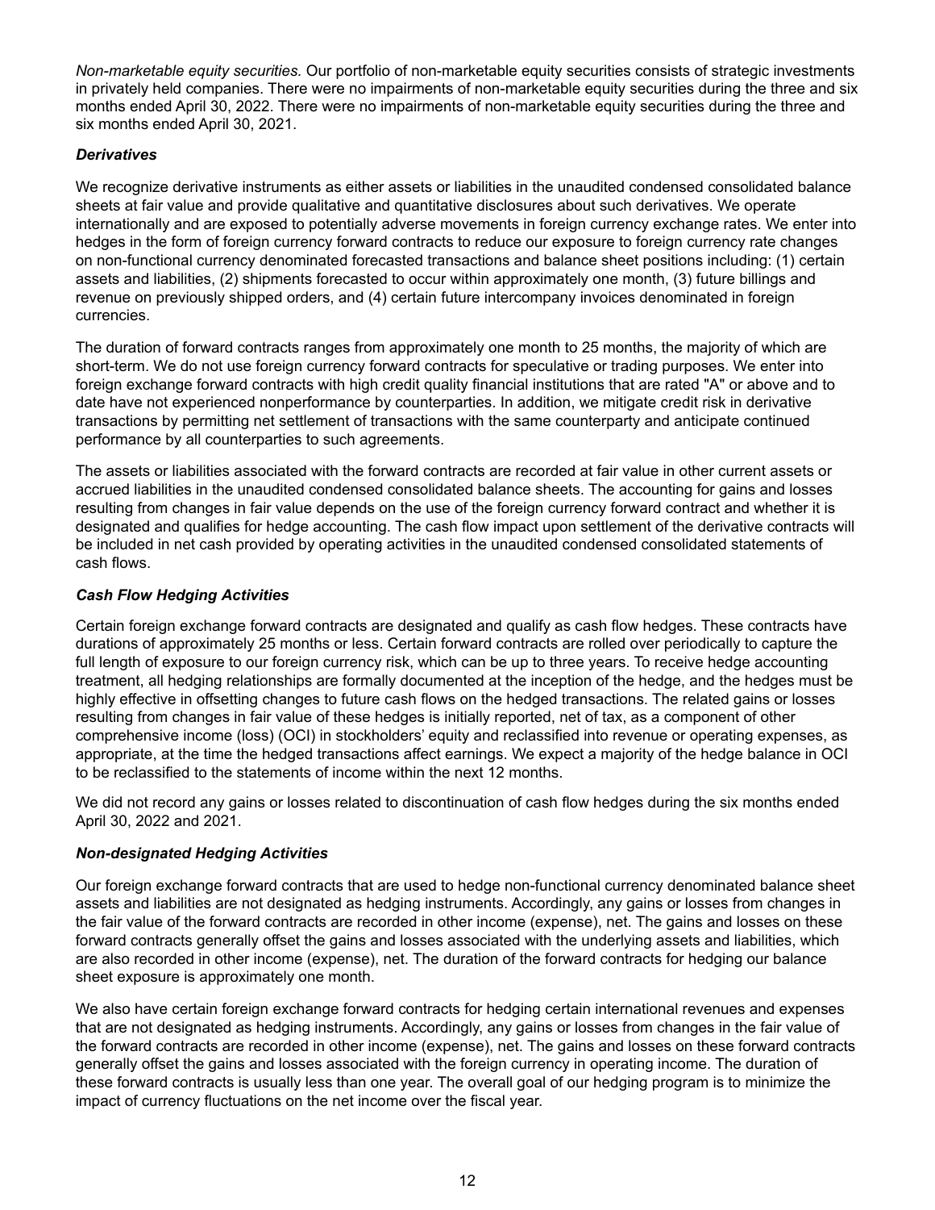*Non-marketable equity securities.* Our portfolio of non-marketable equity securities consists of strategic investments in privately held companies. There were no impairments of non-marketable equity securities during the three and six months ended April 30, 2022. There were no impairments of non-marketable equity securities during the three and six months ended April 30, 2021.

### *Derivatives*

We recognize derivative instruments as either assets or liabilities in the unaudited condensed consolidated balance sheets at fair value and provide qualitative and quantitative disclosures about such derivatives. We operate internationally and are exposed to potentially adverse movements in foreign currency exchange rates. We enter into hedges in the form of foreign currency forward contracts to reduce our exposure to foreign currency rate changes on non-functional currency denominated forecasted transactions and balance sheet positions including: (1) certain assets and liabilities, (2) shipments forecasted to occur within approximately one month, (3) future billings and revenue on previously shipped orders, and (4) certain future intercompany invoices denominated in foreign currencies.

The duration of forward contracts ranges from approximately one month to 25 months, the majority of which are short-term. We do not use foreign currency forward contracts for speculative or trading purposes. We enter into foreign exchange forward contracts with high credit quality financial institutions that are rated "A" or above and to date have not experienced nonperformance by counterparties. In addition, we mitigate credit risk in derivative transactions by permitting net settlement of transactions with the same counterparty and anticipate continued performance by all counterparties to such agreements.

The assets or liabilities associated with the forward contracts are recorded at fair value in other current assets or accrued liabilities in the unaudited condensed consolidated balance sheets. The accounting for gains and losses resulting from changes in fair value depends on the use of the foreign currency forward contract and whether it is designated and qualifies for hedge accounting. The cash flow impact upon settlement of the derivative contracts will be included in net cash provided by operating activities in the unaudited condensed consolidated statements of cash flows.

### *Cash Flow Hedging Activities*

Certain foreign exchange forward contracts are designated and qualify as cash flow hedges. These contracts have durations of approximately 25 months or less. Certain forward contracts are rolled over periodically to capture the full length of exposure to our foreign currency risk, which can be up to three years. To receive hedge accounting treatment, all hedging relationships are formally documented at the inception of the hedge, and the hedges must be highly effective in offsetting changes to future cash flows on the hedged transactions. The related gains or losses resulting from changes in fair value of these hedges is initially reported, net of tax, as a component of other comprehensive income (loss) (OCI) in stockholders' equity and reclassified into revenue or operating expenses, as appropriate, at the time the hedged transactions affect earnings. We expect a majority of the hedge balance in OCI to be reclassified to the statements of income within the next 12 months.

We did not record any gains or losses related to discontinuation of cash flow hedges during the six months ended April 30, 2022 and 2021.

### *Non-designated Hedging Activities*

Our foreign exchange forward contracts that are used to hedge non-functional currency denominated balance sheet assets and liabilities are not designated as hedging instruments. Accordingly, any gains or losses from changes in the fair value of the forward contracts are recorded in other income (expense), net. The gains and losses on these forward contracts generally offset the gains and losses associated with the underlying assets and liabilities, which are also recorded in other income (expense), net. The duration of the forward contracts for hedging our balance sheet exposure is approximately one month.

We also have certain foreign exchange forward contracts for hedging certain international revenues and expenses that are not designated as hedging instruments. Accordingly, any gains or losses from changes in the fair value of the forward contracts are recorded in other income (expense), net. The gains and losses on these forward contracts generally offset the gains and losses associated with the foreign currency in operating income. The duration of these forward contracts is usually less than one year. The overall goal of our hedging program is to minimize the impact of currency fluctuations on the net income over the fiscal year.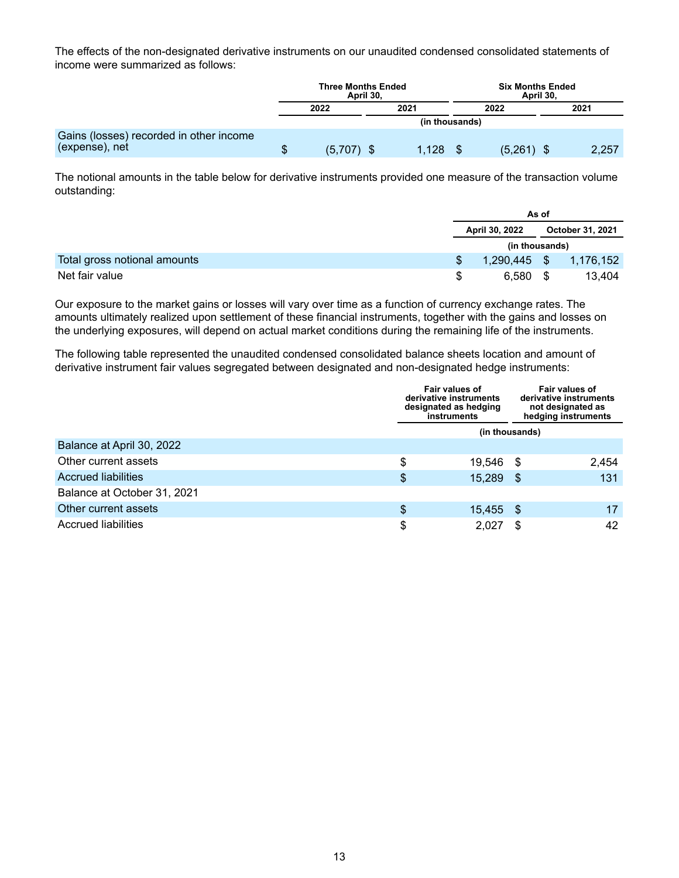The effects of the non-designated derivative instruments on our unaudited condensed consolidated statements of income were summarized as follows:

| | Three Months Ended April 30, | | Six Months Ended April 30, | |
|---|---|---|---|---|
| | 2022 | 2021 | 2022 | 2021 |
| | (in thousands) | | | |
| Gains (losses) recorded in other income (expense), net | $ (5,707) | $ 1,128 | $ (5,261) | $ 2,257 |

The notional amounts in the table below for derivative instruments provided one measure of the transaction volume outstanding:

| | As of | |
|---|---|---|
| | April 30, 2022 | October 31, 2021 |
| | (in thousands) | |
| Total gross notional amounts | $ 1,290,445 | $ 1,176,152 |
| Net fair value | $ 6,580 | $ 13,404 |

Our exposure to the market gains or losses will vary over time as a function of currency exchange rates. The amounts ultimately realized upon settlement of these financial instruments, together with the gains and losses on the underlying exposures, will depend on actual market conditions during the remaining life of the instruments.

The following table represented the unaudited condensed consolidated balance sheets location and amount of derivative instrument fair values segregated between designated and non-designated hedge instruments:

| | Fair values of derivative instruments designated as hedging instruments | Fair values of derivative instruments not designated as hedging instruments |
|---|---|---|
| | (in thousands) | |
| Balance at April 30, 2022 | | |
| Other current assets | $ 19,546 | $ 2,454 |
| Accrued liabilities | $ 15,289 | $ 131 |
| Balance at October 31, 2021 | | |
| Other current assets | $ 15,455 | $ 17 |
| Accrued liabilities | $ 2,027 | $ 42 |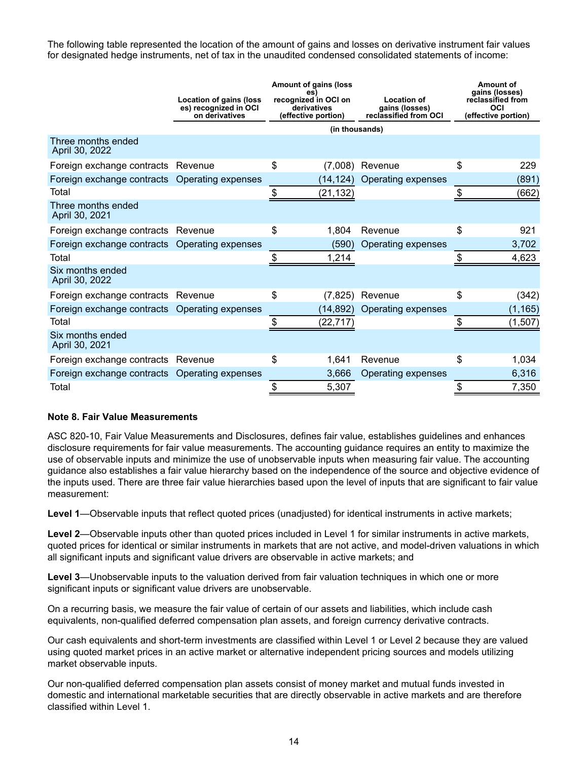The following table represented the location of the amount of gains and losses on derivative instrument fair values for designated hedge instruments, net of tax in the unaudited condensed consolidated statements of income:

| | Location of gains (losses) recognized in OCI on derivatives | Amount of gains (losses) recognized in OCI on derivatives (effective portion) | Location of gains (losses) reclassified from OCI | Amount of gains (losses) reclassified from OCI (effective portion) |
|---|---|---|---|---|
| | | (in thousands) | | |
| **Three months ended April 30, 2022** | | | | |
| Foreign exchange contracts | Revenue | $ (7,008) | Revenue | $ 229 |
| Foreign exchange contracts | Operating expenses | (14,124) | Operating expenses | (891) |
| Total | | $ (21,132) | | $ (662) |
| **Three months ended April 30, 2021** | | | | |
| Foreign exchange contracts | Revenue | $ 1,804 | Revenue | $ 921 |
| Foreign exchange contracts | Operating expenses | (590) | Operating expenses | 3,702 |
| Total | | $ 1,214 | | $ 4,623 |
| **Six months ended April 30, 2022** | | | | |
| Foreign exchange contracts | Revenue | $ (7,825) | Revenue | $ (342) |
| Foreign exchange contracts | Operating expenses | (14,892) | Operating expenses | (1,165) |
| Total | | $ (22,717) | | $ (1,507) |
| **Six months ended April 30, 2021** | | | | |
| Foreign exchange contracts | Revenue | $ 1,641 | Revenue | $ 1,034 |
| Foreign exchange contracts | Operating expenses | 3,666 | Operating expenses | 6,316 |
| Total | | $ 5,307 | | $ 7,350 |

**Note 8. Fair Value Measurements**

ASC 820-10, Fair Value Measurements and Disclosures, defines fair value, establishes guidelines and enhances disclosure requirements for fair value measurements. The accounting guidance requires an entity to maximize the use of observable inputs and minimize the use of unobservable inputs when measuring fair value. The accounting guidance also establishes a fair value hierarchy based on the independence of the source and objective evidence of the inputs used. There are three fair value hierarchies based upon the level of inputs that are significant to fair value measurement:

**Level 1**—Observable inputs that reflect quoted prices (unadjusted) for identical instruments in active markets;

**Level 2**—Observable inputs other than quoted prices included in Level 1 for similar instruments in active markets, quoted prices for identical or similar instruments in markets that are not active, and model-driven valuations in which all significant inputs and significant value drivers are observable in active markets; and

**Level 3**—Unobservable inputs to the valuation derived from fair valuation techniques in which one or more significant inputs or significant value drivers are unobservable.

On a recurring basis, we measure the fair value of certain of our assets and liabilities, which include cash equivalents, non-qualified deferred compensation plan assets, and foreign currency derivative contracts.

Our cash equivalents and short-term investments are classified within Level 1 or Level 2 because they are valued using quoted market prices in an active market or alternative independent pricing sources and models utilizing market observable inputs.

Our non-qualified deferred compensation plan assets consist of money market and mutual funds invested in domestic and international marketable securities that are directly observable in active markets and are therefore classified within Level 1.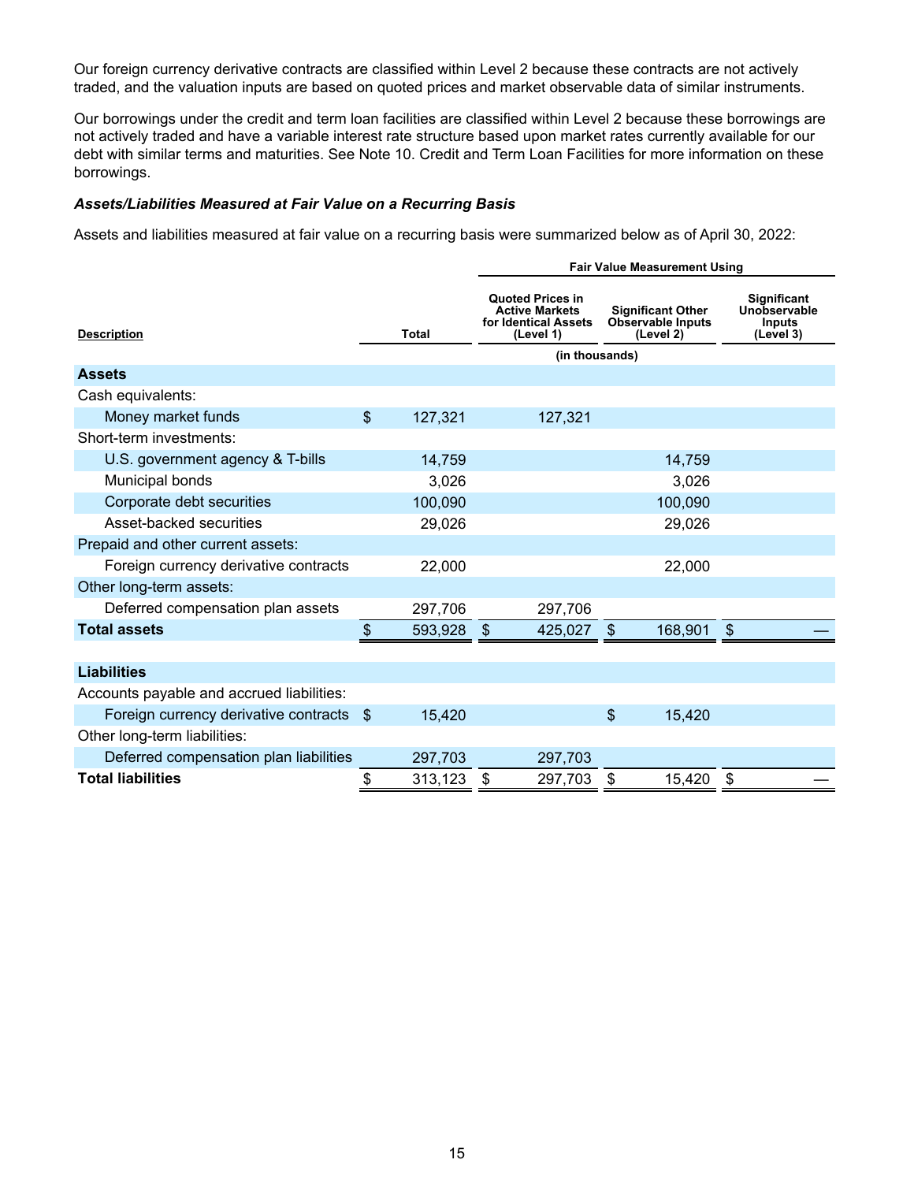Our foreign currency derivative contracts are classified within Level 2 because these contracts are not actively traded, and the valuation inputs are based on quoted prices and market observable data of similar instruments.

Our borrowings under the credit and term loan facilities are classified within Level 2 because these borrowings are not actively traded and have a variable interest rate structure based upon market rates currently available for our debt with similar terms and maturities. See Note 10. Credit and Term Loan Facilities for more information on these borrowings.

***Assets/Liabilities Measured at Fair Value on a Recurring Basis***

Assets and liabilities measured at fair value on a recurring basis were summarized below as of April 30, 2022:

| | | Fair Value Measurement Using | | |
|---|---|---|---|---|
| Description | Total | Quoted Prices in Active Markets for Identical Assets (Level 1) | Significant Other Observable Inputs (Level 2) | Significant Unobservable Inputs (Level 3) |
| | | (in thousands) | | |
| **Assets** | | | | |
| Cash equivalents: | | | | |
| Money market funds | $ 127,321 | 127,321 | | |
| Short-term investments: | | | | |
| U.S. government agency & T-bills | 14,759 | | 14,759 | |
| Municipal bonds | 3,026 | | 3,026 | |
| Corporate debt securities | 100,090 | | 100,090 | |
| Asset-backed securities | 29,026 | | 29,026 | |
| Prepaid and other current assets: | | | | |
| Foreign currency derivative contracts | 22,000 | | 22,000 | |
| Other long-term assets: | | | | |
| Deferred compensation plan assets | 297,706 | 297,706 | | |
| **Total assets** | $ 593,928 | $ 425,027 | $ 168,901 | $ — |
| | | | | |
| **Liabilities** | | | | |
| Accounts payable and accrued liabilities: | | | | |
| Foreign currency derivative contracts | $ 15,420 | | $ 15,420 | |
| Other long-term liabilities: | | | | |
| Deferred compensation plan liabilities | 297,703 | 297,703 | | |
| **Total liabilities** | $ 313,123 | $ 297,703 | $ 15,420 | $ — |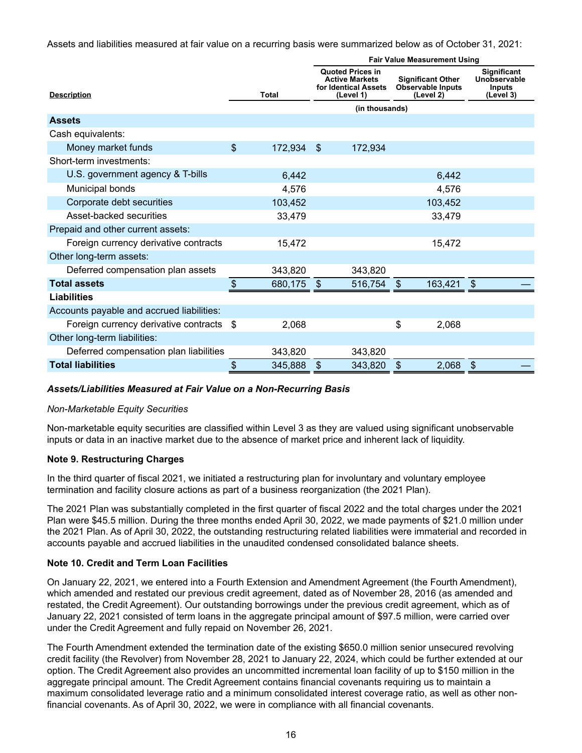Assets and liabilities measured at fair value on a recurring basis were summarized below as of October 31, 2021:

| Description | Total | Fair Value Measurement Using | | |
|---|---|---|---|---|
| | | Quoted Prices in Active Markets for Identical Assets (Level 1) | Significant Other Observable Inputs (Level 2) | Significant Unobservable Inputs (Level 3) |
| | | (in thousands) | | |
| **Assets** | | | | |
| Cash equivalents: | | | | |
| Money market funds | $ 172,934 | $ 172,934 | | |
| Short-term investments: | | | | |
| U.S. government agency & T-bills | 6,442 | | 6,442 | |
| Municipal bonds | 4,576 | | 4,576 | |
| Corporate debt securities | 103,452 | | 103,452 | |
| Asset-backed securities | 33,479 | | 33,479 | |
| Prepaid and other current assets: | | | | |
| Foreign currency derivative contracts | 15,472 | | 15,472 | |
| Other long-term assets: | | | | |
| Deferred compensation plan assets | 343,820 | 343,820 | | |
| **Total assets** | $ 680,175 | $ 516,754 | $ 163,421 | $ — |
| **Liabilities** | | | | |
| Accounts payable and accrued liabilities: | | | | |
| Foreign currency derivative contracts | $ 2,068 | | $ 2,068 | |
| Other long-term liabilities: | | | | |
| Deferred compensation plan liabilities | 343,820 | 343,820 | | |
| **Total liabilities** | $ 345,888 | $ 343,820 | $ 2,068 | $ — |

***Assets/Liabilities Measured at Fair Value on a Non-Recurring Basis***

*Non-Marketable Equity Securities*

Non-marketable equity securities are classified within Level 3 as they are valued using significant unobservable inputs or data in an inactive market due to the absence of market price and inherent lack of liquidity.

**Note 9. Restructuring Charges**

In the third quarter of fiscal 2021, we initiated a restructuring plan for involuntary and voluntary employee termination and facility closure actions as part of a business reorganization (the 2021 Plan).

The 2021 Plan was substantially completed in the first quarter of fiscal 2022 and the total charges under the 2021 Plan were $45.5 million. During the three months ended April 30, 2022, we made payments of $21.0 million under the 2021 Plan. As of April 30, 2022, the outstanding restructuring related liabilities were immaterial and recorded in accounts payable and accrued liabilities in the unaudited condensed consolidated balance sheets.

**Note 10. Credit and Term Loan Facilities**

On January 22, 2021, we entered into a Fourth Extension and Amendment Agreement (the Fourth Amendment), which amended and restated our previous credit agreement, dated as of November 28, 2016 (as amended and restated, the Credit Agreement). Our outstanding borrowings under the previous credit agreement, which as of January 22, 2021 consisted of term loans in the aggregate principal amount of $97.5 million, were carried over under the Credit Agreement and fully repaid on November 26, 2021.

The Fourth Amendment extended the termination date of the existing $650.0 million senior unsecured revolving credit facility (the Revolver) from November 28, 2021 to January 22, 2024, which could be further extended at our option. The Credit Agreement also provides an uncommitted incremental loan facility of up to $150 million in the aggregate principal amount. The Credit Agreement contains financial covenants requiring us to maintain a maximum consolidated leverage ratio and a minimum consolidated interest coverage ratio, as well as other non-financial covenants. As of April 30, 2022, we were in compliance with all financial covenants.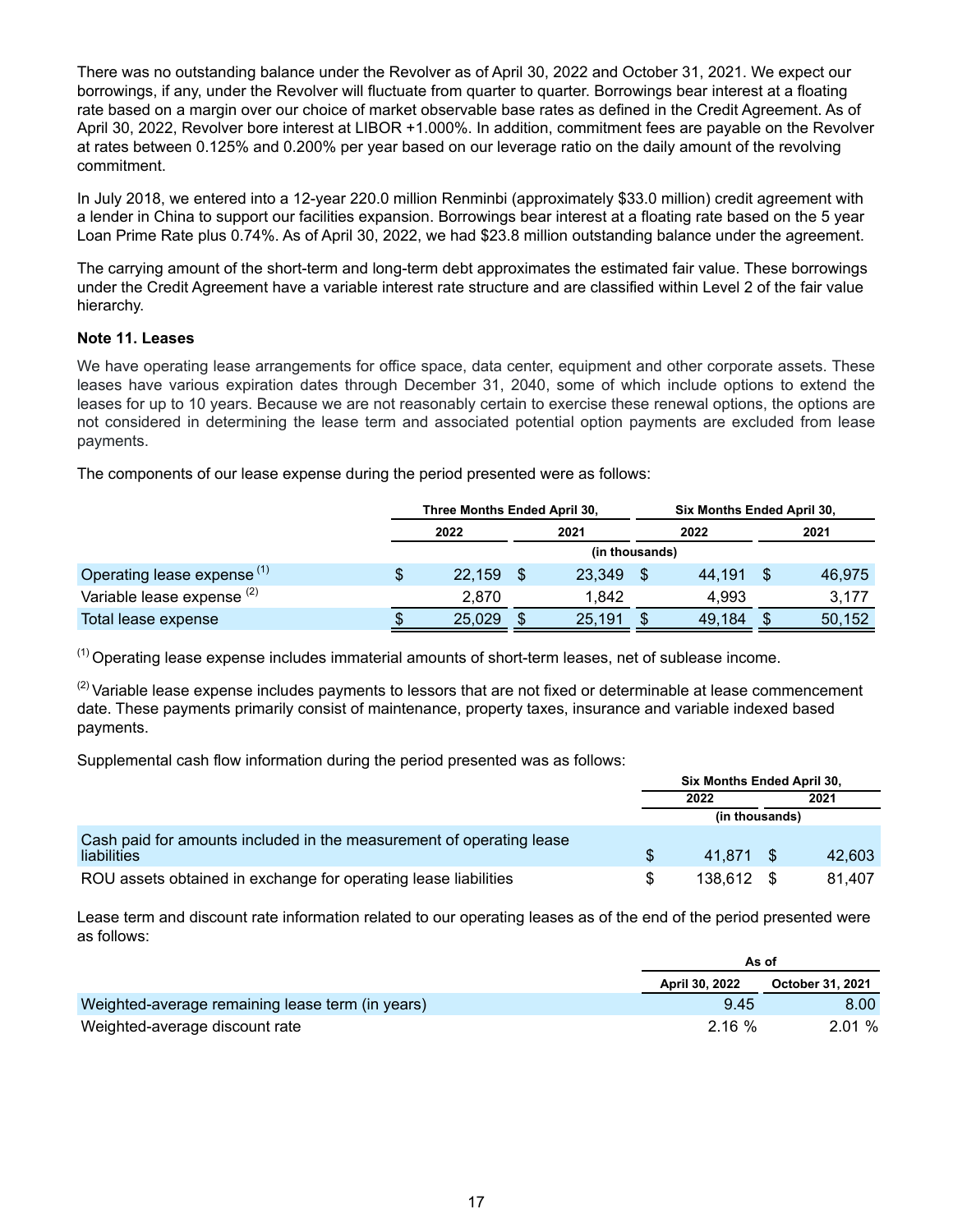There was no outstanding balance under the Revolver as of April 30, 2022 and October 31, 2021. We expect our borrowings, if any, under the Revolver will fluctuate from quarter to quarter. Borrowings bear interest at a floating rate based on a margin over our choice of market observable base rates as defined in the Credit Agreement. As of April 30, 2022, Revolver bore interest at LIBOR +1.000%. In addition, commitment fees are payable on the Revolver at rates between 0.125% and 0.200% per year based on our leverage ratio on the daily amount of the revolving commitment.

In July 2018, we entered into a 12-year 220.0 million Renminbi (approximately $33.0 million) credit agreement with a lender in China to support our facilities expansion. Borrowings bear interest at a floating rate based on the 5 year Loan Prime Rate plus 0.74%. As of April 30, 2022, we had $23.8 million outstanding balance under the agreement.

The carrying amount of the short-term and long-term debt approximates the estimated fair value. These borrowings under the Credit Agreement have a variable interest rate structure and are classified within Level 2 of the fair value hierarchy.

**Note 11. Leases**

We have operating lease arrangements for office space, data center, equipment and other corporate assets. These leases have various expiration dates through December 31, 2040, some of which include options to extend the leases for up to 10 years. Because we are not reasonably certain to exercise these renewal options, the options are not considered in determining the lease term and associated potential option payments are excluded from lease payments.

The components of our lease expense during the period presented were as follows:

| | Three Months Ended April 30, | | Six Months Ended April 30, | |
|---|---|---|---|---|
| | 2022 | 2021 | 2022 | 2021 |
| | (in thousands) | | | |
| Operating lease expense [1] | $ 22,159 | $ 23,349 | $ 44,191 | $ 46,975 |
| Variable lease expense [2] | 2,870 | 1,842 | 4,993 | 3,177 |
| Total lease expense | $ 25,029 | $ 25,191 | $ 49,184 | $ 50,152 |

[1] Operating lease expense includes immaterial amounts of short-term leases, net of sublease income.

[2] Variable lease expense includes payments to lessors that are not fixed or determinable at lease commencement date. These payments primarily consist of maintenance, property taxes, insurance and variable indexed based payments.

Supplemental cash flow information during the period presented was as follows:

| | Six Months Ended April 30, | |
|---|---|---|
| | 2022 | 2021 |
| | (in thousands) | |
| Cash paid for amounts included in the measurement of operating lease liabilities | $ 41,871 | $ 42,603 |
| ROU assets obtained in exchange for operating lease liabilities | $ 138,612 | $ 81,407 |

Lease term and discount rate information related to our operating leases as of the end of the period presented were as follows:

| | As of | |
|---|---|---|
| | April 30, 2022 | October 31, 2021 |
| Weighted-average remaining lease term (in years) | 9.45 | 8.00 |
| Weighted-average discount rate | 2.16 % | 2.01 % |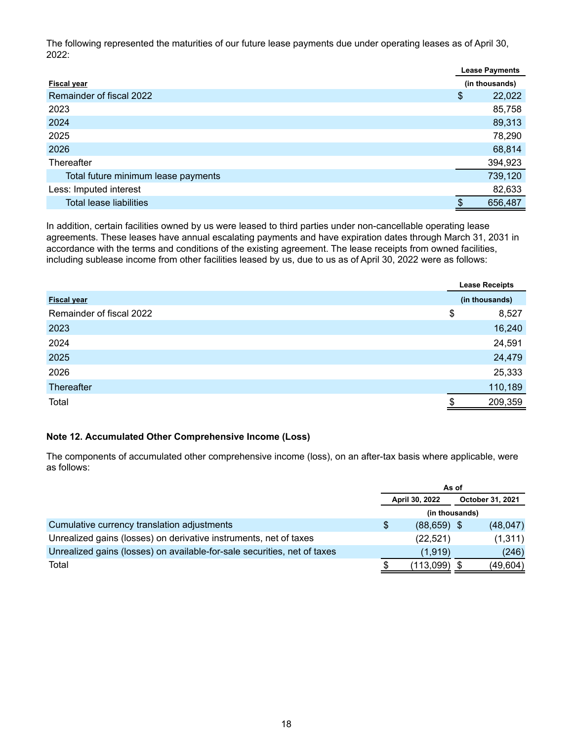The following represented the maturities of our future lease payments due under operating leases as of April 30, 2022:

| Fiscal year | Lease Payments (in thousands) |
|---|---|
| Remainder of fiscal 2022 | $ 22,022 |
| 2023 | 85,758 |
| 2024 | 89,313 |
| 2025 | 78,290 |
| 2026 | 68,814 |
| Thereafter | 394,923 |
| Total future minimum lease payments | 739,120 |
| Less: Imputed interest | 82,633 |
| Total lease liabilities | $ 656,487 |

In addition, certain facilities owned by us were leased to third parties under non-cancellable operating lease agreements. These leases have annual escalating payments and have expiration dates through March 31, 2031 in accordance with the terms and conditions of the existing agreement. The lease receipts from owned facilities, including sublease income from other facilities leased by us, due to us as of April 30, 2022 were as follows:

| Fiscal year | Lease Receipts (in thousands) |
|---|---|
| Remainder of fiscal 2022 | $ 8,527 |
| 2023 | 16,240 |
| 2024 | 24,591 |
| 2025 | 24,479 |
| 2026 | 25,333 |
| Thereafter | 110,189 |
| Total | $ 209,359 |

## Note 12. Accumulated Other Comprehensive Income (Loss)

The components of accumulated other comprehensive income (loss), on an after-tax basis where applicable, were as follows:

| | As of | |
|---|---|---|
| | April 30, 2022 | October 31, 2021 |
| | (in thousands) | |
| Cumulative currency translation adjustments | $ (88,659) | $ (48,047) |
| Unrealized gains (losses) on derivative instruments, net of taxes | (22,521) | (1,311) |
| Unrealized gains (losses) on available-for-sale securities, net of taxes | (1,919) | (246) |
| Total | $ (113,099) | $ (49,604) |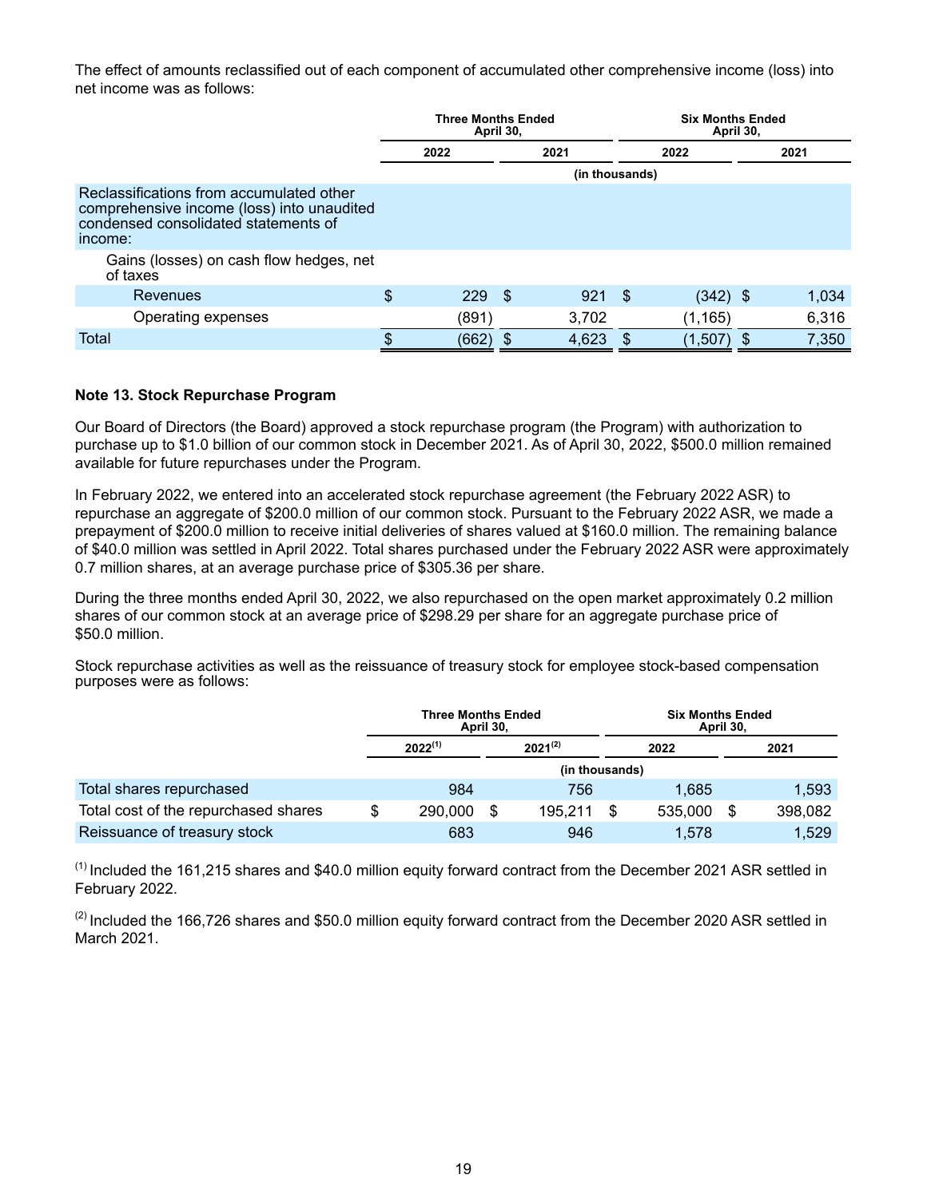The effect of amounts reclassified out of each component of accumulated other comprehensive income (loss) into net income was as follows:

| | Three Months Ended April 30, | | Six Months Ended April 30, | |
|---|---|---|---|---|
| | 2022 | 2021 | 2022 | 2021 |
| | (in thousands) | | | |
| Reclassifications from accumulated other comprehensive income (loss) into unaudited condensed consolidated statements of income: | | | | |
| Gains (losses) on cash flow hedges, net of taxes | | | | |
| Revenues | $ 229 | $ 921 | $ (342) | $ 1,034 |
| Operating expenses | (891) | 3,702 | (1,165) | 6,316 |
| Total | $ (662) | $ 4,623 | $ (1,507) | $ 7,350 |

**Note 13. Stock Repurchase Program**

Our Board of Directors (the Board) approved a stock repurchase program (the Program) with authorization to purchase up to $1.0 billion of our common stock in December 2021. As of April 30, 2022, $500.0 million remained available for future repurchases under the Program.

In February 2022, we entered into an accelerated stock repurchase agreement (the February 2022 ASR) to repurchase an aggregate of $200.0 million of our common stock. Pursuant to the February 2022 ASR, we made a prepayment of $200.0 million to receive initial deliveries of shares valued at $160.0 million. The remaining balance of $40.0 million was settled in April 2022. Total shares purchased under the February 2022 ASR were approximately 0.7 million shares, at an average purchase price of $305.36 per share.

During the three months ended April 30, 2022, we also repurchased on the open market approximately 0.2 million shares of our common stock at an average price of $298.29 per share for an aggregate purchase price of $50.0 million.

Stock repurchase activities as well as the reissuance of treasury stock for employee stock-based compensation purposes were as follows:

| | Three Months Ended April 30, | | Six Months Ended April 30, | |
|---|---|---|---|---|
| | 2022[(1)] | 2021[(2)] | 2022 | 2021 |
| | (in thousands) | | | |
| Total shares repurchased | 984 | 756 | 1,685 | 1,593 |
| Total cost of the repurchased shares | $ 290,000 | $ 195,211 | $ 535,000 | $ 398,082 |
| Reissuance of treasury stock | 683 | 946 | 1,578 | 1,529 |

[(1)] Included the 161,215 shares and $40.0 million equity forward contract from the December 2021 ASR settled in February 2022.

[(2)] Included the 166,726 shares and $50.0 million equity forward contract from the December 2020 ASR settled in March 2021.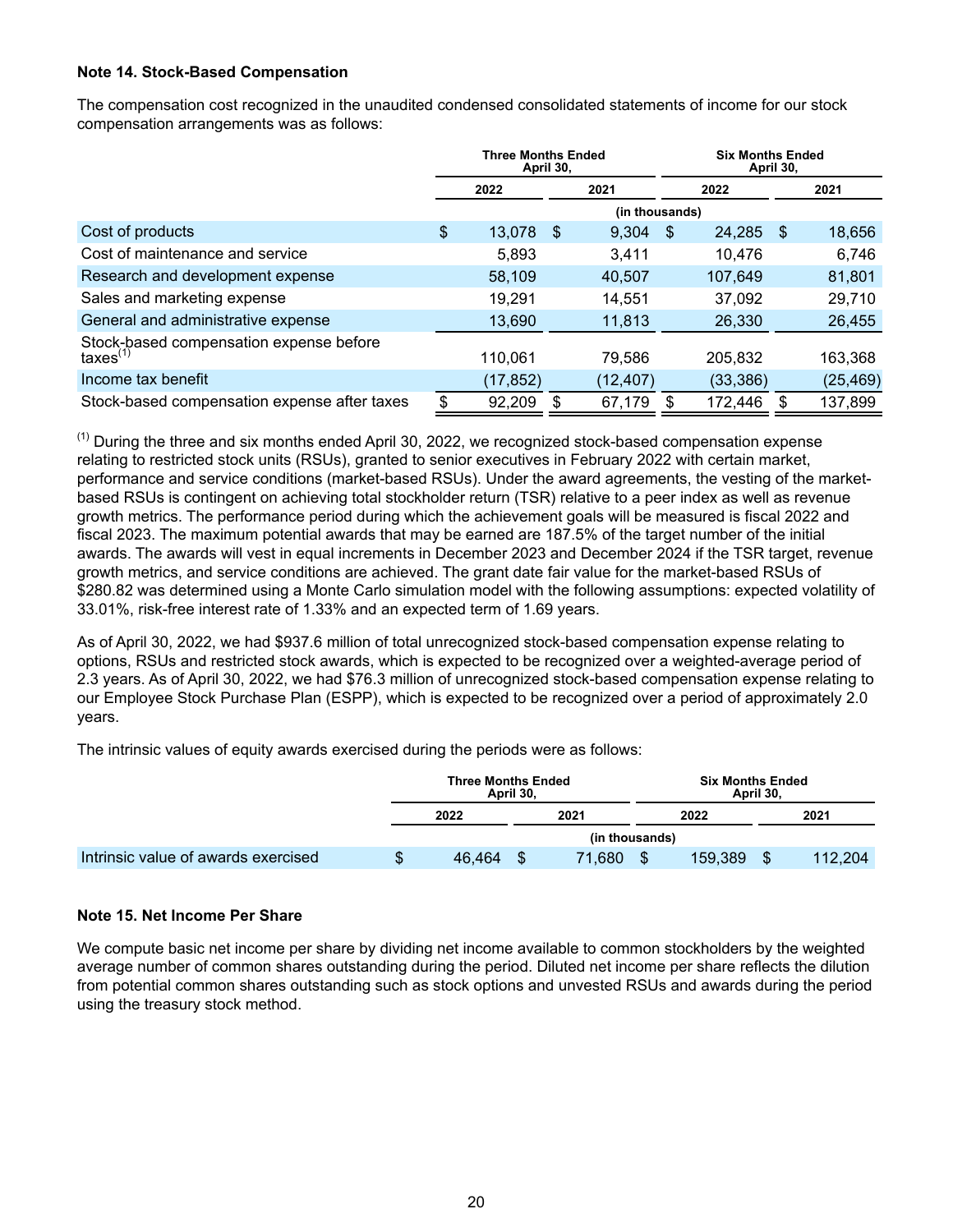### Note 14. Stock-Based Compensation

The compensation cost recognized in the unaudited condensed consolidated statements of income for our stock compensation arrangements was as follows:

| | Three Months Ended April 30, | | Six Months Ended April 30, | |
|---|---|---|---|---|
| | 2022 | 2021 | 2022 | 2021 |
| | (in thousands) | | | |
| Cost of products | $ 13,078 | $ 9,304 | $ 24,285 | $ 18,656 |
| Cost of maintenance and service | 5,893 | 3,411 | 10,476 | 6,746 |
| Research and development expense | 58,109 | 40,507 | 107,649 | 81,801 |
| Sales and marketing expense | 19,291 | 14,551 | 37,092 | 29,710 |
| General and administrative expense | 13,690 | 11,813 | 26,330 | 26,455 |
| Stock-based compensation expense before taxes[(1)] | 110,061 | 79,586 | 205,832 | 163,368 |
| Income tax benefit | (17,852) | (12,407) | (33,386) | (25,469) |
| Stock-based compensation expense after taxes | $ 92,209 | $ 67,179 | $ 172,446 | $ 137,899 |

[(1)] During the three and six months ended April 30, 2022, we recognized stock-based compensation expense relating to restricted stock units (RSUs), granted to senior executives in February 2022 with certain market, performance and service conditions (market-based RSUs). Under the award agreements, the vesting of the market-based RSUs is contingent on achieving total stockholder return (TSR) relative to a peer index as well as revenue growth metrics. The performance period during which the achievement goals will be measured is fiscal 2022 and fiscal 2023. The maximum potential awards that may be earned are 187.5% of the target number of the initial awards. The awards will vest in equal increments in December 2023 and December 2024 if the TSR target, revenue growth metrics, and service conditions are achieved. The grant date fair value for the market-based RSUs of $280.82 was determined using a Monte Carlo simulation model with the following assumptions: expected volatility of 33.01%, risk-free interest rate of 1.33% and an expected term of 1.69 years.

As of April 30, 2022, we had $937.6 million of total unrecognized stock-based compensation expense relating to options, RSUs and restricted stock awards, which is expected to be recognized over a weighted-average period of 2.3 years. As of April 30, 2022, we had $76.3 million of unrecognized stock-based compensation expense relating to our Employee Stock Purchase Plan (ESPP), which is expected to be recognized over a period of approximately 2.0 years.

The intrinsic values of equity awards exercised during the periods were as follows:

| | Three Months Ended April 30, | | Six Months Ended April 30, | |
|---|---|---|---|---|
| | 2022 | 2021 | 2022 | 2021 |
| | (in thousands) | | | |
| Intrinsic value of awards exercised | $ 46,464 | $ 71,680 | $ 159,389 | $ 112,204 |

### Note 15. Net Income Per Share

We compute basic net income per share by dividing net income available to common stockholders by the weighted average number of common shares outstanding during the period. Diluted net income per share reflects the dilution from potential common shares outstanding such as stock options and unvested RSUs and awards during the period using the treasury stock method.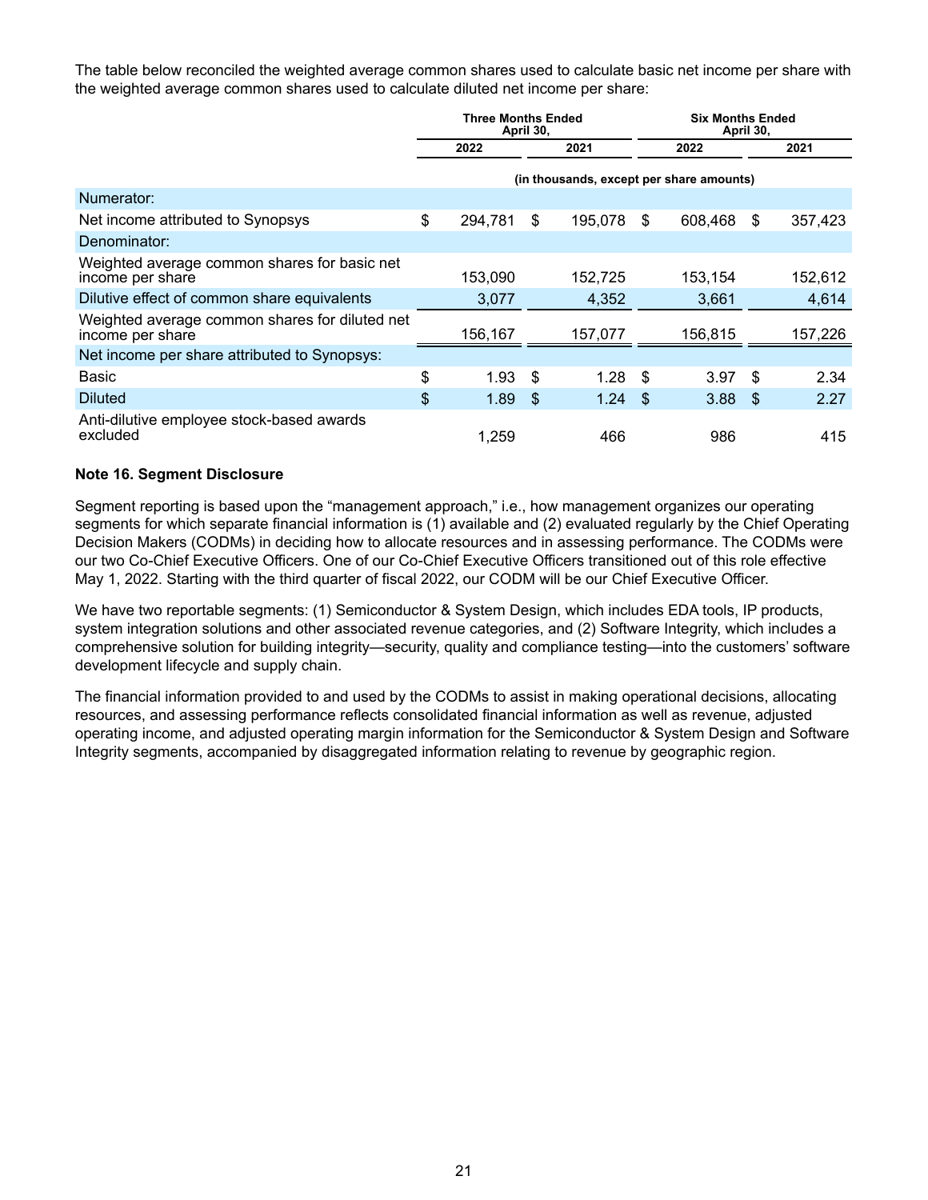The table below reconciled the weighted average common shares used to calculate basic net income per share with the weighted average common shares used to calculate diluted net income per share:

| | Three Months Ended April 30, | | Six Months Ended April 30, | |
|---|---|---|---|---|
| | 2022 | 2021 | 2022 | 2021 |
| | (in thousands, except per share amounts) | | | |
| Numerator: | | | | |
| Net income attributed to Synopsys | $ 294,781 | $ 195,078 | $ 608,468 | $ 357,423 |
| Denominator: | | | | |
| Weighted average common shares for basic net income per share | 153,090 | 152,725 | 153,154 | 152,612 |
| Dilutive effect of common share equivalents | 3,077 | 4,352 | 3,661 | 4,614 |
| Weighted average common shares for diluted net income per share | 156,167 | 157,077 | 156,815 | 157,226 |
| Net income per share attributed to Synopsys: | | | | |
| Basic | $ 1.93 | $ 1.28 | $ 3.97 | $ 2.34 |
| Diluted | $ 1.89 | $ 1.24 | $ 3.88 | $ 2.27 |
| Anti-dilutive employee stock-based awards excluded | 1,259 | 466 | 986 | 415 |

**Note 16. Segment Disclosure**

Segment reporting is based upon the "management approach," i.e., how management organizes our operating segments for which separate financial information is (1) available and (2) evaluated regularly by the Chief Operating Decision Makers (CODMs) in deciding how to allocate resources and in assessing performance. The CODMs were our two Co-Chief Executive Officers. One of our Co-Chief Executive Officers transitioned out of this role effective May 1, 2022. Starting with the third quarter of fiscal 2022, our CODM will be our Chief Executive Officer.

We have two reportable segments: (1) Semiconductor & System Design, which includes EDA tools, IP products, system integration solutions and other associated revenue categories, and (2) Software Integrity, which includes a comprehensive solution for building integrity—security, quality and compliance testing—into the customers' software development lifecycle and supply chain.

The financial information provided to and used by the CODMs to assist in making operational decisions, allocating resources, and assessing performance reflects consolidated financial information as well as revenue, adjusted operating income, and adjusted operating margin information for the Semiconductor & System Design and Software Integrity segments, accompanied by disaggregated information relating to revenue by geographic region.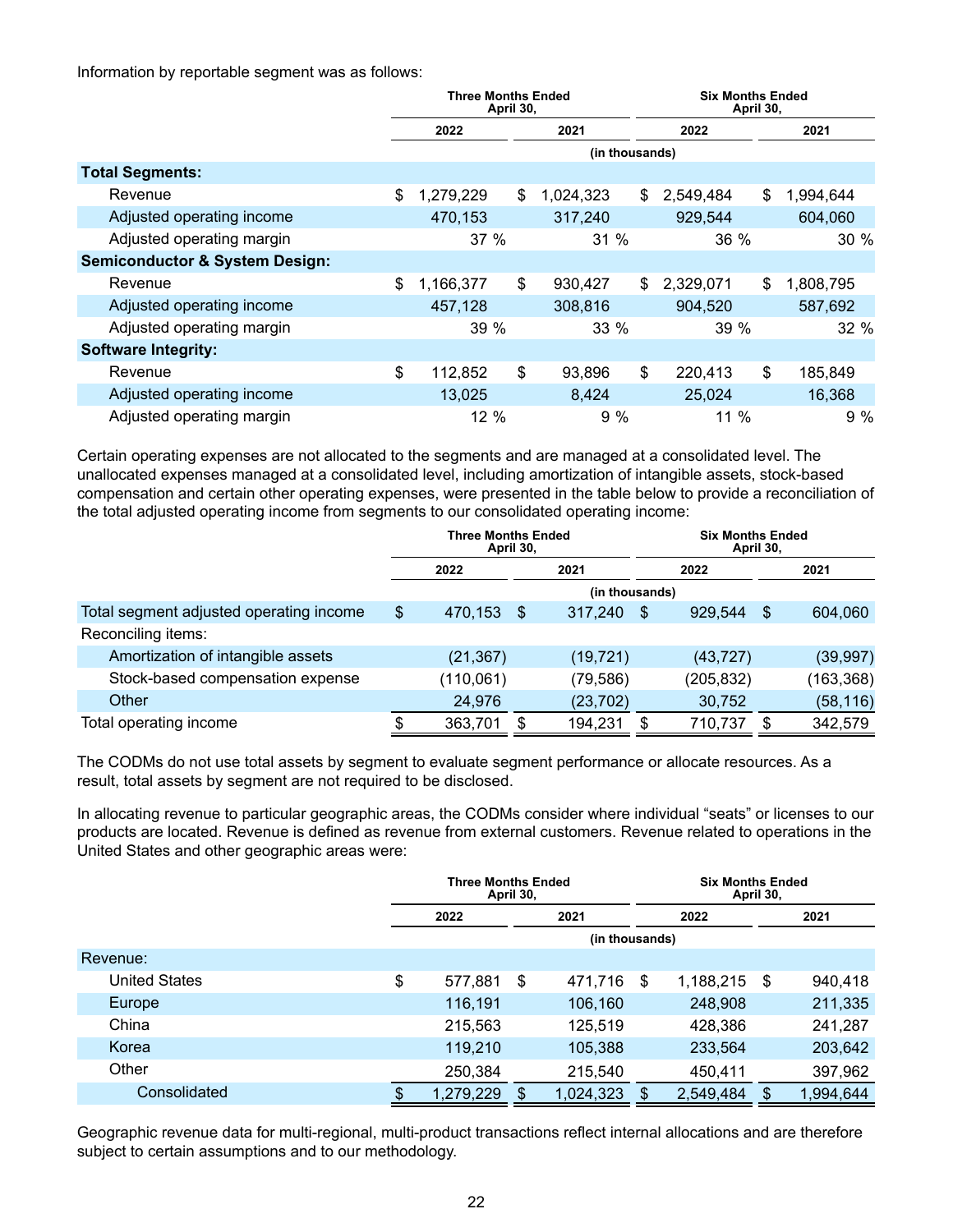Information by reportable segment was as follows:

| | Three Months Ended April 30, | | Six Months Ended April 30, | |
|---|---|---|---|---|
| | 2022 | 2021 | 2022 | 2021 |
| | (in thousands) | | | |
| **Total Segments:** | | | | |
| Revenue | $ 1,279,229 | $ 1,024,323 | $ 2,549,484 | $ 1,994,644 |
| Adjusted operating income | 470,153 | 317,240 | 929,544 | 604,060 |
| Adjusted operating margin | 37 % | 31 % | 36 % | 30 % |
| **Semiconductor & System Design:** | | | | |
| Revenue | $ 1,166,377 | $ 930,427 | $ 2,329,071 | $ 1,808,795 |
| Adjusted operating income | 457,128 | 308,816 | 904,520 | 587,692 |
| Adjusted operating margin | 39 % | 33 % | 39 % | 32 % |
| **Software Integrity:** | | | | |
| Revenue | $ 112,852 | $ 93,896 | $ 220,413 | $ 185,849 |
| Adjusted operating income | 13,025 | 8,424 | 25,024 | 16,368 |
| Adjusted operating margin | 12 % | 9 % | 11 % | 9 % |

Certain operating expenses are not allocated to the segments and are managed at a consolidated level. The unallocated expenses managed at a consolidated level, including amortization of intangible assets, stock-based compensation and certain other operating expenses, were presented in the table below to provide a reconciliation of the total adjusted operating income from segments to our consolidated operating income:

| | Three Months Ended April 30, | | Six Months Ended April 30, | |
|---|---|---|---|---|
| | 2022 | 2021 | 2022 | 2021 |
| | (in thousands) | | | |
| Total segment adjusted operating income | $ 470,153 | $ 317,240 | $ 929,544 | $ 604,060 |
| Reconciling items: | | | | |
| Amortization of intangible assets | (21,367) | (19,721) | (43,727) | (39,997) |
| Stock-based compensation expense | (110,061) | (79,586) | (205,832) | (163,368) |
| Other | 24,976 | (23,702) | 30,752 | (58,116) |
| Total operating income | $ 363,701 | $ 194,231 | $ 710,737 | $ 342,579 |

The CODMs do not use total assets by segment to evaluate segment performance or allocate resources. As a result, total assets by segment are not required to be disclosed.

In allocating revenue to particular geographic areas, the CODMs consider where individual "seats" or licenses to our products are located. Revenue is defined as revenue from external customers. Revenue related to operations in the United States and other geographic areas were:

| | Three Months Ended April 30, | | Six Months Ended April 30, | |
|---|---|---|---|---|
| | 2022 | 2021 | 2022 | 2021 |
| | (in thousands) | | | |
| Revenue: | | | | |
| United States | $ 577,881 | $ 471,716 | $ 1,188,215 | $ 940,418 |
| Europe | 116,191 | 106,160 | 248,908 | 211,335 |
| China | 215,563 | 125,519 | 428,386 | 241,287 |
| Korea | 119,210 | 105,388 | 233,564 | 203,642 |
| Other | 250,384 | 215,540 | 450,411 | 397,962 |
| Consolidated | $ 1,279,229 | $ 1,024,323 | $ 2,549,484 | $ 1,994,644 |

Geographic revenue data for multi-regional, multi-product transactions reflect internal allocations and are therefore subject to certain assumptions and to our methodology.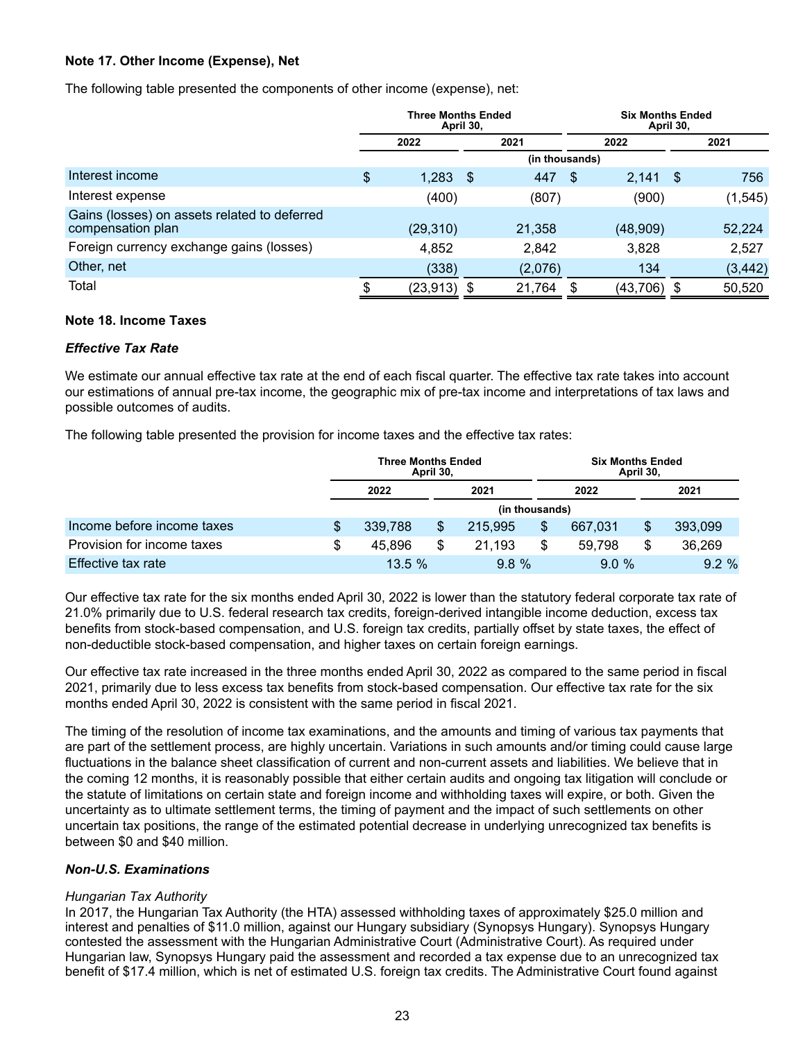### Note 17. Other Income (Expense), Net

The following table presented the components of other income (expense), net:

| | Three Months Ended April 30, | | Six Months Ended April 30, | |
|---|---|---|---|---|
| | 2022 | 2021 | 2022 | 2021 |
| | (in thousands) | | | |
| Interest income | $ 1,283 | $ 447 | $ 2,141 | $ 756 |
| Interest expense | (400) | (807) | (900) | (1,545) |
| Gains (losses) on assets related to deferred compensation plan | (29,310) | 21,358 | (48,909) | 52,224 |
| Foreign currency exchange gains (losses) | 4,852 | 2,842 | 3,828 | 2,527 |
| Other, net | (338) | (2,076) | 134 | (3,442) |
| Total | $ (23,913) | $ 21,764 | $ (43,706) | $ 50,520 |

### Note 18. Income Taxes

#### *Effective Tax Rate*

We estimate our annual effective tax rate at the end of each fiscal quarter. The effective tax rate takes into account our estimations of annual pre-tax income, the geographic mix of pre-tax income and interpretations of tax laws and possible outcomes of audits.

The following table presented the provision for income taxes and the effective tax rates:

| | Three Months Ended April 30, | | Six Months Ended April 30, | |
|---|---|---|---|---|
| | 2022 | 2021 | 2022 | 2021 |
| | (in thousands) | | | |
| Income before income taxes | $ 339,788 | $ 215,995 | $ 667,031 | $ 393,099 |
| Provision for income taxes | $ 45,896 | $ 21,193 | $ 59,798 | $ 36,269 |
| Effective tax rate | 13.5 % | 9.8 % | 9.0 % | 9.2 % |

Our effective tax rate for the six months ended April 30, 2022 is lower than the statutory federal corporate tax rate of 21.0% primarily due to U.S. federal research tax credits, foreign-derived intangible income deduction, excess tax benefits from stock-based compensation, and U.S. foreign tax credits, partially offset by state taxes, the effect of non-deductible stock-based compensation, and higher taxes on certain foreign earnings.

Our effective tax rate increased in the three months ended April 30, 2022 as compared to the same period in fiscal 2021, primarily due to less excess tax benefits from stock-based compensation. Our effective tax rate for the six months ended April 30, 2022 is consistent with the same period in fiscal 2021.

The timing of the resolution of income tax examinations, and the amounts and timing of various tax payments that are part of the settlement process, are highly uncertain. Variations in such amounts and/or timing could cause large fluctuations in the balance sheet classification of current and non-current assets and liabilities. We believe that in the coming 12 months, it is reasonably possible that either certain audits and ongoing tax litigation will conclude or the statute of limitations on certain state and foreign income and withholding taxes will expire, or both. Given the uncertainty as to ultimate settlement terms, the timing of payment and the impact of such settlements on other uncertain tax positions, the range of the estimated potential decrease in underlying unrecognized tax benefits is between $0 and $40 million.

#### *Non-U.S. Examinations*

*Hungarian Tax Authority*

In 2017, the Hungarian Tax Authority (the HTA) assessed withholding taxes of approximately $25.0 million and interest and penalties of $11.0 million, against our Hungary subsidiary (Synopsys Hungary). Synopsys Hungary contested the assessment with the Hungarian Administrative Court (Administrative Court). As required under Hungarian law, Synopsys Hungary paid the assessment and recorded a tax expense due to an unrecognized tax benefit of $17.4 million, which is net of estimated U.S. foreign tax credits. The Administrative Court found against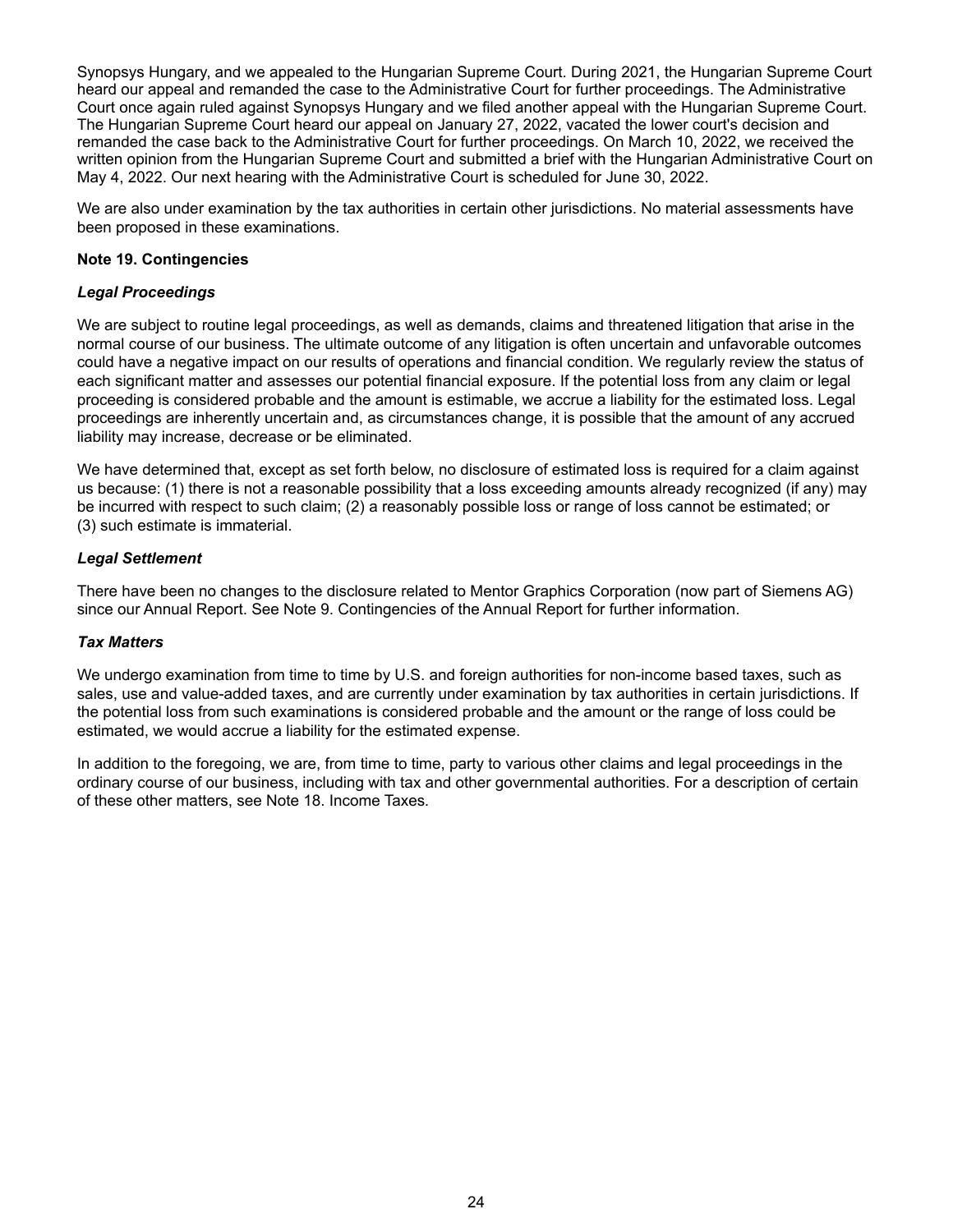Synopsys Hungary, and we appealed to the Hungarian Supreme Court. During 2021, the Hungarian Supreme Court heard our appeal and remanded the case to the Administrative Court for further proceedings. The Administrative Court once again ruled against Synopsys Hungary and we filed another appeal with the Hungarian Supreme Court. The Hungarian Supreme Court heard our appeal on January 27, 2022, vacated the lower court's decision and remanded the case back to the Administrative Court for further proceedings. On March 10, 2022, we received the written opinion from the Hungarian Supreme Court and submitted a brief with the Hungarian Administrative Court on May 4, 2022. Our next hearing with the Administrative Court is scheduled for June 30, 2022.

We are also under examination by the tax authorities in certain other jurisdictions. No material assessments have been proposed in these examinations.

**Note 19. Contingencies**

***Legal Proceedings***

We are subject to routine legal proceedings, as well as demands, claims and threatened litigation that arise in the normal course of our business. The ultimate outcome of any litigation is often uncertain and unfavorable outcomes could have a negative impact on our results of operations and financial condition. We regularly review the status of each significant matter and assesses our potential financial exposure. If the potential loss from any claim or legal proceeding is considered probable and the amount is estimable, we accrue a liability for the estimated loss. Legal proceedings are inherently uncertain and, as circumstances change, it is possible that the amount of any accrued liability may increase, decrease or be eliminated.

We have determined that, except as set forth below, no disclosure of estimated loss is required for a claim against us because: (1) there is not a reasonable possibility that a loss exceeding amounts already recognized (if any) may be incurred with respect to such claim; (2) a reasonably possible loss or range of loss cannot be estimated; or (3) such estimate is immaterial.

***Legal Settlement***

There have been no changes to the disclosure related to Mentor Graphics Corporation (now part of Siemens AG) since our Annual Report. See Note 9. Contingencies of the Annual Report for further information.

***Tax Matters***

We undergo examination from time to time by U.S. and foreign authorities for non-income based taxes, such as sales, use and value-added taxes, and are currently under examination by tax authorities in certain jurisdictions. If the potential loss from such examinations is considered probable and the amount or the range of loss could be estimated, we would accrue a liability for the estimated expense.

In addition to the foregoing, we are, from time to time, party to various other claims and legal proceedings in the ordinary course of our business, including with tax and other governmental authorities. For a description of certain of these other matters, see Note 18. Income Taxes*.*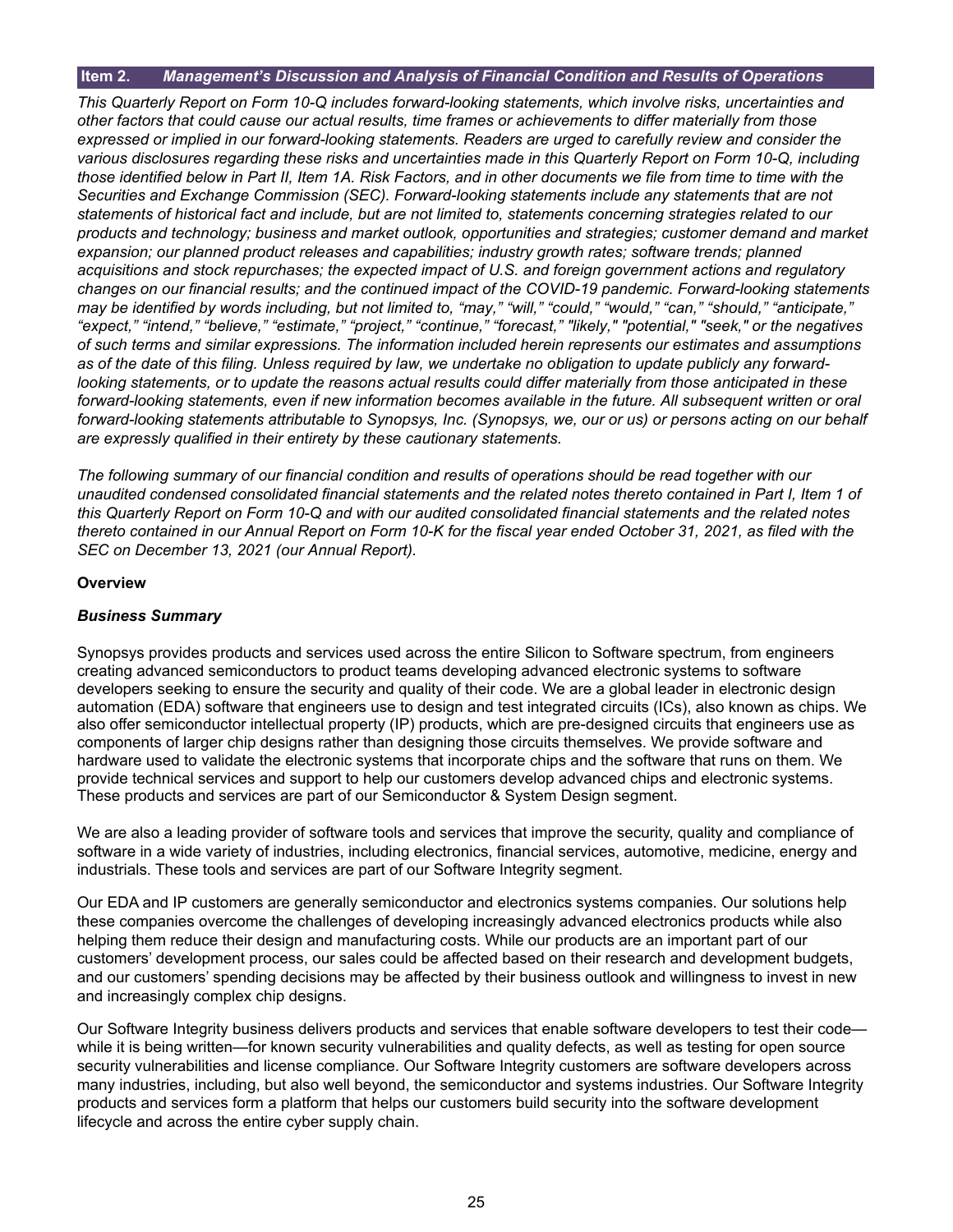## Item 2. *Management's Discussion and Analysis of Financial Condition and Results of Operations*

*This Quarterly Report on Form 10-Q includes forward-looking statements, which involve risks, uncertainties and other factors that could cause our actual results, time frames or achievements to differ materially from those expressed or implied in our forward-looking statements. Readers are urged to carefully review and consider the various disclosures regarding these risks and uncertainties made in this Quarterly Report on Form 10-Q, including those identified below in Part II, Item 1A. Risk Factors, and in other documents we file from time to time with the Securities and Exchange Commission (SEC). Forward-looking statements include any statements that are not statements of historical fact and include, but are not limited to, statements concerning strategies related to our products and technology; business and market outlook, opportunities and strategies; customer demand and market expansion; our planned product releases and capabilities; industry growth rates; software trends; planned acquisitions and stock repurchases; the expected impact of U.S. and foreign government actions and regulatory changes on our financial results; and the continued impact of the COVID-19 pandemic. Forward-looking statements may be identified by words including, but not limited to, "may," "will," "could," "would," "can," "should," "anticipate," "expect," "intend," "believe," "estimate," "project," "continue," "forecast," "likely," "potential," "seek," or the negatives of such terms and similar expressions. The information included herein represents our estimates and assumptions as of the date of this filing. Unless required by law, we undertake no obligation to update publicly any forward-looking statements, or to update the reasons actual results could differ materially from those anticipated in these forward-looking statements, even if new information becomes available in the future. All subsequent written or oral forward-looking statements attributable to Synopsys, Inc. (Synopsys, we, our or us) or persons acting on our behalf are expressly qualified in their entirety by these cautionary statements.*

*The following summary of our financial condition and results of operations should be read together with our unaudited condensed consolidated financial statements and the related notes thereto contained in Part I, Item 1 of this Quarterly Report on Form 10-Q and with our audited consolidated financial statements and the related notes thereto contained in our Annual Report on Form 10-K for the fiscal year ended October 31, 2021, as filed with the SEC on December 13, 2021 (our Annual Report).*

### Overview

#### *Business Summary*

Synopsys provides products and services used across the entire Silicon to Software spectrum, from engineers creating advanced semiconductors to product teams developing advanced electronic systems to software developers seeking to ensure the security and quality of their code. We are a global leader in electronic design automation (EDA) software that engineers use to design and test integrated circuits (ICs), also known as chips. We also offer semiconductor intellectual property (IP) products, which are pre-designed circuits that engineers use as components of larger chip designs rather than designing those circuits themselves. We provide software and hardware used to validate the electronic systems that incorporate chips and the software that runs on them. We provide technical services and support to help our customers develop advanced chips and electronic systems. These products and services are part of our Semiconductor & System Design segment.

We are also a leading provider of software tools and services that improve the security, quality and compliance of software in a wide variety of industries, including electronics, financial services, automotive, medicine, energy and industrials. These tools and services are part of our Software Integrity segment.

Our EDA and IP customers are generally semiconductor and electronics systems companies. Our solutions help these companies overcome the challenges of developing increasingly advanced electronics products while also helping them reduce their design and manufacturing costs. While our products are an important part of our customers' development process, our sales could be affected based on their research and development budgets, and our customers' spending decisions may be affected by their business outlook and willingness to invest in new and increasingly complex chip designs.

Our Software Integrity business delivers products and services that enable software developers to test their code—while it is being written—for known security vulnerabilities and quality defects, as well as testing for open source security vulnerabilities and license compliance. Our Software Integrity customers are software developers across many industries, including, but also well beyond, the semiconductor and systems industries. Our Software Integrity products and services form a platform that helps our customers build security into the software development lifecycle and across the entire cyber supply chain.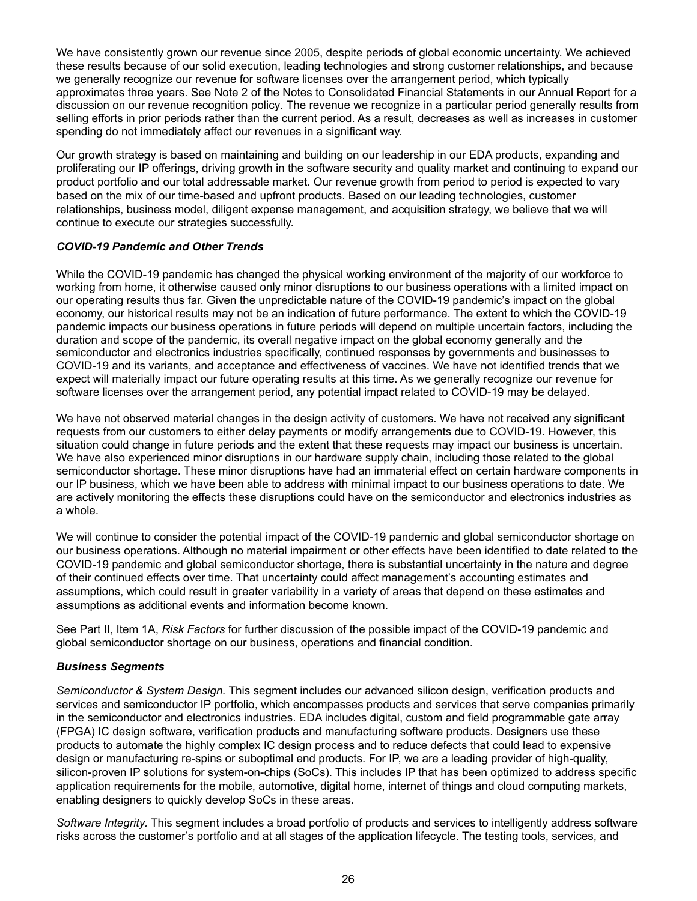We have consistently grown our revenue since 2005, despite periods of global economic uncertainty. We achieved these results because of our solid execution, leading technologies and strong customer relationships, and because we generally recognize our revenue for software licenses over the arrangement period, which typically approximates three years. See Note 2 of the Notes to Consolidated Financial Statements in our Annual Report for a discussion on our revenue recognition policy. The revenue we recognize in a particular period generally results from selling efforts in prior periods rather than the current period. As a result, decreases as well as increases in customer spending do not immediately affect our revenues in a significant way.

Our growth strategy is based on maintaining and building on our leadership in our EDA products, expanding and proliferating our IP offerings, driving growth in the software security and quality market and continuing to expand our product portfolio and our total addressable market. Our revenue growth from period to period is expected to vary based on the mix of our time-based and upfront products. Based on our leading technologies, customer relationships, business model, diligent expense management, and acquisition strategy, we believe that we will continue to execute our strategies successfully.

### *COVID-19 Pandemic and Other Trends*

While the COVID-19 pandemic has changed the physical working environment of the majority of our workforce to working from home, it otherwise caused only minor disruptions to our business operations with a limited impact on our operating results thus far. Given the unpredictable nature of the COVID-19 pandemic's impact on the global economy, our historical results may not be an indication of future performance. The extent to which the COVID-19 pandemic impacts our business operations in future periods will depend on multiple uncertain factors, including the duration and scope of the pandemic, its overall negative impact on the global economy generally and the semiconductor and electronics industries specifically, continued responses by governments and businesses to COVID-19 and its variants, and acceptance and effectiveness of vaccines. We have not identified trends that we expect will materially impact our future operating results at this time. As we generally recognize our revenue for software licenses over the arrangement period, any potential impact related to COVID-19 may be delayed.

We have not observed material changes in the design activity of customers. We have not received any significant requests from our customers to either delay payments or modify arrangements due to COVID-19. However, this situation could change in future periods and the extent that these requests may impact our business is uncertain. We have also experienced minor disruptions in our hardware supply chain, including those related to the global semiconductor shortage. These minor disruptions have had an immaterial effect on certain hardware components in our IP business, which we have been able to address with minimal impact to our business operations to date. We are actively monitoring the effects these disruptions could have on the semiconductor and electronics industries as a whole.

We will continue to consider the potential impact of the COVID-19 pandemic and global semiconductor shortage on our business operations. Although no material impairment or other effects have been identified to date related to the COVID-19 pandemic and global semiconductor shortage, there is substantial uncertainty in the nature and degree of their continued effects over time. That uncertainty could affect management's accounting estimates and assumptions, which could result in greater variability in a variety of areas that depend on these estimates and assumptions as additional events and information become known.

See Part II, Item 1A, *Risk Factors* for further discussion of the possible impact of the COVID-19 pandemic and global semiconductor shortage on our business, operations and financial condition.

### *Business Segments*

*Semiconductor & System Design.* This segment includes our advanced silicon design, verification products and services and semiconductor IP portfolio, which encompasses products and services that serve companies primarily in the semiconductor and electronics industries. EDA includes digital, custom and field programmable gate array (FPGA) IC design software, verification products and manufacturing software products. Designers use these products to automate the highly complex IC design process and to reduce defects that could lead to expensive design or manufacturing re-spins or suboptimal end products. For IP, we are a leading provider of high-quality, silicon-proven IP solutions for system-on-chips (SoCs). This includes IP that has been optimized to address specific application requirements for the mobile, automotive, digital home, internet of things and cloud computing markets, enabling designers to quickly develop SoCs in these areas.

*Software Integrity.* This segment includes a broad portfolio of products and services to intelligently address software risks across the customer's portfolio and at all stages of the application lifecycle. The testing tools, services, and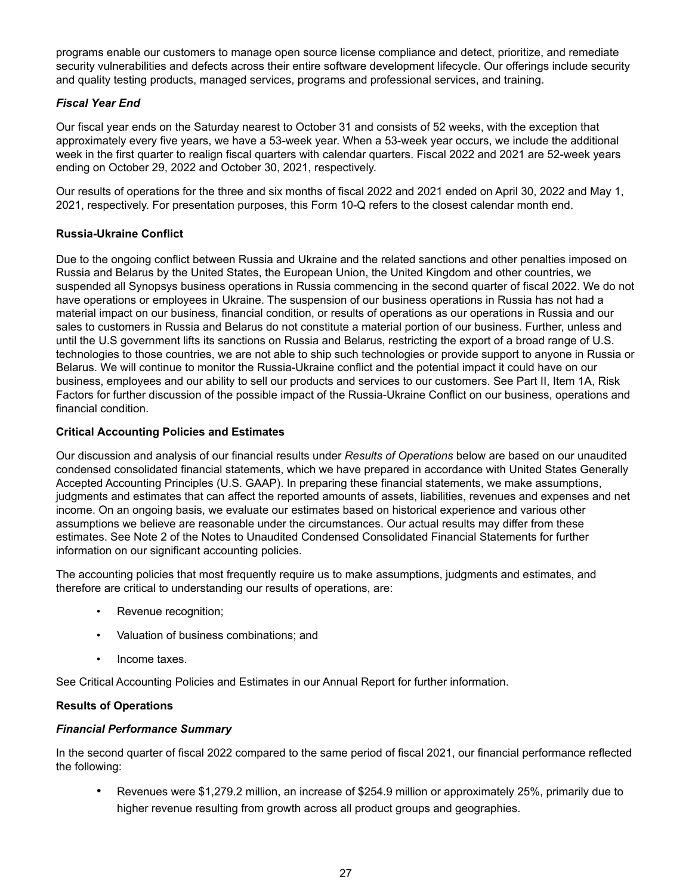programs enable our customers to manage open source license compliance and detect, prioritize, and remediate security vulnerabilities and defects across their entire software development lifecycle. Our offerings include security and quality testing products, managed services, programs and professional services, and training.

### *Fiscal Year End*

Our fiscal year ends on the Saturday nearest to October 31 and consists of 52 weeks, with the exception that approximately every five years, we have a 53-week year. When a 53-week year occurs, we include the additional week in the first quarter to realign fiscal quarters with calendar quarters. Fiscal 2022 and 2021 are 52-week years ending on October 29, 2022 and October 30, 2021, respectively.

Our results of operations for the three and six months of fiscal 2022 and 2021 ended on April 30, 2022 and May 1, 2021, respectively. For presentation purposes, this Form 10-Q refers to the closest calendar month end.

## Russia-Ukraine Conflict

Due to the ongoing conflict between Russia and Ukraine and the related sanctions and other penalties imposed on Russia and Belarus by the United States, the European Union, the United Kingdom and other countries, we suspended all Synopsys business operations in Russia commencing in the second quarter of fiscal 2022. We do not have operations or employees in Ukraine. The suspension of our business operations in Russia has not had a material impact on our business, financial condition, or results of operations as our operations in Russia and our sales to customers in Russia and Belarus do not constitute a material portion of our business. Further, unless and until the U.S government lifts its sanctions on Russia and Belarus, restricting the export of a broad range of U.S. technologies to those countries, we are not able to ship such technologies or provide support to anyone in Russia or Belarus. We will continue to monitor the Russia-Ukraine conflict and the potential impact it could have on our business, employees and our ability to sell our products and services to our customers. See Part II, Item 1A, Risk Factors for further discussion of the possible impact of the Russia-Ukraine Conflict on our business, operations and financial condition.

## Critical Accounting Policies and Estimates

Our discussion and analysis of our financial results under *Results of Operations* below are based on our unaudited condensed consolidated financial statements, which we have prepared in accordance with United States Generally Accepted Accounting Principles (U.S. GAAP). In preparing these financial statements, we make assumptions, judgments and estimates that can affect the reported amounts of assets, liabilities, revenues and expenses and net income. On an ongoing basis, we evaluate our estimates based on historical experience and various other assumptions we believe are reasonable under the circumstances. Our actual results may differ from these estimates. See Note 2 of the Notes to Unaudited Condensed Consolidated Financial Statements for further information on our significant accounting policies.

The accounting policies that most frequently require us to make assumptions, judgments and estimates, and therefore are critical to understanding our results of operations, are:

- Revenue recognition;
- Valuation of business combinations; and
- Income taxes.

See Critical Accounting Policies and Estimates in our Annual Report for further information.

## Results of Operations

### *Financial Performance Summary*

In the second quarter of fiscal 2022 compared to the same period of fiscal 2021, our financial performance reflected the following:

- Revenues were $1,279.2 million, an increase of $254.9 million or approximately 25%, primarily due to higher revenue resulting from growth across all product groups and geographies.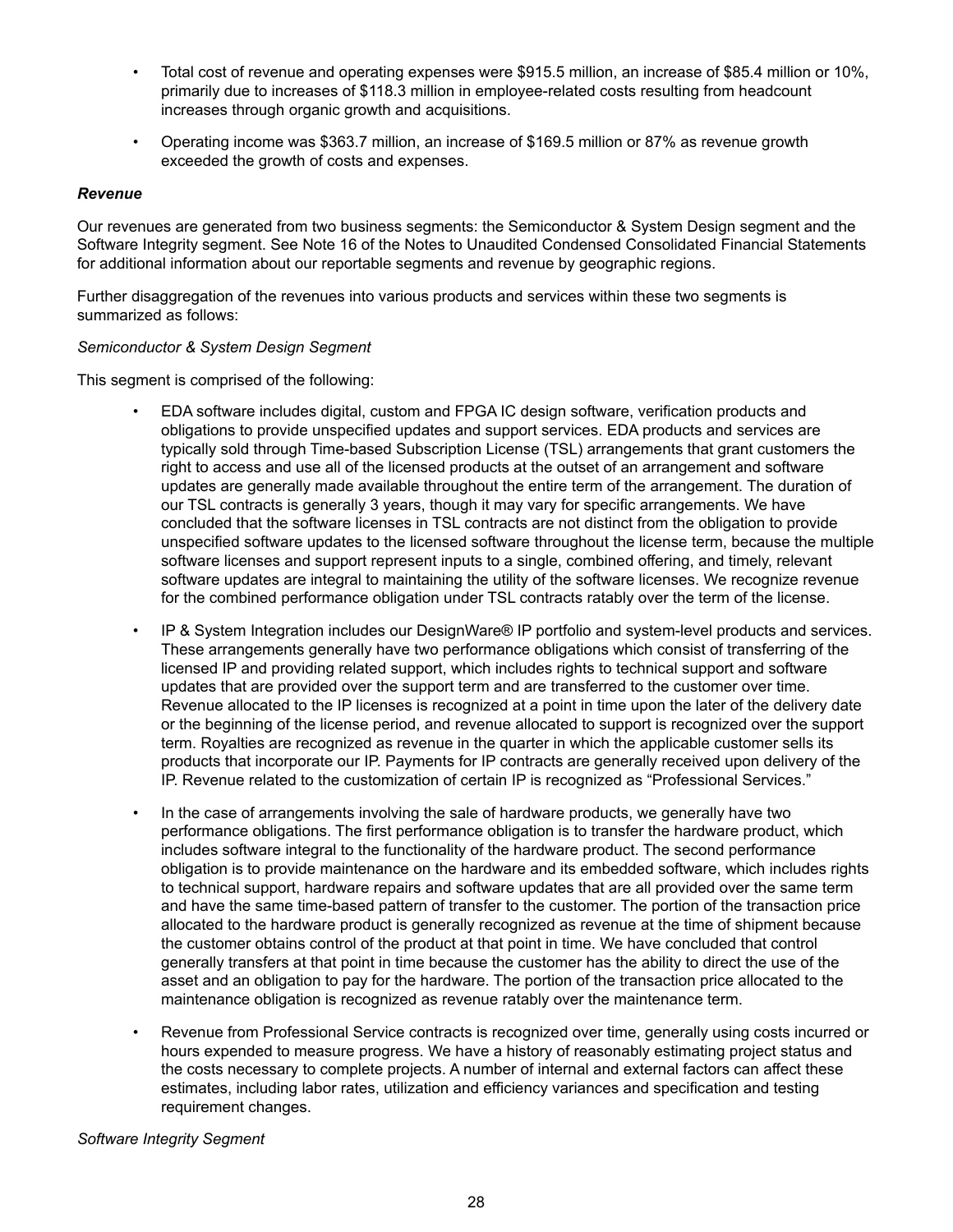- Total cost of revenue and operating expenses were $915.5 million, an increase of $85.4 million or 10%, primarily due to increases of $118.3 million in employee-related costs resulting from headcount increases through organic growth and acquisitions.
- Operating income was $363.7 million, an increase of $169.5 million or 87% as revenue growth exceeded the growth of costs and expenses.

***Revenue***

Our revenues are generated from two business segments: the Semiconductor & System Design segment and the Software Integrity segment. See Note 16 of the Notes to Unaudited Condensed Consolidated Financial Statements for additional information about our reportable segments and revenue by geographic regions.

Further disaggregation of the revenues into various products and services within these two segments is summarized as follows:

*Semiconductor & System Design Segment*

This segment is comprised of the following:

- EDA software includes digital, custom and FPGA IC design software, verification products and obligations to provide unspecified updates and support services. EDA products and services are typically sold through Time-based Subscription License (TSL) arrangements that grant customers the right to access and use all of the licensed products at the outset of an arrangement and software updates are generally made available throughout the entire term of the arrangement. The duration of our TSL contracts is generally 3 years, though it may vary for specific arrangements. We have concluded that the software licenses in TSL contracts are not distinct from the obligation to provide unspecified software updates to the licensed software throughout the license term, because the multiple software licenses and support represent inputs to a single, combined offering, and timely, relevant software updates are integral to maintaining the utility of the software licenses. We recognize revenue for the combined performance obligation under TSL contracts ratably over the term of the license.
- IP & System Integration includes our DesignWare® IP portfolio and system-level products and services. These arrangements generally have two performance obligations which consist of transferring of the licensed IP and providing related support, which includes rights to technical support and software updates that are provided over the support term and are transferred to the customer over time. Revenue allocated to the IP licenses is recognized at a point in time upon the later of the delivery date or the beginning of the license period, and revenue allocated to support is recognized over the support term. Royalties are recognized as revenue in the quarter in which the applicable customer sells its products that incorporate our IP. Payments for IP contracts are generally received upon delivery of the IP. Revenue related to the customization of certain IP is recognized as "Professional Services."
- In the case of arrangements involving the sale of hardware products, we generally have two performance obligations. The first performance obligation is to transfer the hardware product, which includes software integral to the functionality of the hardware product. The second performance obligation is to provide maintenance on the hardware and its embedded software, which includes rights to technical support, hardware repairs and software updates that are all provided over the same term and have the same time-based pattern of transfer to the customer. The portion of the transaction price allocated to the hardware product is generally recognized as revenue at the time of shipment because the customer obtains control of the product at that point in time. We have concluded that control generally transfers at that point in time because the customer has the ability to direct the use of the asset and an obligation to pay for the hardware. The portion of the transaction price allocated to the maintenance obligation is recognized as revenue ratably over the maintenance term.
- Revenue from Professional Service contracts is recognized over time, generally using costs incurred or hours expended to measure progress. We have a history of reasonably estimating project status and the costs necessary to complete projects. A number of internal and external factors can affect these estimates, including labor rates, utilization and efficiency variances and specification and testing requirement changes.

*Software Integrity Segment*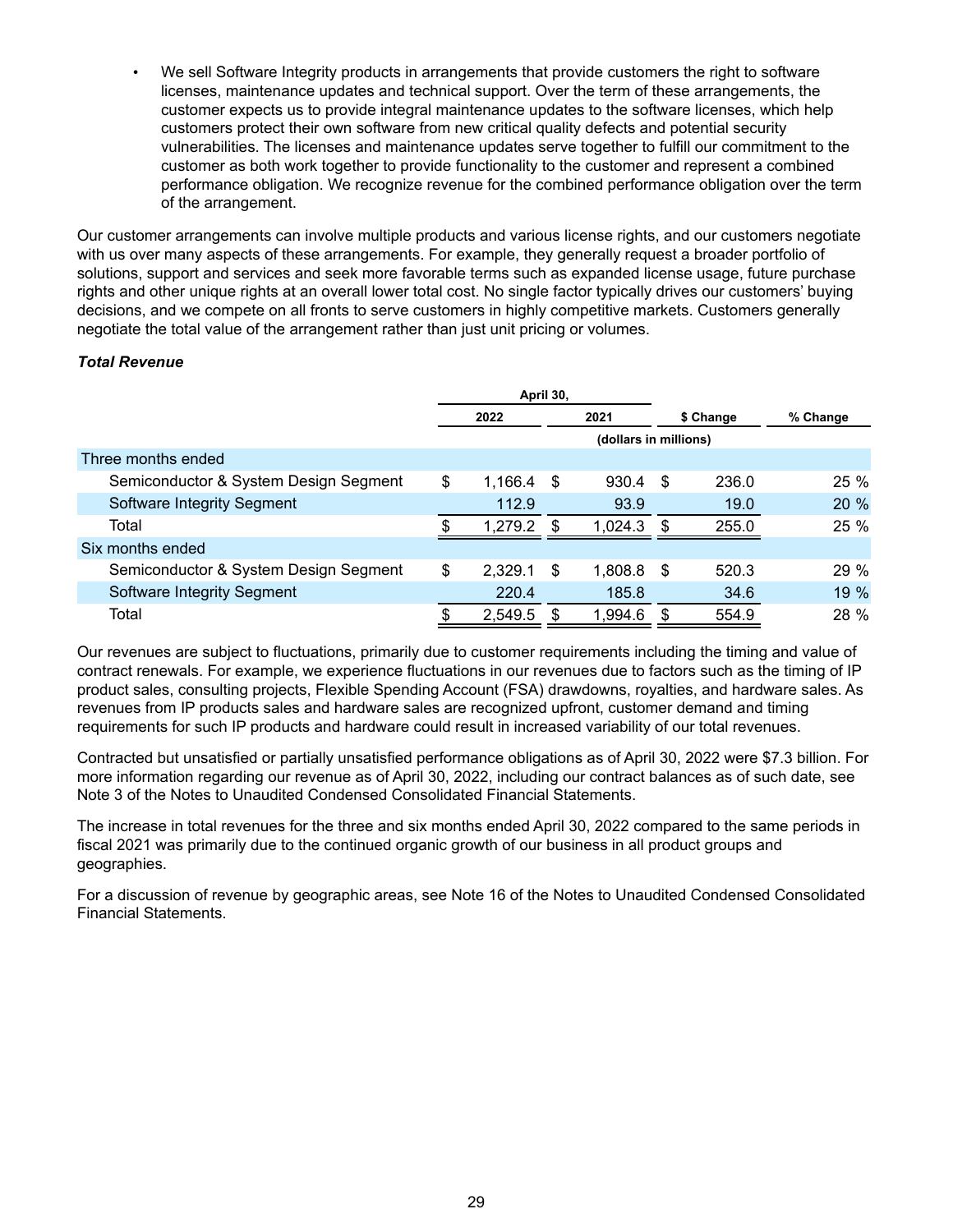- We sell Software Integrity products in arrangements that provide customers the right to software licenses, maintenance updates and technical support. Over the term of these arrangements, the customer expects us to provide integral maintenance updates to the software licenses, which help customers protect their own software from new critical quality defects and potential security vulnerabilities. The licenses and maintenance updates serve together to fulfill our commitment to the customer as both work together to provide functionality to the customer and represent a combined performance obligation. We recognize revenue for the combined performance obligation over the term of the arrangement.

Our customer arrangements can involve multiple products and various license rights, and our customers negotiate with us over many aspects of these arrangements. For example, they generally request a broader portfolio of solutions, support and services and seek more favorable terms such as expanded license usage, future purchase rights and other unique rights at an overall lower total cost. No single factor typically drives our customers' buying decisions, and we compete on all fronts to serve customers in highly competitive markets. Customers generally negotiate the total value of the arrangement rather than just unit pricing or volumes.

***Total Revenue***

| | April 30, | | | |
|---|---|---|---|---|
| | 2022 | 2021 | $ Change | % Change |
| | (dollars in millions) | | | |
| Three months ended | | | | |
| Semiconductor & System Design Segment | $ 1,166.4 | $ 930.4 | $ 236.0 | 25 % |
| Software Integrity Segment | 112.9 | 93.9 | 19.0 | 20 % |
| Total | $ 1,279.2 | $ 1,024.3 | $ 255.0 | 25 % |
| Six months ended | | | | |
| Semiconductor & System Design Segment | $ 2,329.1 | $ 1,808.8 | $ 520.3 | 29 % |
| Software Integrity Segment | 220.4 | 185.8 | 34.6 | 19 % |
| Total | $ 2,549.5 | $ 1,994.6 | $ 554.9 | 28 % |

Our revenues are subject to fluctuations, primarily due to customer requirements including the timing and value of contract renewals. For example, we experience fluctuations in our revenues due to factors such as the timing of IP product sales, consulting projects, Flexible Spending Account (FSA) drawdowns, royalties, and hardware sales. As revenues from IP products sales and hardware sales are recognized upfront, customer demand and timing requirements for such IP products and hardware could result in increased variability of our total revenues.

Contracted but unsatisfied or partially unsatisfied performance obligations as of April 30, 2022 were $7.3 billion. For more information regarding our revenue as of April 30, 2022, including our contract balances as of such date, see Note 3 of the Notes to Unaudited Condensed Consolidated Financial Statements.

The increase in total revenues for the three and six months ended April 30, 2022 compared to the same periods in fiscal 2021 was primarily due to the continued organic growth of our business in all product groups and geographies.

For a discussion of revenue by geographic areas, see Note 16 of the Notes to Unaudited Condensed Consolidated Financial Statements.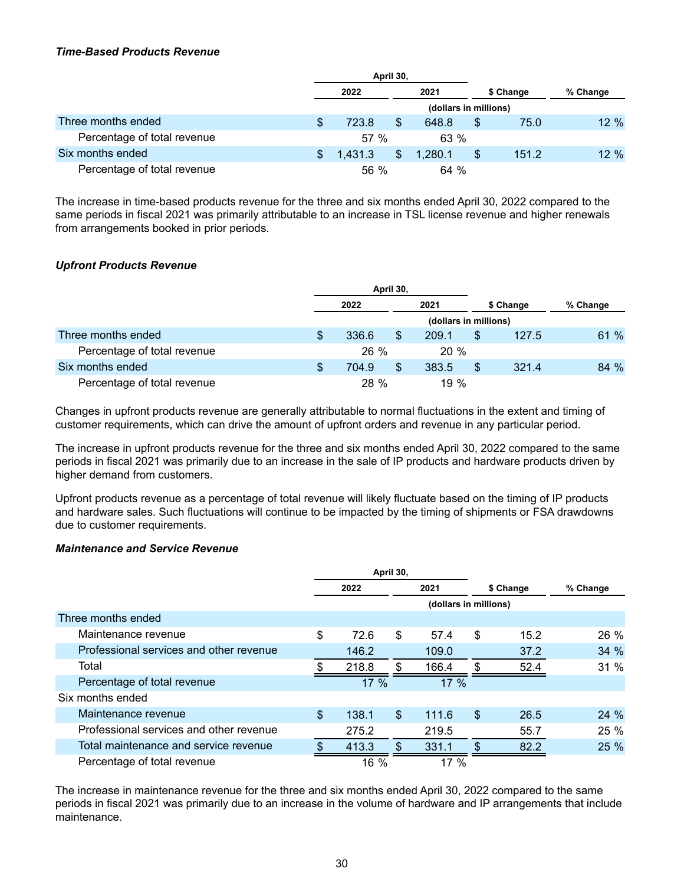***Time-Based Products Revenue***

| | April 30, | | | |
|---|---|---|---|---|
| | 2022 | 2021 | $ Change | % Change |
| | (dollars in millions) | | | |
| Three months ended | $ 723.8 | $ 648.8 | $ 75.0 | 12 % |
| Percentage of total revenue | 57 % | 63 % | | |
| Six months ended | $ 1,431.3 | $ 1,280.1 | $ 151.2 | 12 % |
| Percentage of total revenue | 56 % | 64 % | | |

The increase in time-based products revenue for the three and six months ended April 30, 2022 compared to the same periods in fiscal 2021 was primarily attributable to an increase in TSL license revenue and higher renewals from arrangements booked in prior periods.

***Upfront Products Revenue***

| | April 30, | | | |
|---|---|---|---|---|
| | 2022 | 2021 | $ Change | % Change |
| | (dollars in millions) | | | |
| Three months ended | $ 336.6 | $ 209.1 | $ 127.5 | 61 % |
| Percentage of total revenue | 26 % | 20 % | | |
| Six months ended | $ 704.9 | $ 383.5 | $ 321.4 | 84 % |
| Percentage of total revenue | 28 % | 19 % | | |

Changes in upfront products revenue are generally attributable to normal fluctuations in the extent and timing of customer requirements, which can drive the amount of upfront orders and revenue in any particular period.

The increase in upfront products revenue for the three and six months ended April 30, 2022 compared to the same periods in fiscal 2021 was primarily due to an increase in the sale of IP products and hardware products driven by higher demand from customers.

Upfront products revenue as a percentage of total revenue will likely fluctuate based on the timing of IP products and hardware sales. Such fluctuations will continue to be impacted by the timing of shipments or FSA drawdowns due to customer requirements.

***Maintenance and Service Revenue***

| | April 30, | | | |
|---|---|---|---|---|
| | 2022 | 2021 | $ Change | % Change |
| | (dollars in millions) | | | |
| Three months ended | | | | |
| Maintenance revenue | $ 72.6 | $ 57.4 | $ 15.2 | 26 % |
| Professional services and other revenue | 146.2 | 109.0 | 37.2 | 34 % |
| Total | $ 218.8 | $ 166.4 | $ 52.4 | 31 % |
| Percentage of total revenue | 17 % | 17 % | | |
| Six months ended | | | | |
| Maintenance revenue | $ 138.1 | $ 111.6 | $ 26.5 | 24 % |
| Professional services and other revenue | 275.2 | 219.5 | 55.7 | 25 % |
| Total maintenance and service revenue | $ 413.3 | $ 331.1 | $ 82.2 | 25 % |
| Percentage of total revenue | 16 % | 17 % | | |

The increase in maintenance revenue for the three and six months ended April 30, 2022 compared to the same periods in fiscal 2021 was primarily due to an increase in the volume of hardware and IP arrangements that include maintenance.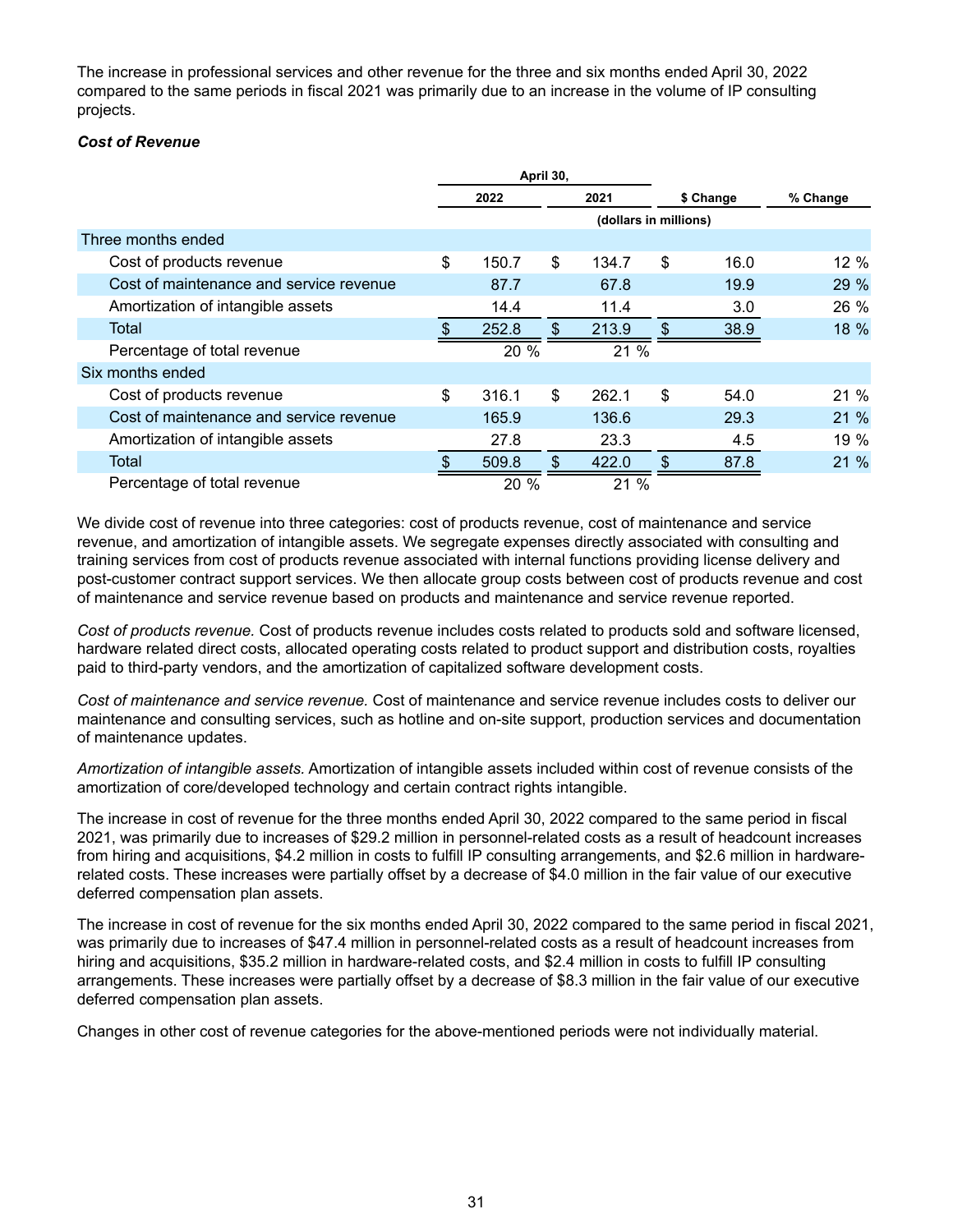The increase in professional services and other revenue for the three and six months ended April 30, 2022 compared to the same periods in fiscal 2021 was primarily due to an increase in the volume of IP consulting projects.

***Cost of Revenue***

| | April 30, | | | |
|---|---|---|---|---|
| | 2022 | 2021 | $ Change | % Change |
| | (dollars in millions) | | | |
| Three months ended | | | | |
| Cost of products revenue | $ 150.7 | $ 134.7 | $ 16.0 | 12 % |
| Cost of maintenance and service revenue | 87.7 | 67.8 | 19.9 | 29 % |
| Amortization of intangible assets | 14.4 | 11.4 | 3.0 | 26 % |
| Total | $ 252.8 | $ 213.9 | $ 38.9 | 18 % |
| Percentage of total revenue | 20 % | 21 % | | |
| Six months ended | | | | |
| Cost of products revenue | $ 316.1 | $ 262.1 | $ 54.0 | 21 % |
| Cost of maintenance and service revenue | 165.9 | 136.6 | 29.3 | 21 % |
| Amortization of intangible assets | 27.8 | 23.3 | 4.5 | 19 % |
| Total | $ 509.8 | $ 422.0 | $ 87.8 | 21 % |
| Percentage of total revenue | 20 % | 21 % | | |

We divide cost of revenue into three categories: cost of products revenue, cost of maintenance and service revenue, and amortization of intangible assets. We segregate expenses directly associated with consulting and training services from cost of products revenue associated with internal functions providing license delivery and post-customer contract support services. We then allocate group costs between cost of products revenue and cost of maintenance and service revenue based on products and maintenance and service revenue reported.

*Cost of products revenue.* Cost of products revenue includes costs related to products sold and software licensed, hardware related direct costs, allocated operating costs related to product support and distribution costs, royalties paid to third-party vendors, and the amortization of capitalized software development costs.

*Cost of maintenance and service revenue.* Cost of maintenance and service revenue includes costs to deliver our maintenance and consulting services, such as hotline and on-site support, production services and documentation of maintenance updates.

*Amortization of intangible assets.* Amortization of intangible assets included within cost of revenue consists of the amortization of core/developed technology and certain contract rights intangible.

The increase in cost of revenue for the three months ended April 30, 2022 compared to the same period in fiscal 2021, was primarily due to increases of $29.2 million in personnel-related costs as a result of headcount increases from hiring and acquisitions, $4.2 million in costs to fulfill IP consulting arrangements, and $2.6 million in hardware-related costs. These increases were partially offset by a decrease of $4.0 million in the fair value of our executive deferred compensation plan assets.

The increase in cost of revenue for the six months ended April 30, 2022 compared to the same period in fiscal 2021, was primarily due to increases of $47.4 million in personnel-related costs as a result of headcount increases from hiring and acquisitions, $35.2 million in hardware-related costs, and $2.4 million in costs to fulfill IP consulting arrangements. These increases were partially offset by a decrease of $8.3 million in the fair value of our executive deferred compensation plan assets.

Changes in other cost of revenue categories for the above-mentioned periods were not individually material.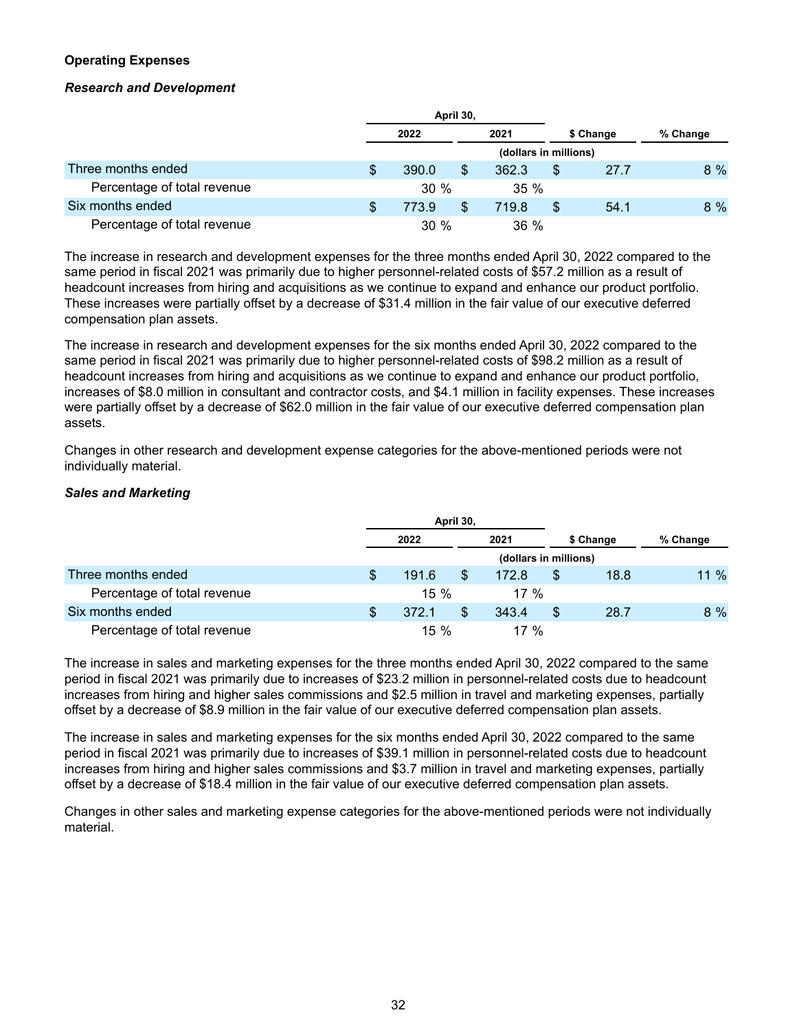### Operating Expenses

#### *Research and Development*

| | April 30, 2022 | April 30, 2021 | $ Change | % Change |
|---|---|---|---|---|
| | (dollars in millions) | | | |
| Three months ended | $ 390.0 | $ 362.3 | $ 27.7 | 8 % |
| Percentage of total revenue | 30 % | 35 % | | |
| Six months ended | $ 773.9 | $ 719.8 | $ 54.1 | 8 % |
| Percentage of total revenue | 30 % | 36 % | | |

The increase in research and development expenses for the three months ended April 30, 2022 compared to the same period in fiscal 2021 was primarily due to higher personnel-related costs of $57.2 million as a result of headcount increases from hiring and acquisitions as we continue to expand and enhance our product portfolio. These increases were partially offset by a decrease of $31.4 million in the fair value of our executive deferred compensation plan assets.

The increase in research and development expenses for the six months ended April 30, 2022 compared to the same period in fiscal 2021 was primarily due to higher personnel-related costs of $98.2 million as a result of headcount increases from hiring and acquisitions as we continue to expand and enhance our product portfolio, increases of $8.0 million in consultant and contractor costs, and $4.1 million in facility expenses. These increases were partially offset by a decrease of $62.0 million in the fair value of our executive deferred compensation plan assets.

Changes in other research and development expense categories for the above-mentioned periods were not individually material.

#### *Sales and Marketing*

| | April 30, 2022 | April 30, 2021 | $ Change | % Change |
|---|---|---|---|---|
| | (dollars in millions) | | | |
| Three months ended | $ 191.6 | $ 172.8 | $ 18.8 | 11 % |
| Percentage of total revenue | 15 % | 17 % | | |
| Six months ended | $ 372.1 | $ 343.4 | $ 28.7 | 8 % |
| Percentage of total revenue | 15 % | 17 % | | |

The increase in sales and marketing expenses for the three months ended April 30, 2022 compared to the same period in fiscal 2021 was primarily due to increases of $23.2 million in personnel-related costs due to headcount increases from hiring and higher sales commissions and $2.5 million in travel and marketing expenses, partially offset by a decrease of $8.9 million in the fair value of our executive deferred compensation plan assets.

The increase in sales and marketing expenses for the six months ended April 30, 2022 compared to the same period in fiscal 2021 was primarily due to increases of $39.1 million in personnel-related costs due to headcount increases from hiring and higher sales commissions and $3.7 million in travel and marketing expenses, partially offset by a decrease of $18.4 million in the fair value of our executive deferred compensation plan assets.

Changes in other sales and marketing expense categories for the above-mentioned periods were not individually material.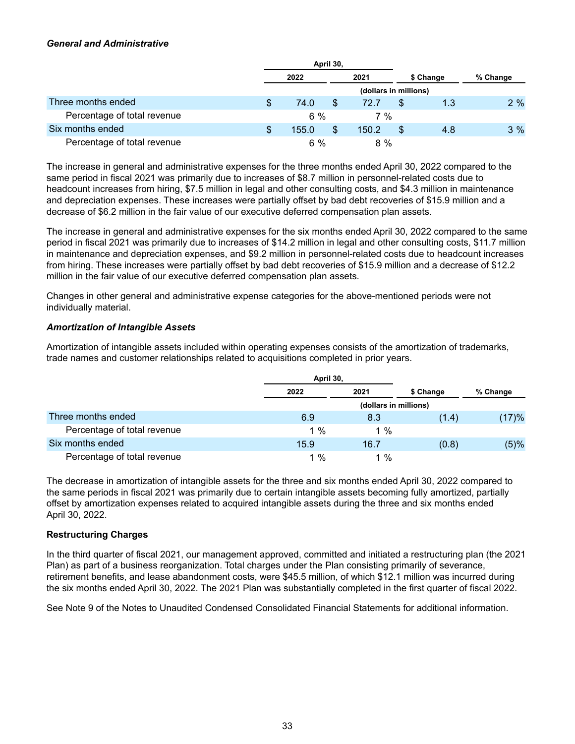***General and Administrative***

| | April 30, | | | |
|---|---|---|---|---|
| | 2022 | 2021 | $ Change | % Change |
| | (dollars in millions) | | | |
| Three months ended | $ 74.0 | $ 72.7 | $ 1.3 | 2 % |
| Percentage of total revenue | 6 % | 7 % | | |
| Six months ended | $ 155.0 | $ 150.2 | $ 4.8 | 3 % |
| Percentage of total revenue | 6 % | 8 % | | |

The increase in general and administrative expenses for the three months ended April 30, 2022 compared to the same period in fiscal 2021 was primarily due to increases of $8.7 million in personnel-related costs due to headcount increases from hiring, $7.5 million in legal and other consulting costs, and $4.3 million in maintenance and depreciation expenses. These increases were partially offset by bad debt recoveries of $15.9 million and a decrease of $6.2 million in the fair value of our executive deferred compensation plan assets.

The increase in general and administrative expenses for the six months ended April 30, 2022 compared to the same period in fiscal 2021 was primarily due to increases of $14.2 million in legal and other consulting costs, $11.7 million in maintenance and depreciation expenses, and $9.2 million in personnel-related costs due to headcount increases from hiring. These increases were partially offset by bad debt recoveries of $15.9 million and a decrease of $12.2 million in the fair value of our executive deferred compensation plan assets.

Changes in other general and administrative expense categories for the above-mentioned periods were not individually material.

***Amortization of Intangible Assets***

Amortization of intangible assets included within operating expenses consists of the amortization of trademarks, trade names and customer relationships related to acquisitions completed in prior years.

| | April 30, | | | |
|---|---|---|---|---|
| | 2022 | 2021 | $ Change | % Change |
| | (dollars in millions) | | | |
| Three months ended | 6.9 | 8.3 | (1.4) | (17)% |
| Percentage of total revenue | 1 % | 1 % | | |
| Six months ended | 15.9 | 16.7 | (0.8) | (5)% |
| Percentage of total revenue | 1 % | 1 % | | |

The decrease in amortization of intangible assets for the three and six months ended April 30, 2022 compared to the same periods in fiscal 2021 was primarily due to certain intangible assets becoming fully amortized, partially offset by amortization expenses related to acquired intangible assets during the three and six months ended April 30, 2022.

**Restructuring Charges**

In the third quarter of fiscal 2021, our management approved, committed and initiated a restructuring plan (the 2021 Plan) as part of a business reorganization. Total charges under the Plan consisting primarily of severance, retirement benefits, and lease abandonment costs, were $45.5 million, of which $12.1 million was incurred during the six months ended April 30, 2022. The 2021 Plan was substantially completed in the first quarter of fiscal 2022.

See Note 9 of the Notes to Unaudited Condensed Consolidated Financial Statements for additional information.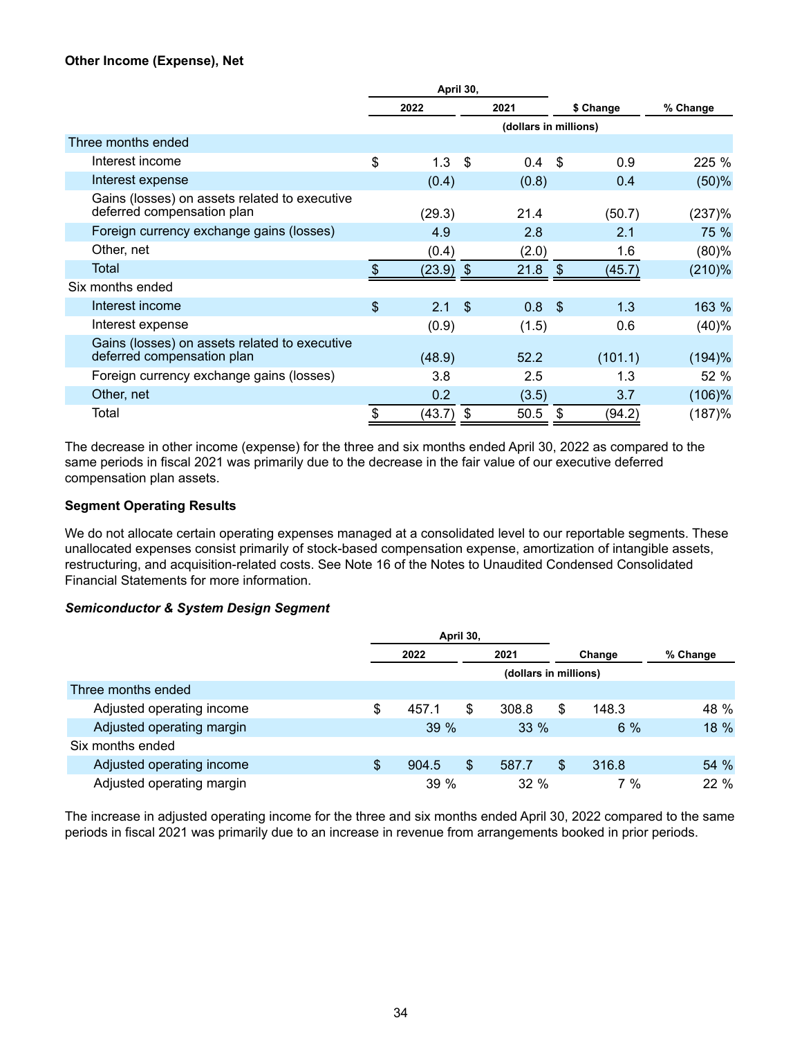**Other Income (Expense), Net**

| | April 30, | | | |
|---|---|---|---|---|
| | 2022 | 2021 | $ Change | % Change |
| | (dollars in millions) | | | |
| Three months ended | | | | |
| Interest income | $ 1.3 | $ 0.4 | $ 0.9 | 225 % |
| Interest expense | (0.4) | (0.8) | 0.4 | (50)% |
| Gains (losses) on assets related to executive deferred compensation plan | (29.3) | 21.4 | (50.7) | (237)% |
| Foreign currency exchange gains (losses) | 4.9 | 2.8 | 2.1 | 75 % |
| Other, net | (0.4) | (2.0) | 1.6 | (80)% |
| Total | $ (23.9) | $ 21.8 | $ (45.7) | (210)% |
| Six months ended | | | | |
| Interest income | $ 2.1 | $ 0.8 | $ 1.3 | 163 % |
| Interest expense | (0.9) | (1.5) | 0.6 | (40)% |
| Gains (losses) on assets related to executive deferred compensation plan | (48.9) | 52.2 | (101.1) | (194)% |
| Foreign currency exchange gains (losses) | 3.8 | 2.5 | 1.3 | 52 % |
| Other, net | 0.2 | (3.5) | 3.7 | (106)% |
| Total | $ (43.7) | $ 50.5 | $ (94.2) | (187)% |

The decrease in other income (expense) for the three and six months ended April 30, 2022 as compared to the same periods in fiscal 2021 was primarily due to the decrease in the fair value of our executive deferred compensation plan assets.

**Segment Operating Results**

We do not allocate certain operating expenses managed at a consolidated level to our reportable segments. These unallocated expenses consist primarily of stock-based compensation expense, amortization of intangible assets, restructuring, and acquisition-related costs. See Note 16 of the Notes to Unaudited Condensed Consolidated Financial Statements for more information.

***Semiconductor & System Design Segment***

| | April 30, | | | |
|---|---|---|---|---|
| | 2022 | 2021 | Change | % Change |
| | (dollars in millions) | | | |
| Three months ended | | | | |
| Adjusted operating income | $ 457.1 | $ 308.8 | $ 148.3 | 48 % |
| Adjusted operating margin | 39 % | 33 % | 6 % | 18 % |
| Six months ended | | | | |
| Adjusted operating income | $ 904.5 | $ 587.7 | $ 316.8 | 54 % |
| Adjusted operating margin | 39 % | 32 % | 7 % | 22 % |

The increase in adjusted operating income for the three and six months ended April 30, 2022 compared to the same periods in fiscal 2021 was primarily due to an increase in revenue from arrangements booked in prior periods.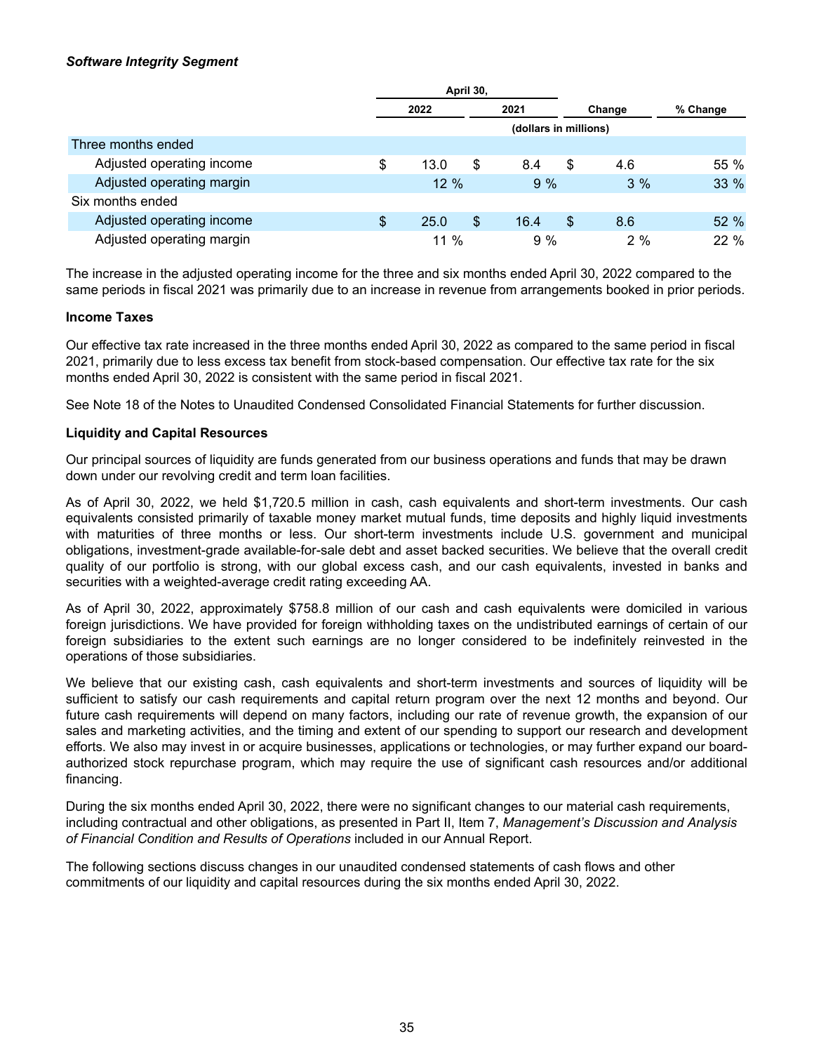***Software Integrity Segment***

| | April 30, | | | |
|---|---|---|---|---|
| | 2022 | 2021 | Change | % Change |
| | (dollars in millions) | | | |
| Three months ended | | | | |
| Adjusted operating income | $ 13.0 | $ 8.4 | $ 4.6 | 55 % |
| Adjusted operating margin | 12 % | 9 % | 3 % | 33 % |
| Six months ended | | | | |
| Adjusted operating income | $ 25.0 | $ 16.4 | $ 8.6 | 52 % |
| Adjusted operating margin | 11 % | 9 % | 2 % | 22 % |

The increase in the adjusted operating income for the three and six months ended April 30, 2022 compared to the same periods in fiscal 2021 was primarily due to an increase in revenue from arrangements booked in prior periods.

**Income Taxes**

Our effective tax rate increased in the three months ended April 30, 2022 as compared to the same period in fiscal 2021, primarily due to less excess tax benefit from stock-based compensation. Our effective tax rate for the six months ended April 30, 2022 is consistent with the same period in fiscal 2021.

See Note 18 of the Notes to Unaudited Condensed Consolidated Financial Statements for further discussion.

**Liquidity and Capital Resources**

Our principal sources of liquidity are funds generated from our business operations and funds that may be drawn down under our revolving credit and term loan facilities.

As of April 30, 2022, we held $1,720.5 million in cash, cash equivalents and short-term investments. Our cash equivalents consisted primarily of taxable money market mutual funds, time deposits and highly liquid investments with maturities of three months or less. Our short-term investments include U.S. government and municipal obligations, investment-grade available-for-sale debt and asset backed securities. We believe that the overall credit quality of our portfolio is strong, with our global excess cash, and our cash equivalents, invested in banks and securities with a weighted-average credit rating exceeding AA.

As of April 30, 2022, approximately $758.8 million of our cash and cash equivalents were domiciled in various foreign jurisdictions. We have provided for foreign withholding taxes on the undistributed earnings of certain of our foreign subsidiaries to the extent such earnings are no longer considered to be indefinitely reinvested in the operations of those subsidiaries.

We believe that our existing cash, cash equivalents and short-term investments and sources of liquidity will be sufficient to satisfy our cash requirements and capital return program over the next 12 months and beyond. Our future cash requirements will depend on many factors, including our rate of revenue growth, the expansion of our sales and marketing activities, and the timing and extent of our spending to support our research and development efforts. We also may invest in or acquire businesses, applications or technologies, or may further expand our board-authorized stock repurchase program, which may require the use of significant cash resources and/or additional financing.

During the six months ended April 30, 2022, there were no significant changes to our material cash requirements, including contractual and other obligations, as presented in Part II, Item 7, *Management's Discussion and Analysis of Financial Condition and Results of Operations* included in our Annual Report.

The following sections discuss changes in our unaudited condensed statements of cash flows and other commitments of our liquidity and capital resources during the six months ended April 30, 2022.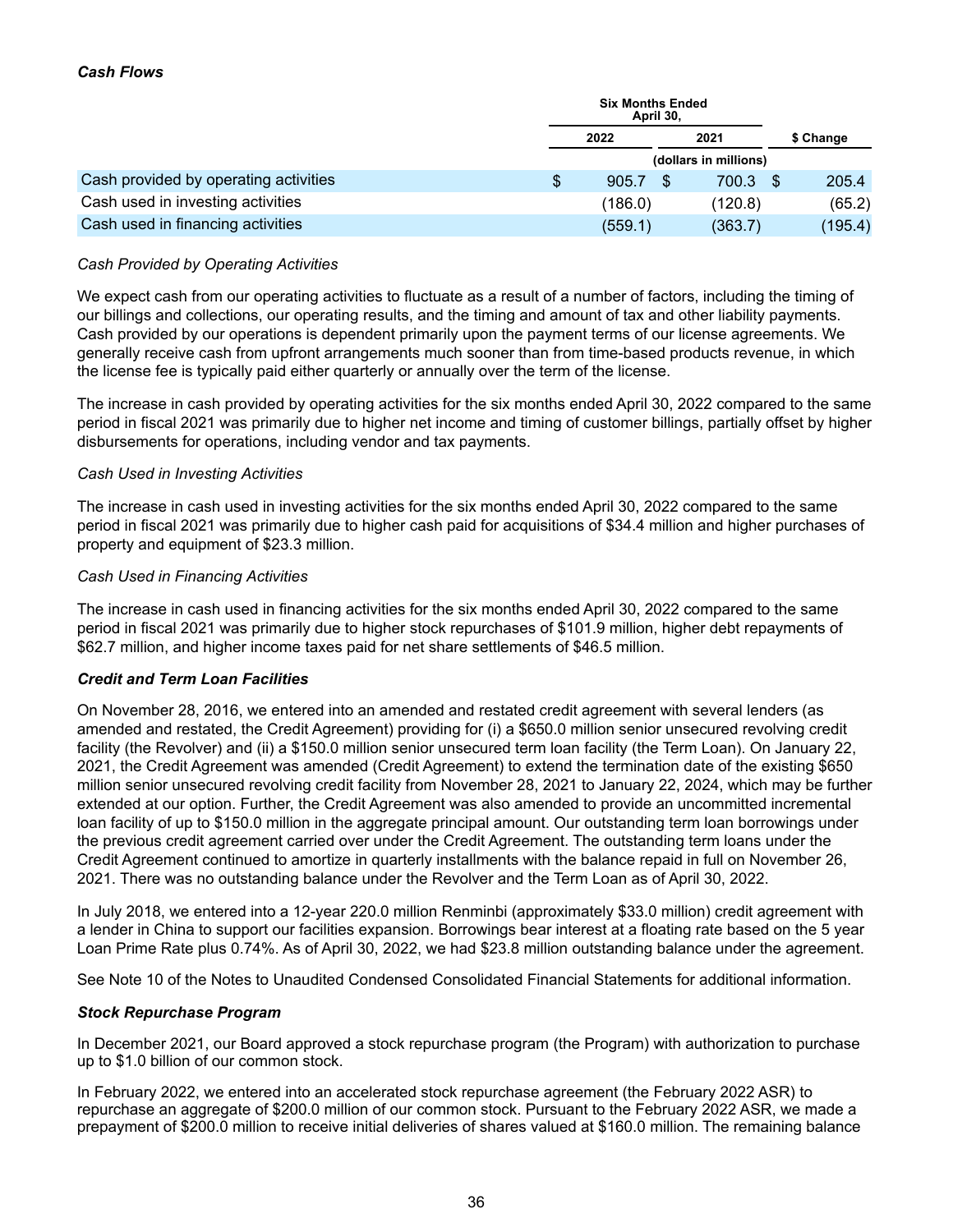***Cash Flows***

| | Six Months Ended April 30, | | |
|---|---|---|---|
| | 2022 | 2021 | $ Change |
| | (dollars in millions) | | |
| Cash provided by operating activities | $ 905.7 | $ 700.3 | $ 205.4 |
| Cash used in investing activities | (186.0) | (120.8) | (65.2) |
| Cash used in financing activities | (559.1) | (363.7) | (195.4) |

*Cash Provided by Operating Activities*

We expect cash from our operating activities to fluctuate as a result of a number of factors, including the timing of our billings and collections, our operating results, and the timing and amount of tax and other liability payments. Cash provided by our operations is dependent primarily upon the payment terms of our license agreements. We generally receive cash from upfront arrangements much sooner than from time-based products revenue, in which the license fee is typically paid either quarterly or annually over the term of the license.

The increase in cash provided by operating activities for the six months ended April 30, 2022 compared to the same period in fiscal 2021 was primarily due to higher net income and timing of customer billings, partially offset by higher disbursements for operations, including vendor and tax payments.

*Cash Used in Investing Activities*

The increase in cash used in investing activities for the six months ended April 30, 2022 compared to the same period in fiscal 2021 was primarily due to higher cash paid for acquisitions of $34.4 million and higher purchases of property and equipment of $23.3 million.

*Cash Used in Financing Activities*

The increase in cash used in financing activities for the six months ended April 30, 2022 compared to the same period in fiscal 2021 was primarily due to higher stock repurchases of $101.9 million, higher debt repayments of $62.7 million, and higher income taxes paid for net share settlements of $46.5 million.

***Credit and Term Loan Facilities***

On November 28, 2016, we entered into an amended and restated credit agreement with several lenders (as amended and restated, the Credit Agreement) providing for (i) a $650.0 million senior unsecured revolving credit facility (the Revolver) and (ii) a $150.0 million senior unsecured term loan facility (the Term Loan). On January 22, 2021, the Credit Agreement was amended (Credit Agreement) to extend the termination date of the existing $650 million senior unsecured revolving credit facility from November 28, 2021 to January 22, 2024, which may be further extended at our option. Further, the Credit Agreement was also amended to provide an uncommitted incremental loan facility of up to $150.0 million in the aggregate principal amount. Our outstanding term loan borrowings under the previous credit agreement carried over under the Credit Agreement. The outstanding term loans under the Credit Agreement continued to amortize in quarterly installments with the balance repaid in full on November 26, 2021. There was no outstanding balance under the Revolver and the Term Loan as of April 30, 2022.

In July 2018, we entered into a 12-year 220.0 million Renminbi (approximately $33.0 million) credit agreement with a lender in China to support our facilities expansion. Borrowings bear interest at a floating rate based on the 5 year Loan Prime Rate plus 0.74%. As of April 30, 2022, we had $23.8 million outstanding balance under the agreement.

See Note 10 of the Notes to Unaudited Condensed Consolidated Financial Statements for additional information.

***Stock Repurchase Program***

In December 2021, our Board approved a stock repurchase program (the Program) with authorization to purchase up to $1.0 billion of our common stock.

In February 2022, we entered into an accelerated stock repurchase agreement (the February 2022 ASR) to repurchase an aggregate of $200.0 million of our common stock. Pursuant to the February 2022 ASR, we made a prepayment of $200.0 million to receive initial deliveries of shares valued at $160.0 million. The remaining balance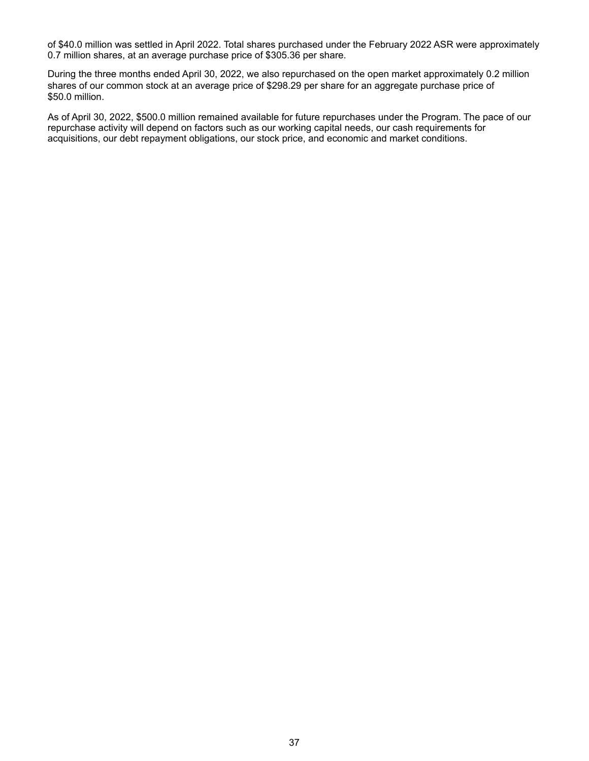of $40.0 million was settled in April 2022. Total shares purchased under the February 2022 ASR were approximately 0.7 million shares, at an average purchase price of $305.36 per share.

During the three months ended April 30, 2022, we also repurchased on the open market approximately 0.2 million shares of our common stock at an average price of $298.29 per share for an aggregate purchase price of $50.0 million.

As of April 30, 2022, $500.0 million remained available for future repurchases under the Program. The pace of our repurchase activity will depend on factors such as our working capital needs, our cash requirements for acquisitions, our debt repayment obligations, our stock price, and economic and market conditions.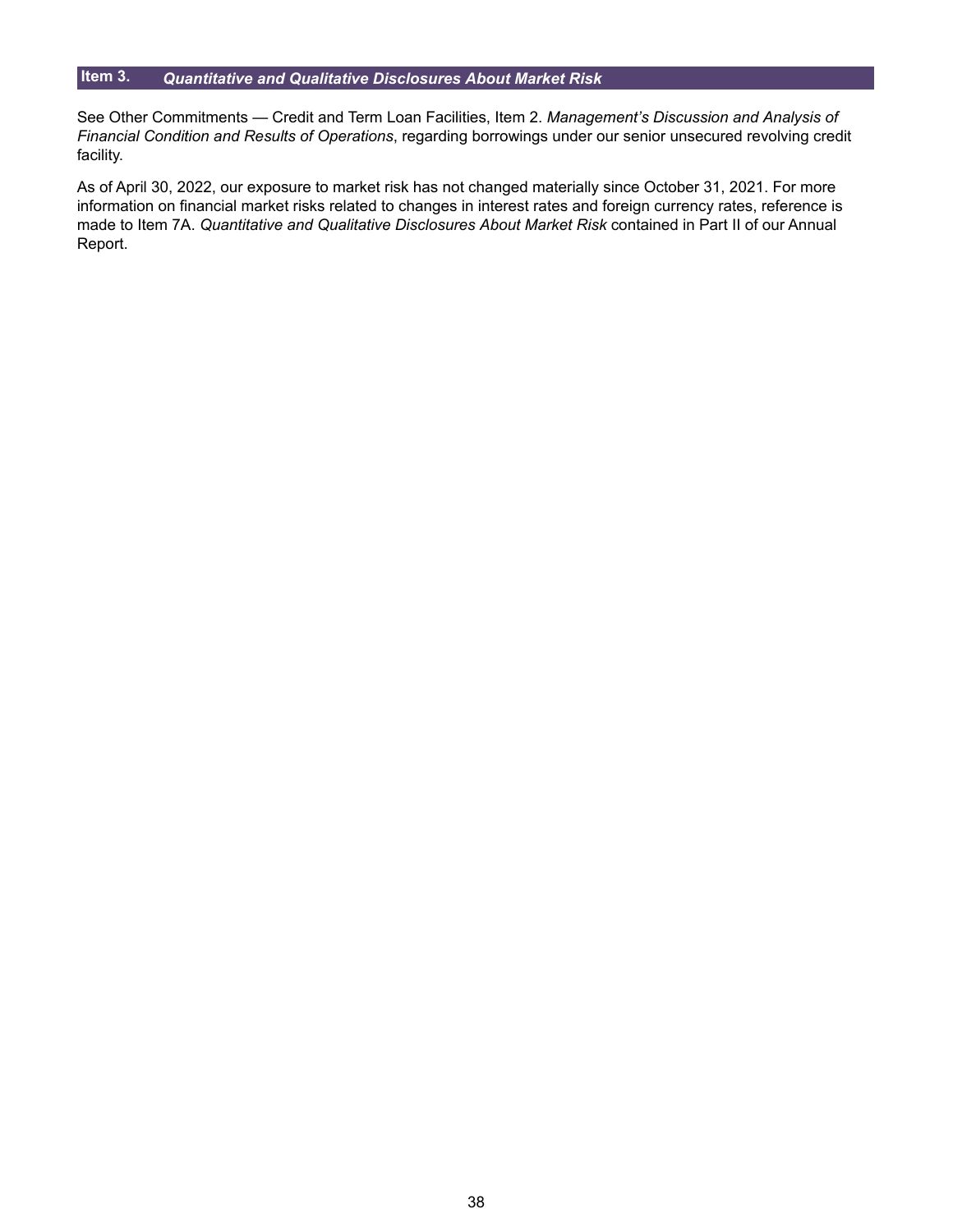## Item 3. *Quantitative and Qualitative Disclosures About Market Risk*

See Other Commitments — Credit and Term Loan Facilities, Item 2. *Management's Discussion and Analysis of Financial Condition and Results of Operations*, regarding borrowings under our senior unsecured revolving credit facility.

As of April 30, 2022, our exposure to market risk has not changed materially since October 31, 2021. For more information on financial market risks related to changes in interest rates and foreign currency rates, reference is made to Item 7A. *Quantitative and Qualitative Disclosures About Market Risk* contained in Part II of our Annual Report.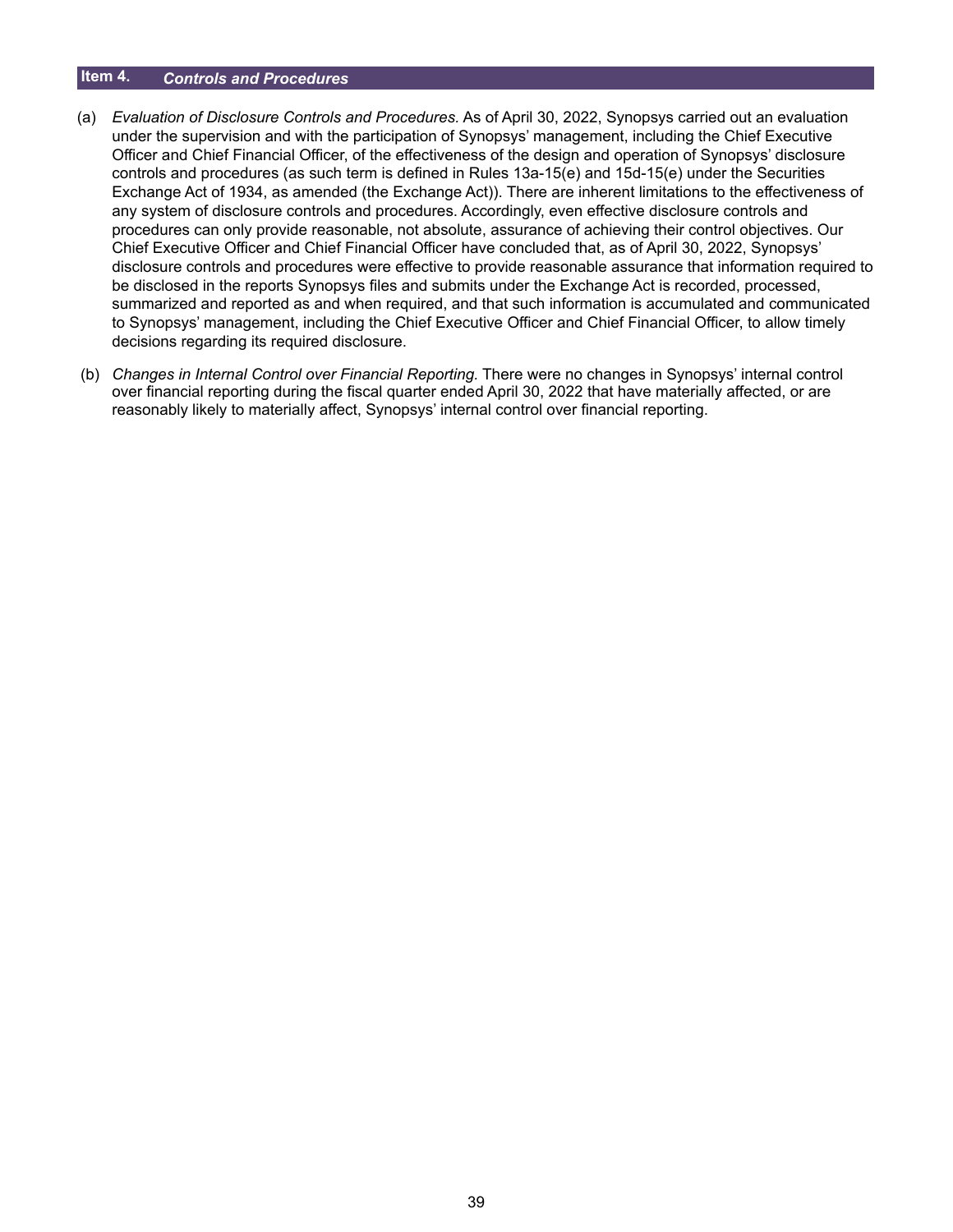## Item 4. *Controls and Procedures*

(a) *Evaluation of Disclosure Controls and Procedures.* As of April 30, 2022, Synopsys carried out an evaluation under the supervision and with the participation of Synopsys' management, including the Chief Executive Officer and Chief Financial Officer, of the effectiveness of the design and operation of Synopsys' disclosure controls and procedures (as such term is defined in Rules 13a-15(e) and 15d-15(e) under the Securities Exchange Act of 1934, as amended (the Exchange Act)). There are inherent limitations to the effectiveness of any system of disclosure controls and procedures. Accordingly, even effective disclosure controls and procedures can only provide reasonable, not absolute, assurance of achieving their control objectives. Our Chief Executive Officer and Chief Financial Officer have concluded that, as of April 30, 2022, Synopsys' disclosure controls and procedures were effective to provide reasonable assurance that information required to be disclosed in the reports Synopsys files and submits under the Exchange Act is recorded, processed, summarized and reported as and when required, and that such information is accumulated and communicated to Synopsys' management, including the Chief Executive Officer and Chief Financial Officer, to allow timely decisions regarding its required disclosure.

(b) *Changes in Internal Control over Financial Reporting.* There were no changes in Synopsys' internal control over financial reporting during the fiscal quarter ended April 30, 2022 that have materially affected, or are reasonably likely to materially affect, Synopsys' internal control over financial reporting.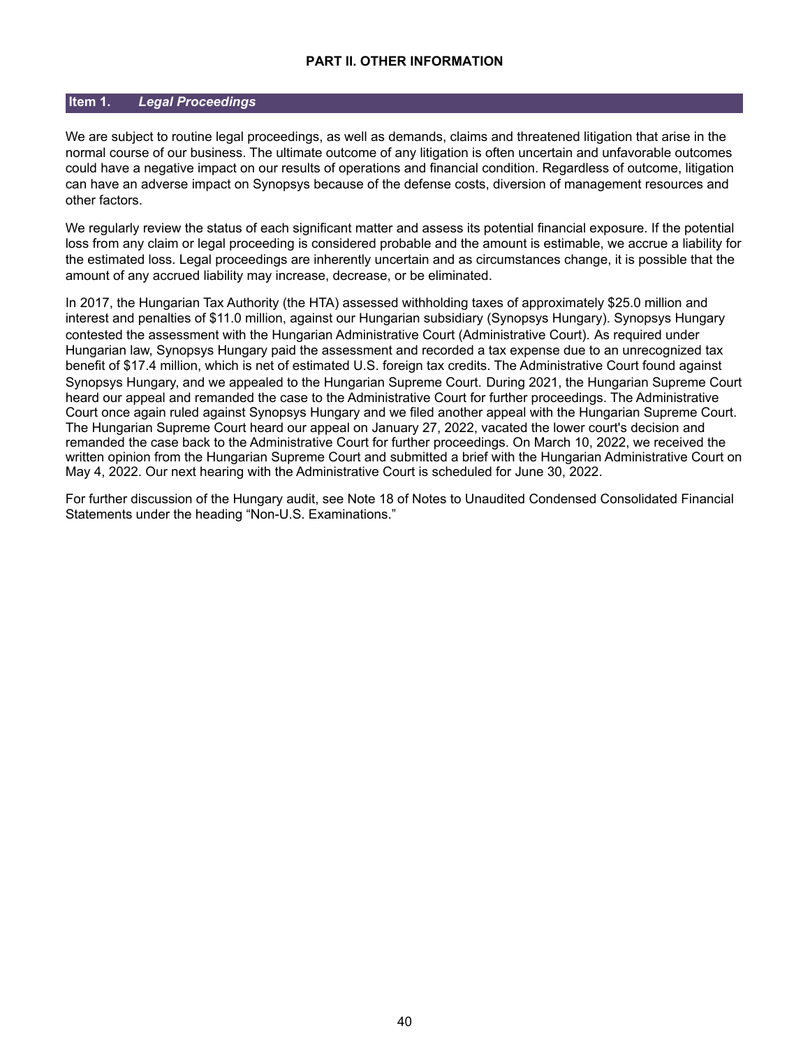# PART II. OTHER INFORMATION

## Item 1. *Legal Proceedings*

We are subject to routine legal proceedings, as well as demands, claims and threatened litigation that arise in the normal course of our business. The ultimate outcome of any litigation is often uncertain and unfavorable outcomes could have a negative impact on our results of operations and financial condition. Regardless of outcome, litigation can have an adverse impact on Synopsys because of the defense costs, diversion of management resources and other factors.

We regularly review the status of each significant matter and assess its potential financial exposure. If the potential loss from any claim or legal proceeding is considered probable and the amount is estimable, we accrue a liability for the estimated loss. Legal proceedings are inherently uncertain and as circumstances change, it is possible that the amount of any accrued liability may increase, decrease, or be eliminated.

In 2017, the Hungarian Tax Authority (the HTA) assessed withholding taxes of approximately $25.0 million and interest and penalties of $11.0 million, against our Hungarian subsidiary (Synopsys Hungary). Synopsys Hungary contested the assessment with the Hungarian Administrative Court (Administrative Court). As required under Hungarian law, Synopsys Hungary paid the assessment and recorded a tax expense due to an unrecognized tax benefit of $17.4 million, which is net of estimated U.S. foreign tax credits. The Administrative Court found against Synopsys Hungary, and we appealed to the Hungarian Supreme Court. During 2021, the Hungarian Supreme Court heard our appeal and remanded the case to the Administrative Court for further proceedings. The Administrative Court once again ruled against Synopsys Hungary and we filed another appeal with the Hungarian Supreme Court. The Hungarian Supreme Court heard our appeal on January 27, 2022, vacated the lower court's decision and remanded the case back to the Administrative Court for further proceedings. On March 10, 2022, we received the written opinion from the Hungarian Supreme Court and submitted a brief with the Hungarian Administrative Court on May 4, 2022. Our next hearing with the Administrative Court is scheduled for June 30, 2022.

For further discussion of the Hungary audit, see Note 18 of Notes to Unaudited Condensed Consolidated Financial Statements under the heading "Non-U.S. Examinations."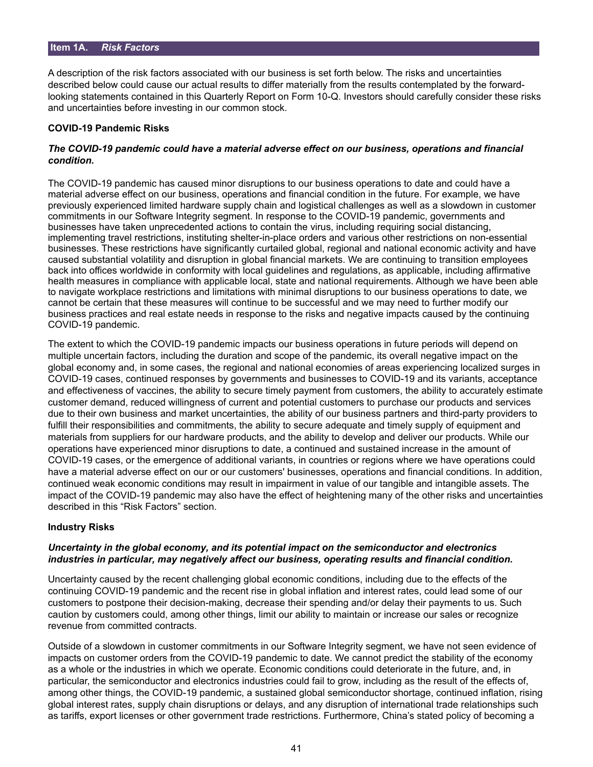## Item 1A. *Risk Factors*

A description of the risk factors associated with our business is set forth below. The risks and uncertainties described below could cause our actual results to differ materially from the results contemplated by the forward-looking statements contained in this Quarterly Report on Form 10-Q. Investors should carefully consider these risks and uncertainties before investing in our common stock.

**COVID-19 Pandemic Risks**

***The COVID-19 pandemic could have a material adverse effect on our business, operations and financial condition.***

The COVID-19 pandemic has caused minor disruptions to our business operations to date and could have a material adverse effect on our business, operations and financial condition in the future. For example, we have previously experienced limited hardware supply chain and logistical challenges as well as a slowdown in customer commitments in our Software Integrity segment. In response to the COVID-19 pandemic, governments and businesses have taken unprecedented actions to contain the virus, including requiring social distancing, implementing travel restrictions, instituting shelter-in-place orders and various other restrictions on non-essential businesses. These restrictions have significantly curtailed global, regional and national economic activity and have caused substantial volatility and disruption in global financial markets. We are continuing to transition employees back into offices worldwide in conformity with local guidelines and regulations, as applicable, including affirmative health measures in compliance with applicable local, state and national requirements. Although we have been able to navigate workplace restrictions and limitations with minimal disruptions to our business operations to date, we cannot be certain that these measures will continue to be successful and we may need to further modify our business practices and real estate needs in response to the risks and negative impacts caused by the continuing COVID-19 pandemic.

The extent to which the COVID-19 pandemic impacts our business operations in future periods will depend on multiple uncertain factors, including the duration and scope of the pandemic, its overall negative impact on the global economy and, in some cases, the regional and national economies of areas experiencing localized surges in COVID-19 cases, continued responses by governments and businesses to COVID-19 and its variants, acceptance and effectiveness of vaccines, the ability to secure timely payment from customers, the ability to accurately estimate customer demand, reduced willingness of current and potential customers to purchase our products and services due to their own business and market uncertainties, the ability of our business partners and third-party providers to fulfill their responsibilities and commitments, the ability to secure adequate and timely supply of equipment and materials from suppliers for our hardware products, and the ability to develop and deliver our products. While our operations have experienced minor disruptions to date, a continued and sustained increase in the amount of COVID-19 cases, or the emergence of additional variants, in countries or regions where we have operations could have a material adverse effect on our or our customers' businesses, operations and financial conditions. In addition, continued weak economic conditions may result in impairment in value of our tangible and intangible assets. The impact of the COVID-19 pandemic may also have the effect of heightening many of the other risks and uncertainties described in this “Risk Factors” section.

**Industry Risks**

***Uncertainty in the global economy, and its potential impact on the semiconductor and electronics industries in particular, may negatively affect our business, operating results and financial condition.***

Uncertainty caused by the recent challenging global economic conditions, including due to the effects of the continuing COVID-19 pandemic and the recent rise in global inflation and interest rates, could lead some of our customers to postpone their decision-making, decrease their spending and/or delay their payments to us. Such caution by customers could, among other things, limit our ability to maintain or increase our sales or recognize revenue from committed contracts.

Outside of a slowdown in customer commitments in our Software Integrity segment, we have not seen evidence of impacts on customer orders from the COVID-19 pandemic to date. We cannot predict the stability of the economy as a whole or the industries in which we operate. Economic conditions could deteriorate in the future, and, in particular, the semiconductor and electronics industries could fail to grow, including as the result of the effects of, among other things, the COVID-19 pandemic, a sustained global semiconductor shortage, continued inflation, rising global interest rates, supply chain disruptions or delays, and any disruption of international trade relationships such as tariffs, export licenses or other government trade restrictions. Furthermore, China’s stated policy of becoming a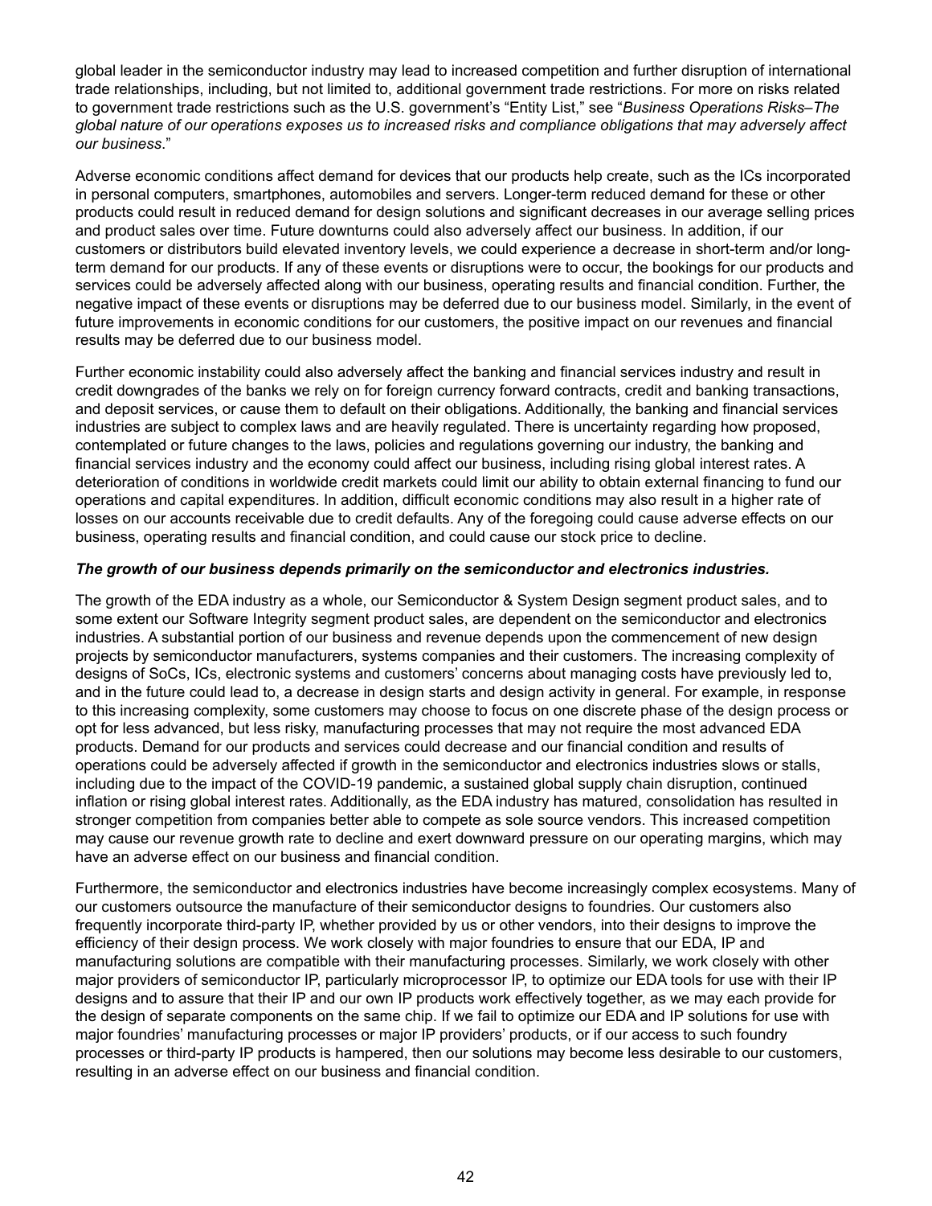global leader in the semiconductor industry may lead to increased competition and further disruption of international trade relationships, including, but not limited to, additional government trade restrictions. For more on risks related to government trade restrictions such as the U.S. government's "Entity List," see "*Business Operations Risks–The global nature of our operations exposes us to increased risks and compliance obligations that may adversely affect our business*."

Adverse economic conditions affect demand for devices that our products help create, such as the ICs incorporated in personal computers, smartphones, automobiles and servers. Longer-term reduced demand for these or other products could result in reduced demand for design solutions and significant decreases in our average selling prices and product sales over time. Future downturns could also adversely affect our business. In addition, if our customers or distributors build elevated inventory levels, we could experience a decrease in short-term and/or long-term demand for our products. If any of these events or disruptions were to occur, the bookings for our products and services could be adversely affected along with our business, operating results and financial condition. Further, the negative impact of these events or disruptions may be deferred due to our business model. Similarly, in the event of future improvements in economic conditions for our customers, the positive impact on our revenues and financial results may be deferred due to our business model.

Further economic instability could also adversely affect the banking and financial services industry and result in credit downgrades of the banks we rely on for foreign currency forward contracts, credit and banking transactions, and deposit services, or cause them to default on their obligations. Additionally, the banking and financial services industries are subject to complex laws and are heavily regulated. There is uncertainty regarding how proposed, contemplated or future changes to the laws, policies and regulations governing our industry, the banking and financial services industry and the economy could affect our business, including rising global interest rates. A deterioration of conditions in worldwide credit markets could limit our ability to obtain external financing to fund our operations and capital expenditures. In addition, difficult economic conditions may also result in a higher rate of losses on our accounts receivable due to credit defaults. Any of the foregoing could cause adverse effects on our business, operating results and financial condition, and could cause our stock price to decline.

***The growth of our business depends primarily on the semiconductor and electronics industries.***

The growth of the EDA industry as a whole, our Semiconductor & System Design segment product sales, and to some extent our Software Integrity segment product sales, are dependent on the semiconductor and electronics industries. A substantial portion of our business and revenue depends upon the commencement of new design projects by semiconductor manufacturers, systems companies and their customers. The increasing complexity of designs of SoCs, ICs, electronic systems and customers' concerns about managing costs have previously led to, and in the future could lead to, a decrease in design starts and design activity in general. For example, in response to this increasing complexity, some customers may choose to focus on one discrete phase of the design process or opt for less advanced, but less risky, manufacturing processes that may not require the most advanced EDA products. Demand for our products and services could decrease and our financial condition and results of operations could be adversely affected if growth in the semiconductor and electronics industries slows or stalls, including due to the impact of the COVID-19 pandemic, a sustained global supply chain disruption, continued inflation or rising global interest rates. Additionally, as the EDA industry has matured, consolidation has resulted in stronger competition from companies better able to compete as sole source vendors. This increased competition may cause our revenue growth rate to decline and exert downward pressure on our operating margins, which may have an adverse effect on our business and financial condition.

Furthermore, the semiconductor and electronics industries have become increasingly complex ecosystems. Many of our customers outsource the manufacture of their semiconductor designs to foundries. Our customers also frequently incorporate third-party IP, whether provided by us or other vendors, into their designs to improve the efficiency of their design process. We work closely with major foundries to ensure that our EDA, IP and manufacturing solutions are compatible with their manufacturing processes. Similarly, we work closely with other major providers of semiconductor IP, particularly microprocessor IP, to optimize our EDA tools for use with their IP designs and to assure that their IP and our own IP products work effectively together, as we may each provide for the design of separate components on the same chip. If we fail to optimize our EDA and IP solutions for use with major foundries' manufacturing processes or major IP providers' products, or if our access to such foundry processes or third-party IP products is hampered, then our solutions may become less desirable to our customers, resulting in an adverse effect on our business and financial condition.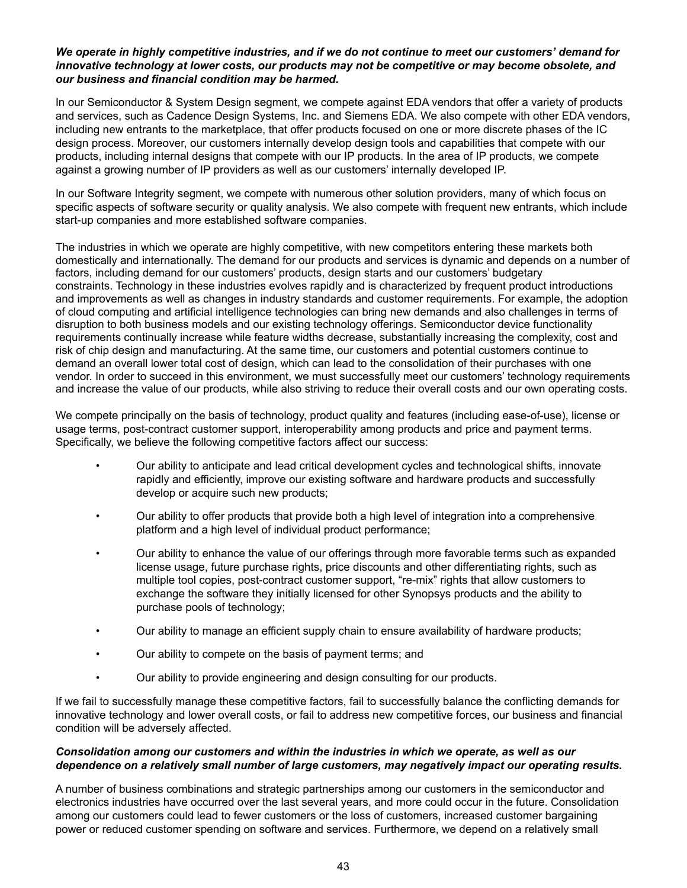***We operate in highly competitive industries, and if we do not continue to meet our customers' demand for innovative technology at lower costs, our products may not be competitive or may become obsolete, and our business and financial condition may be harmed.***

In our Semiconductor & System Design segment, we compete against EDA vendors that offer a variety of products and services, such as Cadence Design Systems, Inc. and Siemens EDA. We also compete with other EDA vendors, including new entrants to the marketplace, that offer products focused on one or more discrete phases of the IC design process. Moreover, our customers internally develop design tools and capabilities that compete with our products, including internal designs that compete with our IP products. In the area of IP products, we compete against a growing number of IP providers as well as our customers' internally developed IP.

In our Software Integrity segment, we compete with numerous other solution providers, many of which focus on specific aspects of software security or quality analysis. We also compete with frequent new entrants, which include start-up companies and more established software companies.

The industries in which we operate are highly competitive, with new competitors entering these markets both domestically and internationally. The demand for our products and services is dynamic and depends on a number of factors, including demand for our customers' products, design starts and our customers' budgetary constraints. Technology in these industries evolves rapidly and is characterized by frequent product introductions and improvements as well as changes in industry standards and customer requirements. For example, the adoption of cloud computing and artificial intelligence technologies can bring new demands and also challenges in terms of disruption to both business models and our existing technology offerings. Semiconductor device functionality requirements continually increase while feature widths decrease, substantially increasing the complexity, cost and risk of chip design and manufacturing. At the same time, our customers and potential customers continue to demand an overall lower total cost of design, which can lead to the consolidation of their purchases with one vendor. In order to succeed in this environment, we must successfully meet our customers' technology requirements and increase the value of our products, while also striving to reduce their overall costs and our own operating costs.

We compete principally on the basis of technology, product quality and features (including ease-of-use), license or usage terms, post-contract customer support, interoperability among products and price and payment terms. Specifically, we believe the following competitive factors affect our success:

- Our ability to anticipate and lead critical development cycles and technological shifts, innovate rapidly and efficiently, improve our existing software and hardware products and successfully develop or acquire such new products;
- Our ability to offer products that provide both a high level of integration into a comprehensive platform and a high level of individual product performance;
- Our ability to enhance the value of our offerings through more favorable terms such as expanded license usage, future purchase rights, price discounts and other differentiating rights, such as multiple tool copies, post-contract customer support, "re-mix" rights that allow customers to exchange the software they initially licensed for other Synopsys products and the ability to purchase pools of technology;
- Our ability to manage an efficient supply chain to ensure availability of hardware products;
- Our ability to compete on the basis of payment terms; and
- Our ability to provide engineering and design consulting for our products.

If we fail to successfully manage these competitive factors, fail to successfully balance the conflicting demands for innovative technology and lower overall costs, or fail to address new competitive forces, our business and financial condition will be adversely affected.

***Consolidation among our customers and within the industries in which we operate, as well as our dependence on a relatively small number of large customers, may negatively impact our operating results.***

A number of business combinations and strategic partnerships among our customers in the semiconductor and electronics industries have occurred over the last several years, and more could occur in the future. Consolidation among our customers could lead to fewer customers or the loss of customers, increased customer bargaining power or reduced customer spending on software and services. Furthermore, we depend on a relatively small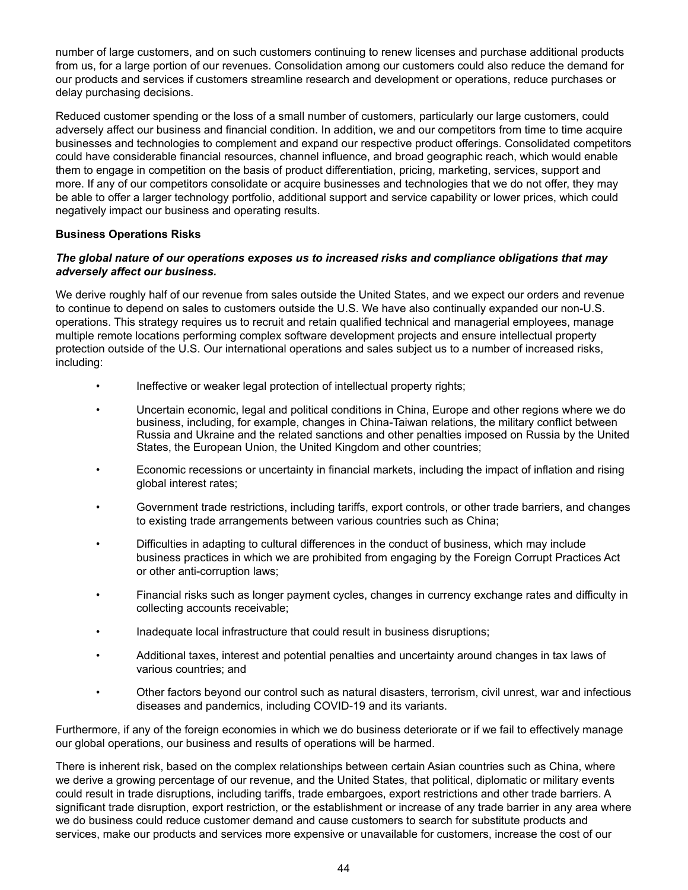number of large customers, and on such customers continuing to renew licenses and purchase additional products from us, for a large portion of our revenues. Consolidation among our customers could also reduce the demand for our products and services if customers streamline research and development or operations, reduce purchases or delay purchasing decisions.

Reduced customer spending or the loss of a small number of customers, particularly our large customers, could adversely affect our business and financial condition. In addition, we and our competitors from time to time acquire businesses and technologies to complement and expand our respective product offerings. Consolidated competitors could have considerable financial resources, channel influence, and broad geographic reach, which would enable them to engage in competition on the basis of product differentiation, pricing, marketing, services, support and more. If any of our competitors consolidate or acquire businesses and technologies that we do not offer, they may be able to offer a larger technology portfolio, additional support and service capability or lower prices, which could negatively impact our business and operating results.

**Business Operations Risks**

***The global nature of our operations exposes us to increased risks and compliance obligations that may adversely affect our business.***

We derive roughly half of our revenue from sales outside the United States, and we expect our orders and revenue to continue to depend on sales to customers outside the U.S. We have also continually expanded our non-U.S. operations. This strategy requires us to recruit and retain qualified technical and managerial employees, manage multiple remote locations performing complex software development projects and ensure intellectual property protection outside of the U.S. Our international operations and sales subject us to a number of increased risks, including:

- Ineffective or weaker legal protection of intellectual property rights;
- Uncertain economic, legal and political conditions in China, Europe and other regions where we do business, including, for example, changes in China-Taiwan relations, the military conflict between Russia and Ukraine and the related sanctions and other penalties imposed on Russia by the United States, the European Union, the United Kingdom and other countries;
- Economic recessions or uncertainty in financial markets, including the impact of inflation and rising global interest rates;
- Government trade restrictions, including tariffs, export controls, or other trade barriers, and changes to existing trade arrangements between various countries such as China;
- Difficulties in adapting to cultural differences in the conduct of business, which may include business practices in which we are prohibited from engaging by the Foreign Corrupt Practices Act or other anti-corruption laws;
- Financial risks such as longer payment cycles, changes in currency exchange rates and difficulty in collecting accounts receivable;
- Inadequate local infrastructure that could result in business disruptions;
- Additional taxes, interest and potential penalties and uncertainty around changes in tax laws of various countries; and
- Other factors beyond our control such as natural disasters, terrorism, civil unrest, war and infectious diseases and pandemics, including COVID-19 and its variants.

Furthermore, if any of the foreign economies in which we do business deteriorate or if we fail to effectively manage our global operations, our business and results of operations will be harmed.

There is inherent risk, based on the complex relationships between certain Asian countries such as China, where we derive a growing percentage of our revenue, and the United States, that political, diplomatic or military events could result in trade disruptions, including tariffs, trade embargoes, export restrictions and other trade barriers. A significant trade disruption, export restriction, or the establishment or increase of any trade barrier in any area where we do business could reduce customer demand and cause customers to search for substitute products and services, make our products and services more expensive or unavailable for customers, increase the cost of our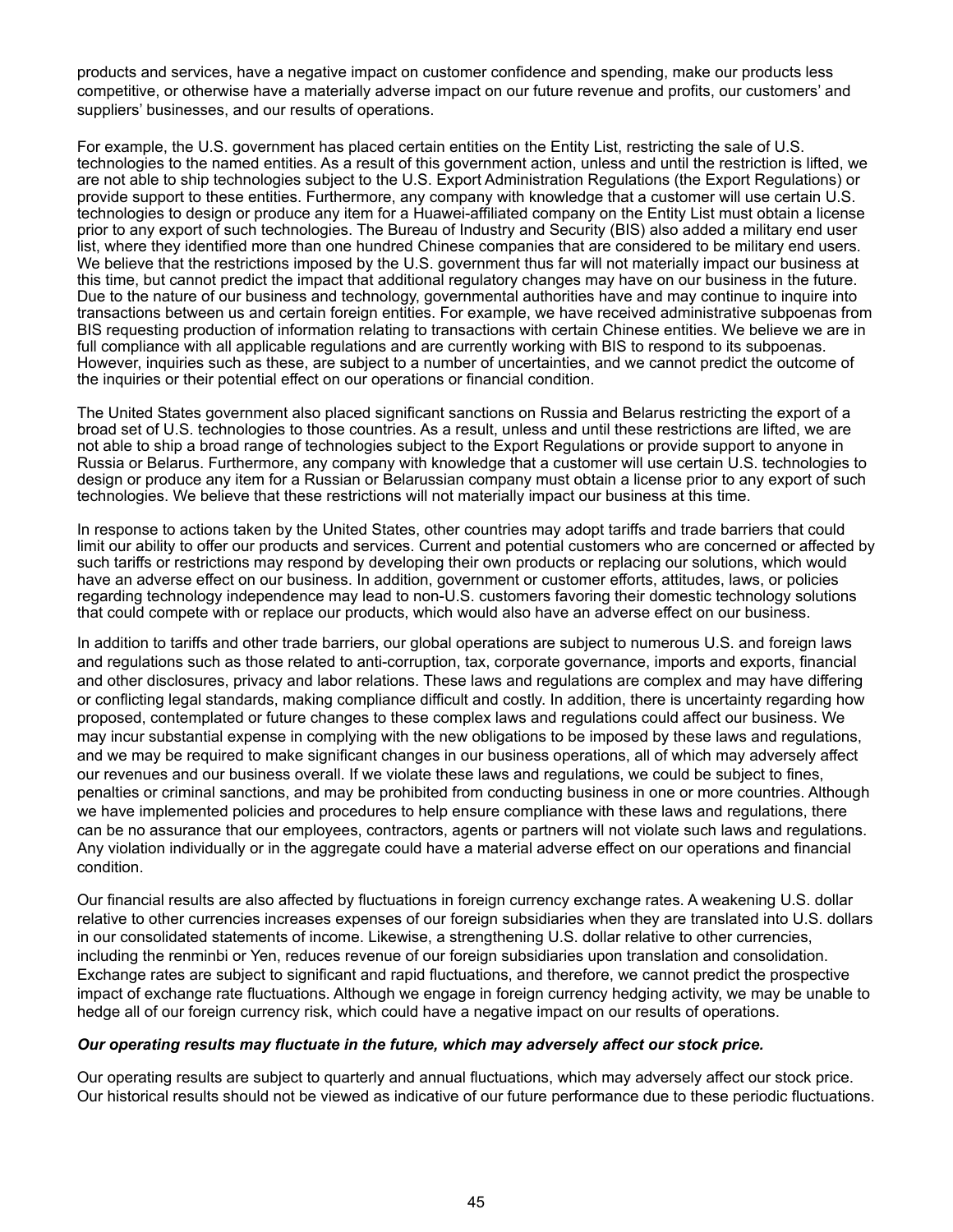products and services, have a negative impact on customer confidence and spending, make our products less competitive, or otherwise have a materially adverse impact on our future revenue and profits, our customers' and suppliers' businesses, and our results of operations.

For example, the U.S. government has placed certain entities on the Entity List, restricting the sale of U.S. technologies to the named entities. As a result of this government action, unless and until the restriction is lifted, we are not able to ship technologies subject to the U.S. Export Administration Regulations (the Export Regulations) or provide support to these entities. Furthermore, any company with knowledge that a customer will use certain U.S. technologies to design or produce any item for a Huawei-affiliated company on the Entity List must obtain a license prior to any export of such technologies. The Bureau of Industry and Security (BIS) also added a military end user list, where they identified more than one hundred Chinese companies that are considered to be military end users. We believe that the restrictions imposed by the U.S. government thus far will not materially impact our business at this time, but cannot predict the impact that additional regulatory changes may have on our business in the future. Due to the nature of our business and technology, governmental authorities have and may continue to inquire into transactions between us and certain foreign entities. For example, we have received administrative subpoenas from BIS requesting production of information relating to transactions with certain Chinese entities. We believe we are in full compliance with all applicable regulations and are currently working with BIS to respond to its subpoenas. However, inquiries such as these, are subject to a number of uncertainties, and we cannot predict the outcome of the inquiries or their potential effect on our operations or financial condition.

The United States government also placed significant sanctions on Russia and Belarus restricting the export of a broad set of U.S. technologies to those countries. As a result, unless and until these restrictions are lifted, we are not able to ship a broad range of technologies subject to the Export Regulations or provide support to anyone in Russia or Belarus. Furthermore, any company with knowledge that a customer will use certain U.S. technologies to design or produce any item for a Russian or Belarussian company must obtain a license prior to any export of such technologies. We believe that these restrictions will not materially impact our business at this time.

In response to actions taken by the United States, other countries may adopt tariffs and trade barriers that could limit our ability to offer our products and services. Current and potential customers who are concerned or affected by such tariffs or restrictions may respond by developing their own products or replacing our solutions, which would have an adverse effect on our business. In addition, government or customer efforts, attitudes, laws, or policies regarding technology independence may lead to non-U.S. customers favoring their domestic technology solutions that could compete with or replace our products, which would also have an adverse effect on our business.

In addition to tariffs and other trade barriers, our global operations are subject to numerous U.S. and foreign laws and regulations such as those related to anti-corruption, tax, corporate governance, imports and exports, financial and other disclosures, privacy and labor relations. These laws and regulations are complex and may have differing or conflicting legal standards, making compliance difficult and costly. In addition, there is uncertainty regarding how proposed, contemplated or future changes to these complex laws and regulations could affect our business. We may incur substantial expense in complying with the new obligations to be imposed by these laws and regulations, and we may be required to make significant changes in our business operations, all of which may adversely affect our revenues and our business overall. If we violate these laws and regulations, we could be subject to fines, penalties or criminal sanctions, and may be prohibited from conducting business in one or more countries. Although we have implemented policies and procedures to help ensure compliance with these laws and regulations, there can be no assurance that our employees, contractors, agents or partners will not violate such laws and regulations. Any violation individually or in the aggregate could have a material adverse effect on our operations and financial condition.

Our financial results are also affected by fluctuations in foreign currency exchange rates. A weakening U.S. dollar relative to other currencies increases expenses of our foreign subsidiaries when they are translated into U.S. dollars in our consolidated statements of income. Likewise, a strengthening U.S. dollar relative to other currencies, including the renminbi or Yen, reduces revenue of our foreign subsidiaries upon translation and consolidation. Exchange rates are subject to significant and rapid fluctuations, and therefore, we cannot predict the prospective impact of exchange rate fluctuations. Although we engage in foreign currency hedging activity, we may be unable to hedge all of our foreign currency risk, which could have a negative impact on our results of operations.

***Our operating results may fluctuate in the future, which may adversely affect our stock price.***

Our operating results are subject to quarterly and annual fluctuations, which may adversely affect our stock price. Our historical results should not be viewed as indicative of our future performance due to these periodic fluctuations.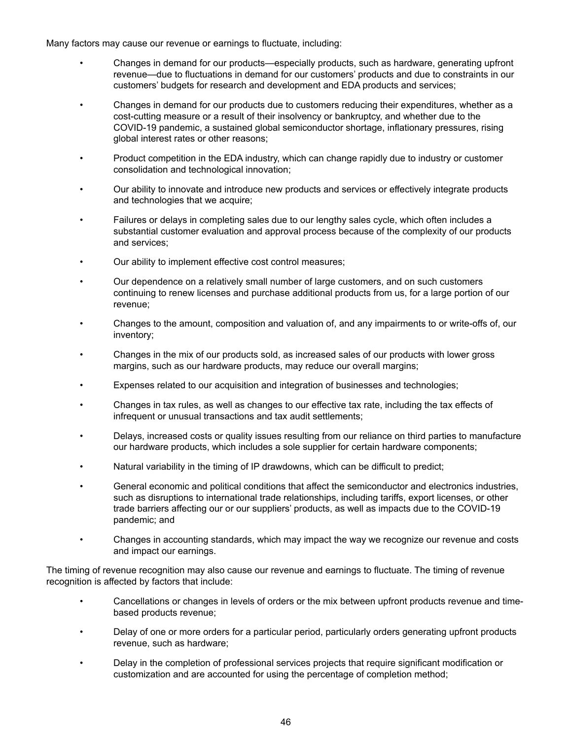Many factors may cause our revenue or earnings to fluctuate, including:

- Changes in demand for our products—especially products, such as hardware, generating upfront revenue—due to fluctuations in demand for our customers' products and due to constraints in our customers' budgets for research and development and EDA products and services;
- Changes in demand for our products due to customers reducing their expenditures, whether as a cost-cutting measure or a result of their insolvency or bankruptcy, and whether due to the COVID-19 pandemic, a sustained global semiconductor shortage, inflationary pressures, rising global interest rates or other reasons;
- Product competition in the EDA industry, which can change rapidly due to industry or customer consolidation and technological innovation;
- Our ability to innovate and introduce new products and services or effectively integrate products and technologies that we acquire;
- Failures or delays in completing sales due to our lengthy sales cycle, which often includes a substantial customer evaluation and approval process because of the complexity of our products and services;
- Our ability to implement effective cost control measures;
- Our dependence on a relatively small number of large customers, and on such customers continuing to renew licenses and purchase additional products from us, for a large portion of our revenue;
- Changes to the amount, composition and valuation of, and any impairments to or write-offs of, our inventory;
- Changes in the mix of our products sold, as increased sales of our products with lower gross margins, such as our hardware products, may reduce our overall margins;
- Expenses related to our acquisition and integration of businesses and technologies;
- Changes in tax rules, as well as changes to our effective tax rate, including the tax effects of infrequent or unusual transactions and tax audit settlements;
- Delays, increased costs or quality issues resulting from our reliance on third parties to manufacture our hardware products, which includes a sole supplier for certain hardware components;
- Natural variability in the timing of IP drawdowns, which can be difficult to predict;
- General economic and political conditions that affect the semiconductor and electronics industries, such as disruptions to international trade relationships, including tariffs, export licenses, or other trade barriers affecting our or our suppliers' products, as well as impacts due to the COVID-19 pandemic; and
- Changes in accounting standards, which may impact the way we recognize our revenue and costs and impact our earnings.

The timing of revenue recognition may also cause our revenue and earnings to fluctuate. The timing of revenue recognition is affected by factors that include:

- Cancellations or changes in levels of orders or the mix between upfront products revenue and time-based products revenue;
- Delay of one or more orders for a particular period, particularly orders generating upfront products revenue, such as hardware;
- Delay in the completion of professional services projects that require significant modification or customization and are accounted for using the percentage of completion method;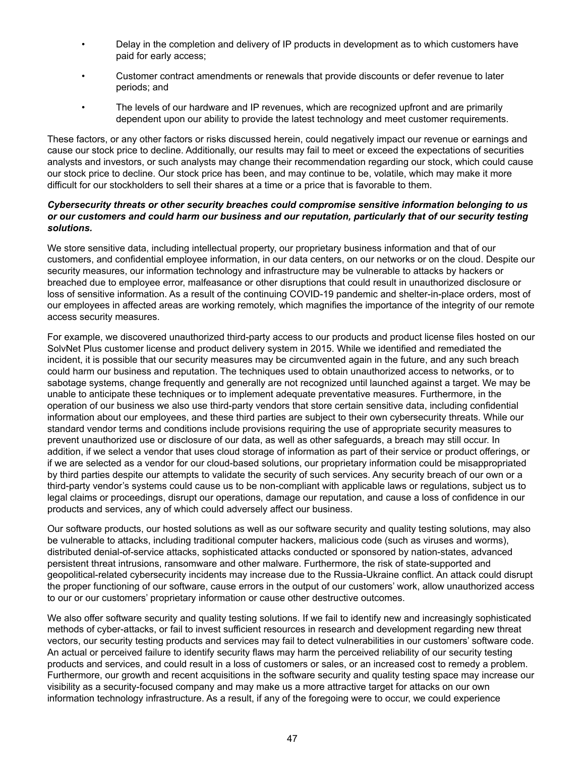- Delay in the completion and delivery of IP products in development as to which customers have paid for early access;
- Customer contract amendments or renewals that provide discounts or defer revenue to later periods; and
- The levels of our hardware and IP revenues, which are recognized upfront and are primarily dependent upon our ability to provide the latest technology and meet customer requirements.

These factors, or any other factors or risks discussed herein, could negatively impact our revenue or earnings and cause our stock price to decline. Additionally, our results may fail to meet or exceed the expectations of securities analysts and investors, or such analysts may change their recommendation regarding our stock, which could cause our stock price to decline. Our stock price has been, and may continue to be, volatile, which may make it more difficult for our stockholders to sell their shares at a time or a price that is favorable to them.

***Cybersecurity threats or other security breaches could compromise sensitive information belonging to us or our customers and could harm our business and our reputation, particularly that of our security testing solutions.***

We store sensitive data, including intellectual property, our proprietary business information and that of our customers, and confidential employee information, in our data centers, on our networks or on the cloud. Despite our security measures, our information technology and infrastructure may be vulnerable to attacks by hackers or breached due to employee error, malfeasance or other disruptions that could result in unauthorized disclosure or loss of sensitive information. As a result of the continuing COVID-19 pandemic and shelter-in-place orders, most of our employees in affected areas are working remotely, which magnifies the importance of the integrity of our remote access security measures.

For example, we discovered unauthorized third-party access to our products and product license files hosted on our SolvNet Plus customer license and product delivery system in 2015. While we identified and remediated the incident, it is possible that our security measures may be circumvented again in the future, and any such breach could harm our business and reputation. The techniques used to obtain unauthorized access to networks, or to sabotage systems, change frequently and generally are not recognized until launched against a target. We may be unable to anticipate these techniques or to implement adequate preventative measures. Furthermore, in the operation of our business we also use third-party vendors that store certain sensitive data, including confidential information about our employees, and these third parties are subject to their own cybersecurity threats. While our standard vendor terms and conditions include provisions requiring the use of appropriate security measures to prevent unauthorized use or disclosure of our data, as well as other safeguards, a breach may still occur. In addition, if we select a vendor that uses cloud storage of information as part of their service or product offerings, or if we are selected as a vendor for our cloud-based solutions, our proprietary information could be misappropriated by third parties despite our attempts to validate the security of such services. Any security breach of our own or a third-party vendor's systems could cause us to be non-compliant with applicable laws or regulations, subject us to legal claims or proceedings, disrupt our operations, damage our reputation, and cause a loss of confidence in our products and services, any of which could adversely affect our business.

Our software products, our hosted solutions as well as our software security and quality testing solutions, may also be vulnerable to attacks, including traditional computer hackers, malicious code (such as viruses and worms), distributed denial-of-service attacks, sophisticated attacks conducted or sponsored by nation-states, advanced persistent threat intrusions, ransomware and other malware. Furthermore, the risk of state-supported and geopolitical-related cybersecurity incidents may increase due to the Russia-Ukraine conflict. An attack could disrupt the proper functioning of our software, cause errors in the output of our customers' work, allow unauthorized access to our or our customers' proprietary information or cause other destructive outcomes.

We also offer software security and quality testing solutions. If we fail to identify new and increasingly sophisticated methods of cyber-attacks, or fail to invest sufficient resources in research and development regarding new threat vectors, our security testing products and services may fail to detect vulnerabilities in our customers' software code. An actual or perceived failure to identify security flaws may harm the perceived reliability of our security testing products and services, and could result in a loss of customers or sales, or an increased cost to remedy a problem. Furthermore, our growth and recent acquisitions in the software security and quality testing space may increase our visibility as a security-focused company and may make us a more attractive target for attacks on our own information technology infrastructure. As a result, if any of the foregoing were to occur, we could experience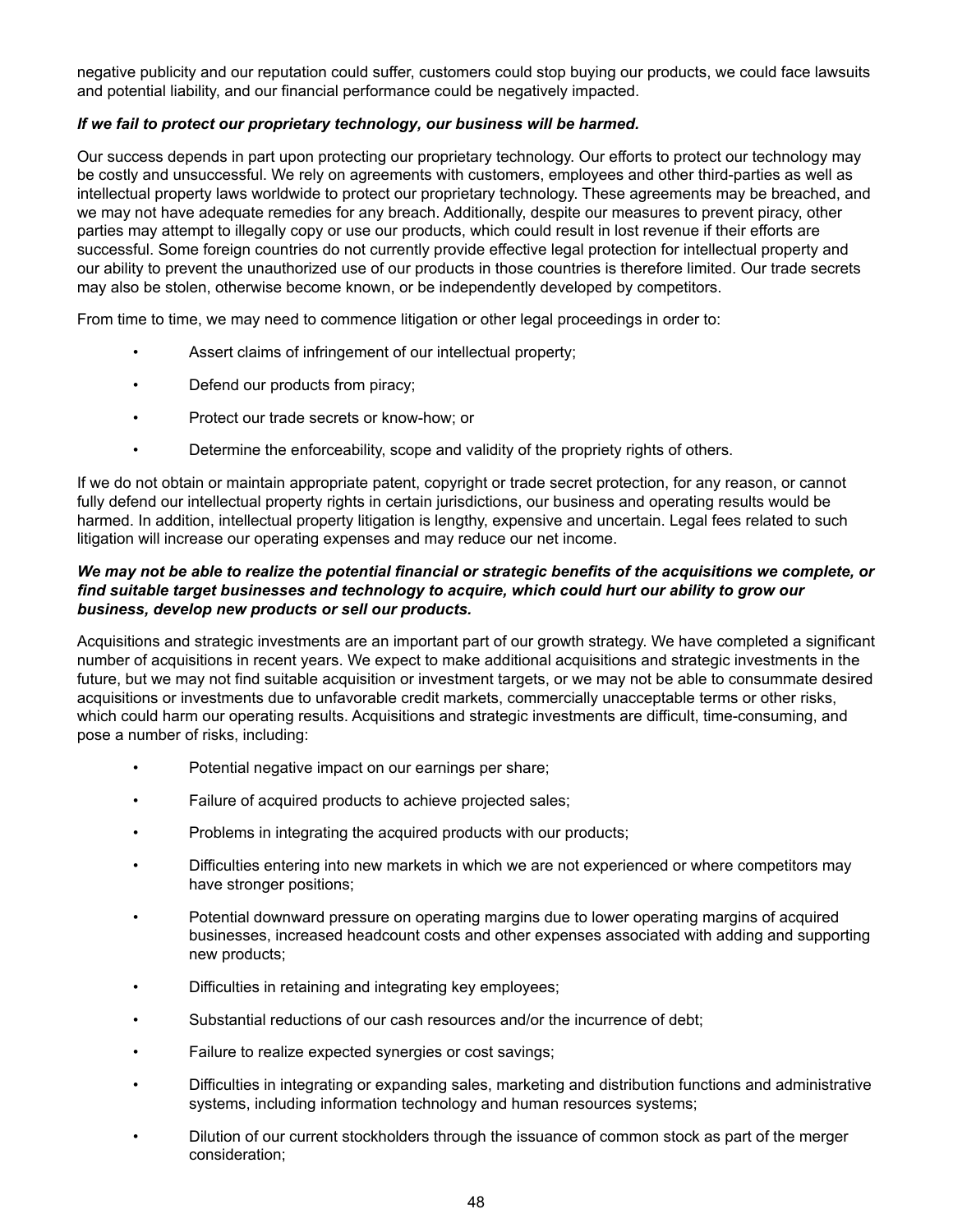negative publicity and our reputation could suffer, customers could stop buying our products, we could face lawsuits and potential liability, and our financial performance could be negatively impacted.

***If we fail to protect our proprietary technology, our business will be harmed.***

Our success depends in part upon protecting our proprietary technology. Our efforts to protect our technology may be costly and unsuccessful. We rely on agreements with customers, employees and other third-parties as well as intellectual property laws worldwide to protect our proprietary technology. These agreements may be breached, and we may not have adequate remedies for any breach. Additionally, despite our measures to prevent piracy, other parties may attempt to illegally copy or use our products, which could result in lost revenue if their efforts are successful. Some foreign countries do not currently provide effective legal protection for intellectual property and our ability to prevent the unauthorized use of our products in those countries is therefore limited. Our trade secrets may also be stolen, otherwise become known, or be independently developed by competitors.

From time to time, we may need to commence litigation or other legal proceedings in order to:

- Assert claims of infringement of our intellectual property;
- Defend our products from piracy;
- Protect our trade secrets or know-how; or
- Determine the enforceability, scope and validity of the propriety rights of others.

If we do not obtain or maintain appropriate patent, copyright or trade secret protection, for any reason, or cannot fully defend our intellectual property rights in certain jurisdictions, our business and operating results would be harmed. In addition, intellectual property litigation is lengthy, expensive and uncertain. Legal fees related to such litigation will increase our operating expenses and may reduce our net income.

***We may not be able to realize the potential financial or strategic benefits of the acquisitions we complete, or find suitable target businesses and technology to acquire, which could hurt our ability to grow our business, develop new products or sell our products.***

Acquisitions and strategic investments are an important part of our growth strategy. We have completed a significant number of acquisitions in recent years. We expect to make additional acquisitions and strategic investments in the future, but we may not find suitable acquisition or investment targets, or we may not be able to consummate desired acquisitions or investments due to unfavorable credit markets, commercially unacceptable terms or other risks, which could harm our operating results. Acquisitions and strategic investments are difficult, time-consuming, and pose a number of risks, including:

- Potential negative impact on our earnings per share;
- Failure of acquired products to achieve projected sales;
- Problems in integrating the acquired products with our products;
- Difficulties entering into new markets in which we are not experienced or where competitors may have stronger positions;
- Potential downward pressure on operating margins due to lower operating margins of acquired businesses, increased headcount costs and other expenses associated with adding and supporting new products;
- Difficulties in retaining and integrating key employees;
- Substantial reductions of our cash resources and/or the incurrence of debt;
- Failure to realize expected synergies or cost savings;
- Difficulties in integrating or expanding sales, marketing and distribution functions and administrative systems, including information technology and human resources systems;
- Dilution of our current stockholders through the issuance of common stock as part of the merger consideration;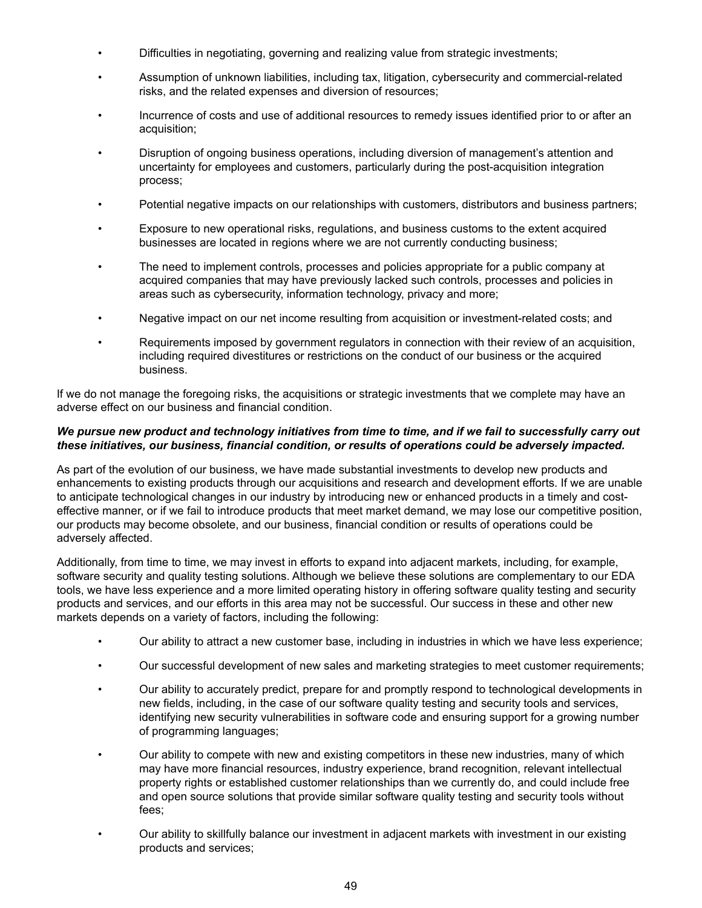- Difficulties in negotiating, governing and realizing value from strategic investments;
- Assumption of unknown liabilities, including tax, litigation, cybersecurity and commercial-related risks, and the related expenses and diversion of resources;
- Incurrence of costs and use of additional resources to remedy issues identified prior to or after an acquisition;
- Disruption of ongoing business operations, including diversion of management's attention and uncertainty for employees and customers, particularly during the post-acquisition integration process;
- Potential negative impacts on our relationships with customers, distributors and business partners;
- Exposure to new operational risks, regulations, and business customs to the extent acquired businesses are located in regions where we are not currently conducting business;
- The need to implement controls, processes and policies appropriate for a public company at acquired companies that may have previously lacked such controls, processes and policies in areas such as cybersecurity, information technology, privacy and more;
- Negative impact on our net income resulting from acquisition or investment-related costs; and
- Requirements imposed by government regulators in connection with their review of an acquisition, including required divestitures or restrictions on the conduct of our business or the acquired business.

If we do not manage the foregoing risks, the acquisitions or strategic investments that we complete may have an adverse effect on our business and financial condition.

***We pursue new product and technology initiatives from time to time, and if we fail to successfully carry out these initiatives, our business, financial condition, or results of operations could be adversely impacted.***

As part of the evolution of our business, we have made substantial investments to develop new products and enhancements to existing products through our acquisitions and research and development efforts. If we are unable to anticipate technological changes in our industry by introducing new or enhanced products in a timely and cost-effective manner, or if we fail to introduce products that meet market demand, we may lose our competitive position, our products may become obsolete, and our business, financial condition or results of operations could be adversely affected.

Additionally, from time to time, we may invest in efforts to expand into adjacent markets, including, for example, software security and quality testing solutions. Although we believe these solutions are complementary to our EDA tools, we have less experience and a more limited operating history in offering software quality testing and security products and services, and our efforts in this area may not be successful. Our success in these and other new markets depends on a variety of factors, including the following:

- Our ability to attract a new customer base, including in industries in which we have less experience;
- Our successful development of new sales and marketing strategies to meet customer requirements;
- Our ability to accurately predict, prepare for and promptly respond to technological developments in new fields, including, in the case of our software quality testing and security tools and services, identifying new security vulnerabilities in software code and ensuring support for a growing number of programming languages;
- Our ability to compete with new and existing competitors in these new industries, many of which may have more financial resources, industry experience, brand recognition, relevant intellectual property rights or established customer relationships than we currently do, and could include free and open source solutions that provide similar software quality testing and security tools without fees;
- Our ability to skillfully balance our investment in adjacent markets with investment in our existing products and services;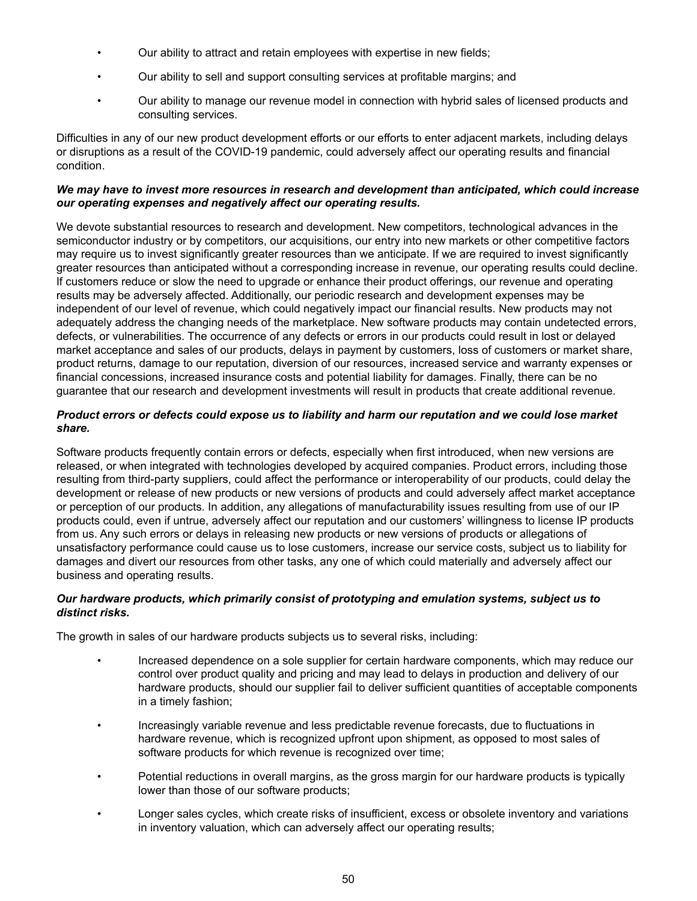- Our ability to attract and retain employees with expertise in new fields;
- Our ability to sell and support consulting services at profitable margins; and
- Our ability to manage our revenue model in connection with hybrid sales of licensed products and consulting services.

Difficulties in any of our new product development efforts or our efforts to enter adjacent markets, including delays or disruptions as a result of the COVID-19 pandemic, could adversely affect our operating results and financial condition.

***We may have to invest more resources in research and development than anticipated, which could increase our operating expenses and negatively affect our operating results.***

We devote substantial resources to research and development. New competitors, technological advances in the semiconductor industry or by competitors, our acquisitions, our entry into new markets or other competitive factors may require us to invest significantly greater resources than we anticipate. If we are required to invest significantly greater resources than anticipated without a corresponding increase in revenue, our operating results could decline. If customers reduce or slow the need to upgrade or enhance their product offerings, our revenue and operating results may be adversely affected. Additionally, our periodic research and development expenses may be independent of our level of revenue, which could negatively impact our financial results. New products may not adequately address the changing needs of the marketplace. New software products may contain undetected errors, defects, or vulnerabilities. The occurrence of any defects or errors in our products could result in lost or delayed market acceptance and sales of our products, delays in payment by customers, loss of customers or market share, product returns, damage to our reputation, diversion of our resources, increased service and warranty expenses or financial concessions, increased insurance costs and potential liability for damages. Finally, there can be no guarantee that our research and development investments will result in products that create additional revenue.

***Product errors or defects could expose us to liability and harm our reputation and we could lose market share.***

Software products frequently contain errors or defects, especially when first introduced, when new versions are released, or when integrated with technologies developed by acquired companies. Product errors, including those resulting from third-party suppliers, could affect the performance or interoperability of our products, could delay the development or release of new products or new versions of products and could adversely affect market acceptance or perception of our products. In addition, any allegations of manufacturability issues resulting from use of our IP products could, even if untrue, adversely affect our reputation and our customers' willingness to license IP products from us. Any such errors or delays in releasing new products or new versions of products or allegations of unsatisfactory performance could cause us to lose customers, increase our service costs, subject us to liability for damages and divert our resources from other tasks, any one of which could materially and adversely affect our business and operating results.

***Our hardware products, which primarily consist of prototyping and emulation systems, subject us to distinct risks.***

The growth in sales of our hardware products subjects us to several risks, including:

- Increased dependence on a sole supplier for certain hardware components, which may reduce our control over product quality and pricing and may lead to delays in production and delivery of our hardware products, should our supplier fail to deliver sufficient quantities of acceptable components in a timely fashion;
- Increasingly variable revenue and less predictable revenue forecasts, due to fluctuations in hardware revenue, which is recognized upfront upon shipment, as opposed to most sales of software products for which revenue is recognized over time;
- Potential reductions in overall margins, as the gross margin for our hardware products is typically lower than those of our software products;
- Longer sales cycles, which create risks of insufficient, excess or obsolete inventory and variations in inventory valuation, which can adversely affect our operating results;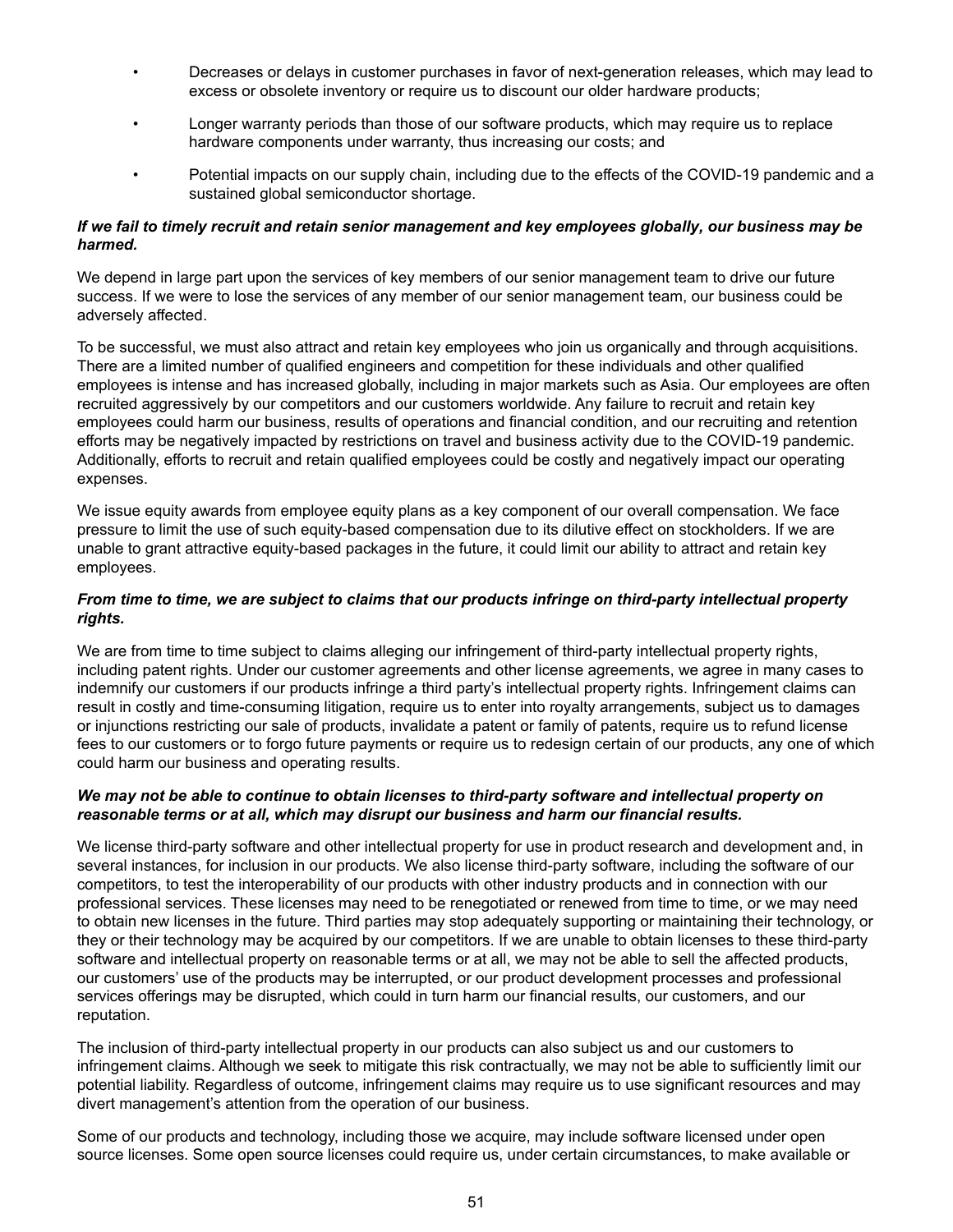- Decreases or delays in customer purchases in favor of next-generation releases, which may lead to excess or obsolete inventory or require us to discount our older hardware products;
- Longer warranty periods than those of our software products, which may require us to replace hardware components under warranty, thus increasing our costs; and
- Potential impacts on our supply chain, including due to the effects of the COVID-19 pandemic and a sustained global semiconductor shortage.

***If we fail to timely recruit and retain senior management and key employees globally, our business may be harmed.***

We depend in large part upon the services of key members of our senior management team to drive our future success. If we were to lose the services of any member of our senior management team, our business could be adversely affected.

To be successful, we must also attract and retain key employees who join us organically and through acquisitions. There are a limited number of qualified engineers and competition for these individuals and other qualified employees is intense and has increased globally, including in major markets such as Asia. Our employees are often recruited aggressively by our competitors and our customers worldwide. Any failure to recruit and retain key employees could harm our business, results of operations and financial condition, and our recruiting and retention efforts may be negatively impacted by restrictions on travel and business activity due to the COVID-19 pandemic. Additionally, efforts to recruit and retain qualified employees could be costly and negatively impact our operating expenses.

We issue equity awards from employee equity plans as a key component of our overall compensation. We face pressure to limit the use of such equity-based compensation due to its dilutive effect on stockholders. If we are unable to grant attractive equity-based packages in the future, it could limit our ability to attract and retain key employees.

***From time to time, we are subject to claims that our products infringe on third-party intellectual property rights.***

We are from time to time subject to claims alleging our infringement of third-party intellectual property rights, including patent rights. Under our customer agreements and other license agreements, we agree in many cases to indemnify our customers if our products infringe a third party's intellectual property rights. Infringement claims can result in costly and time-consuming litigation, require us to enter into royalty arrangements, subject us to damages or injunctions restricting our sale of products, invalidate a patent or family of patents, require us to refund license fees to our customers or to forgo future payments or require us to redesign certain of our products, any one of which could harm our business and operating results.

***We may not be able to continue to obtain licenses to third-party software and intellectual property on reasonable terms or at all, which may disrupt our business and harm our financial results.***

We license third-party software and other intellectual property for use in product research and development and, in several instances, for inclusion in our products. We also license third-party software, including the software of our competitors, to test the interoperability of our products with other industry products and in connection with our professional services. These licenses may need to be renegotiated or renewed from time to time, or we may need to obtain new licenses in the future. Third parties may stop adequately supporting or maintaining their technology, or they or their technology may be acquired by our competitors. If we are unable to obtain licenses to these third-party software and intellectual property on reasonable terms or at all, we may not be able to sell the affected products, our customers' use of the products may be interrupted, or our product development processes and professional services offerings may be disrupted, which could in turn harm our financial results, our customers, and our reputation.

The inclusion of third-party intellectual property in our products can also subject us and our customers to infringement claims. Although we seek to mitigate this risk contractually, we may not be able to sufficiently limit our potential liability. Regardless of outcome, infringement claims may require us to use significant resources and may divert management's attention from the operation of our business.

Some of our products and technology, including those we acquire, may include software licensed under open source licenses. Some open source licenses could require us, under certain circumstances, to make available or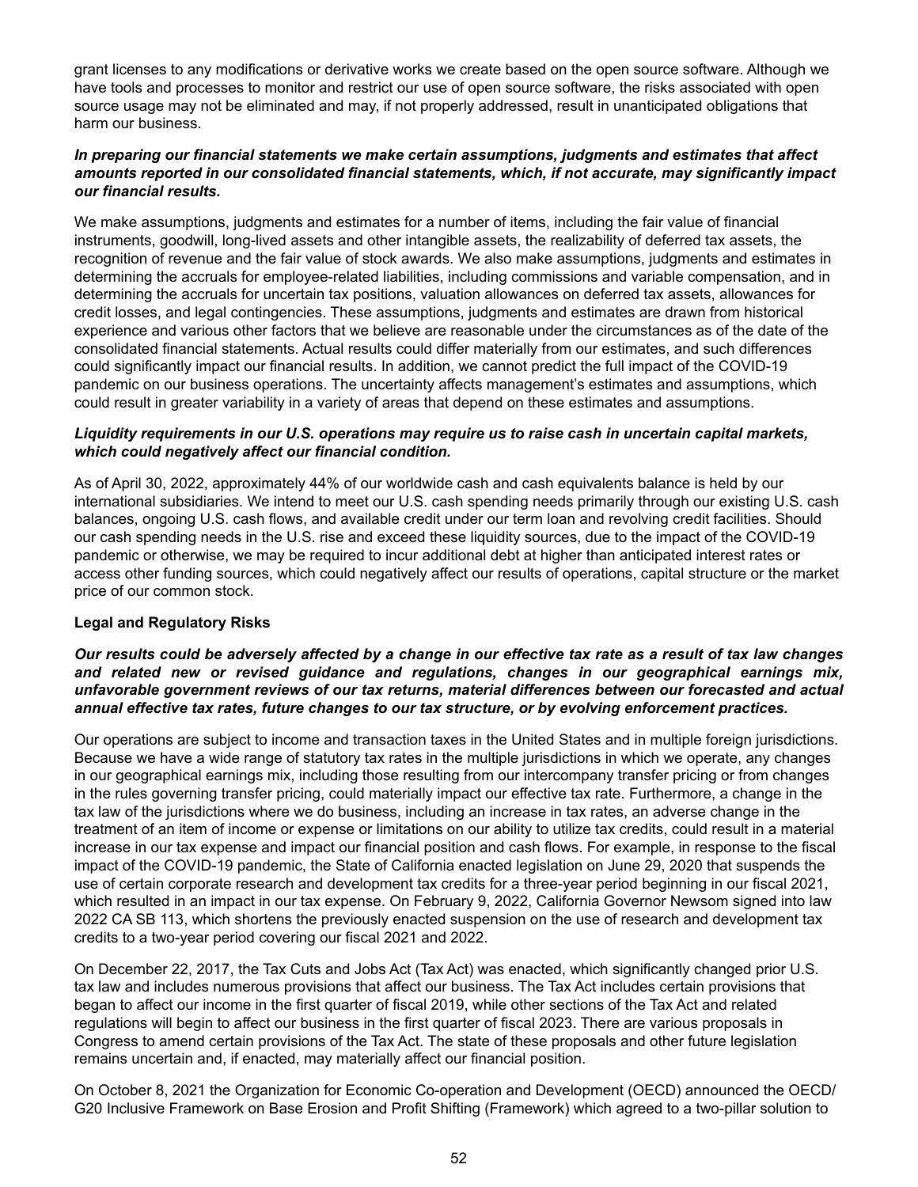grant licenses to any modifications or derivative works we create based on the open source software. Although we have tools and processes to monitor and restrict our use of open source software, the risks associated with open source usage may not be eliminated and may, if not properly addressed, result in unanticipated obligations that harm our business.

***In preparing our financial statements we make certain assumptions, judgments and estimates that affect amounts reported in our consolidated financial statements, which, if not accurate, may significantly impact our financial results.***

We make assumptions, judgments and estimates for a number of items, including the fair value of financial instruments, goodwill, long-lived assets and other intangible assets, the realizability of deferred tax assets, the recognition of revenue and the fair value of stock awards. We also make assumptions, judgments and estimates in determining the accruals for employee-related liabilities, including commissions and variable compensation, and in determining the accruals for uncertain tax positions, valuation allowances on deferred tax assets, allowances for credit losses, and legal contingencies. These assumptions, judgments and estimates are drawn from historical experience and various other factors that we believe are reasonable under the circumstances as of the date of the consolidated financial statements. Actual results could differ materially from our estimates, and such differences could significantly impact our financial results. In addition, we cannot predict the full impact of the COVID-19 pandemic on our business operations. The uncertainty affects management's estimates and assumptions, which could result in greater variability in a variety of areas that depend on these estimates and assumptions.

***Liquidity requirements in our U.S. operations may require us to raise cash in uncertain capital markets, which could negatively affect our financial condition.***

As of April 30, 2022, approximately 44% of our worldwide cash and cash equivalents balance is held by our international subsidiaries. We intend to meet our U.S. cash spending needs primarily through our existing U.S. cash balances, ongoing U.S. cash flows, and available credit under our term loan and revolving credit facilities. Should our cash spending needs in the U.S. rise and exceed these liquidity sources, due to the impact of the COVID-19 pandemic or otherwise, we may be required to incur additional debt at higher than anticipated interest rates or access other funding sources, which could negatively affect our results of operations, capital structure or the market price of our common stock.

**Legal and Regulatory Risks**

***Our results could be adversely affected by a change in our effective tax rate as a result of tax law changes and related new or revised guidance and regulations, changes in our geographical earnings mix, unfavorable government reviews of our tax returns, material differences between our forecasted and actual annual effective tax rates, future changes to our tax structure, or by evolving enforcement practices.***

Our operations are subject to income and transaction taxes in the United States and in multiple foreign jurisdictions. Because we have a wide range of statutory tax rates in the multiple jurisdictions in which we operate, any changes in our geographical earnings mix, including those resulting from our intercompany transfer pricing or from changes in the rules governing transfer pricing, could materially impact our effective tax rate. Furthermore, a change in the tax law of the jurisdictions where we do business, including an increase in tax rates, an adverse change in the treatment of an item of income or expense or limitations on our ability to utilize tax credits, could result in a material increase in our tax expense and impact our financial position and cash flows. For example, in response to the fiscal impact of the COVID-19 pandemic, the State of California enacted legislation on June 29, 2020 that suspends the use of certain corporate research and development tax credits for a three-year period beginning in our fiscal 2021, which resulted in an impact in our tax expense. On February 9, 2022, California Governor Newsom signed into law 2022 CA SB 113, which shortens the previously enacted suspension on the use of research and development tax credits to a two-year period covering our fiscal 2021 and 2022.

On December 22, 2017, the Tax Cuts and Jobs Act (Tax Act) was enacted, which significantly changed prior U.S. tax law and includes numerous provisions that affect our business. The Tax Act includes certain provisions that began to affect our income in the first quarter of fiscal 2019, while other sections of the Tax Act and related regulations will begin to affect our business in the first quarter of fiscal 2023. There are various proposals in Congress to amend certain provisions of the Tax Act. The state of these proposals and other future legislation remains uncertain and, if enacted, may materially affect our financial position.

On October 8, 2021 the Organization for Economic Co-operation and Development (OECD) announced the OECD/G20 Inclusive Framework on Base Erosion and Profit Shifting (Framework) which agreed to a two-pillar solution to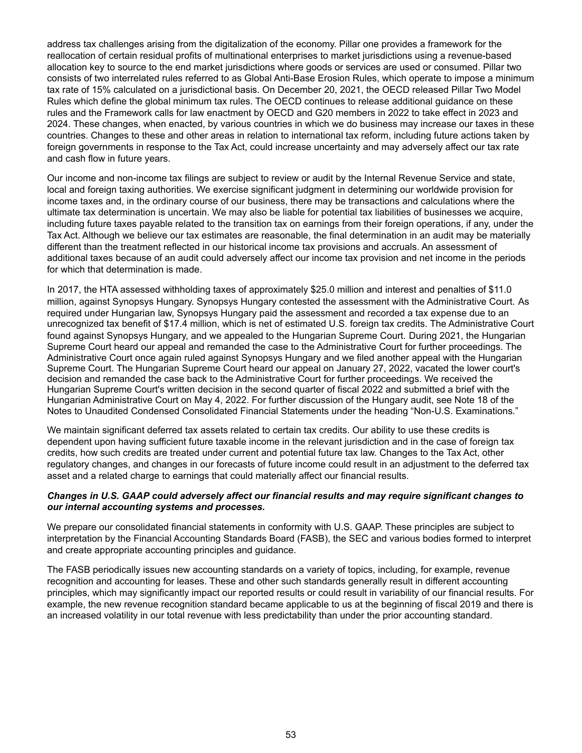address tax challenges arising from the digitalization of the economy. Pillar one provides a framework for the reallocation of certain residual profits of multinational enterprises to market jurisdictions using a revenue-based allocation key to source to the end market jurisdictions where goods or services are used or consumed. Pillar two consists of two interrelated rules referred to as Global Anti-Base Erosion Rules, which operate to impose a minimum tax rate of 15% calculated on a jurisdictional basis. On December 20, 2021, the OECD released Pillar Two Model Rules which define the global minimum tax rules. The OECD continues to release additional guidance on these rules and the Framework calls for law enactment by OECD and G20 members in 2022 to take effect in 2023 and 2024. These changes, when enacted, by various countries in which we do business may increase our taxes in these countries. Changes to these and other areas in relation to international tax reform, including future actions taken by foreign governments in response to the Tax Act, could increase uncertainty and may adversely affect our tax rate and cash flow in future years.

Our income and non-income tax filings are subject to review or audit by the Internal Revenue Service and state, local and foreign taxing authorities. We exercise significant judgment in determining our worldwide provision for income taxes and, in the ordinary course of our business, there may be transactions and calculations where the ultimate tax determination is uncertain. We may also be liable for potential tax liabilities of businesses we acquire, including future taxes payable related to the transition tax on earnings from their foreign operations, if any, under the Tax Act. Although we believe our tax estimates are reasonable, the final determination in an audit may be materially different than the treatment reflected in our historical income tax provisions and accruals. An assessment of additional taxes because of an audit could adversely affect our income tax provision and net income in the periods for which that determination is made.

In 2017, the HTA assessed withholding taxes of approximately $25.0 million and interest and penalties of $11.0 million, against Synopsys Hungary. Synopsys Hungary contested the assessment with the Administrative Court. As required under Hungarian law, Synopsys Hungary paid the assessment and recorded a tax expense due to an unrecognized tax benefit of $17.4 million, which is net of estimated U.S. foreign tax credits. The Administrative Court found against Synopsys Hungary, and we appealed to the Hungarian Supreme Court. During 2021, the Hungarian Supreme Court heard our appeal and remanded the case to the Administrative Court for further proceedings. The Administrative Court once again ruled against Synopsys Hungary and we filed another appeal with the Hungarian Supreme Court. The Hungarian Supreme Court heard our appeal on January 27, 2022, vacated the lower court's decision and remanded the case back to the Administrative Court for further proceedings. We received the Hungarian Supreme Court's written decision in the second quarter of fiscal 2022 and submitted a brief with the Hungarian Administrative Court on May 4, 2022. For further discussion of the Hungary audit, see Note 18 of the Notes to Unaudited Condensed Consolidated Financial Statements under the heading "Non-U.S. Examinations."

We maintain significant deferred tax assets related to certain tax credits. Our ability to use these credits is dependent upon having sufficient future taxable income in the relevant jurisdiction and in the case of foreign tax credits, how such credits are treated under current and potential future tax law. Changes to the Tax Act, other regulatory changes, and changes in our forecasts of future income could result in an adjustment to the deferred tax asset and a related charge to earnings that could materially affect our financial results.

***Changes in U.S. GAAP could adversely affect our financial results and may require significant changes to our internal accounting systems and processes.***

We prepare our consolidated financial statements in conformity with U.S. GAAP. These principles are subject to interpretation by the Financial Accounting Standards Board (FASB), the SEC and various bodies formed to interpret and create appropriate accounting principles and guidance.

The FASB periodically issues new accounting standards on a variety of topics, including, for example, revenue recognition and accounting for leases. These and other such standards generally result in different accounting principles, which may significantly impact our reported results or could result in variability of our financial results. For example, the new revenue recognition standard became applicable to us at the beginning of fiscal 2019 and there is an increased volatility in our total revenue with less predictability than under the prior accounting standard.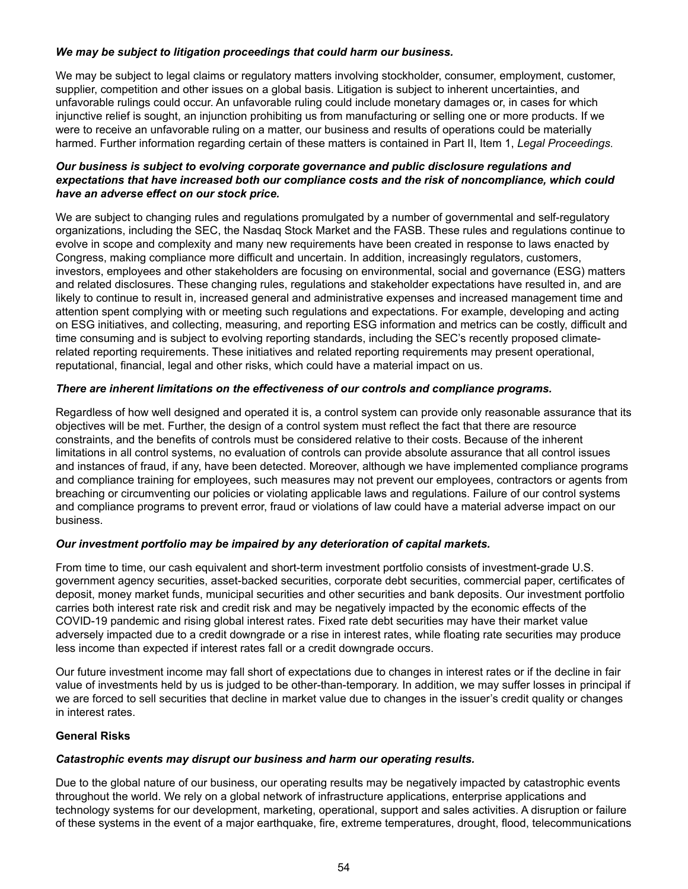***We may be subject to litigation proceedings that could harm our business.***

We may be subject to legal claims or regulatory matters involving stockholder, consumer, employment, customer, supplier, competition and other issues on a global basis. Litigation is subject to inherent uncertainties, and unfavorable rulings could occur. An unfavorable ruling could include monetary damages or, in cases for which injunctive relief is sought, an injunction prohibiting us from manufacturing or selling one or more products. If we were to receive an unfavorable ruling on a matter, our business and results of operations could be materially harmed. Further information regarding certain of these matters is contained in Part II, Item 1, *Legal Proceedings*.

***Our business is subject to evolving corporate governance and public disclosure regulations and expectations that have increased both our compliance costs and the risk of noncompliance, which could have an adverse effect on our stock price.***

We are subject to changing rules and regulations promulgated by a number of governmental and self-regulatory organizations, including the SEC, the Nasdaq Stock Market and the FASB. These rules and regulations continue to evolve in scope and complexity and many new requirements have been created in response to laws enacted by Congress, making compliance more difficult and uncertain. In addition, increasingly regulators, customers, investors, employees and other stakeholders are focusing on environmental, social and governance (ESG) matters and related disclosures. These changing rules, regulations and stakeholder expectations have resulted in, and are likely to continue to result in, increased general and administrative expenses and increased management time and attention spent complying with or meeting such regulations and expectations. For example, developing and acting on ESG initiatives, and collecting, measuring, and reporting ESG information and metrics can be costly, difficult and time consuming and is subject to evolving reporting standards, including the SEC's recently proposed climate-related reporting requirements. These initiatives and related reporting requirements may present operational, reputational, financial, legal and other risks, which could have a material impact on us.

***There are inherent limitations on the effectiveness of our controls and compliance programs.***

Regardless of how well designed and operated it is, a control system can provide only reasonable assurance that its objectives will be met. Further, the design of a control system must reflect the fact that there are resource constraints, and the benefits of controls must be considered relative to their costs. Because of the inherent limitations in all control systems, no evaluation of controls can provide absolute assurance that all control issues and instances of fraud, if any, have been detected. Moreover, although we have implemented compliance programs and compliance training for employees, such measures may not prevent our employees, contractors or agents from breaching or circumventing our policies or violating applicable laws and regulations. Failure of our control systems and compliance programs to prevent error, fraud or violations of law could have a material adverse impact on our business.

***Our investment portfolio may be impaired by any deterioration of capital markets.***

From time to time, our cash equivalent and short-term investment portfolio consists of investment-grade U.S. government agency securities, asset-backed securities, corporate debt securities, commercial paper, certificates of deposit, money market funds, municipal securities and other securities and bank deposits. Our investment portfolio carries both interest rate risk and credit risk and may be negatively impacted by the economic effects of the COVID-19 pandemic and rising global interest rates. Fixed rate debt securities may have their market value adversely impacted due to a credit downgrade or a rise in interest rates, while floating rate securities may produce less income than expected if interest rates fall or a credit downgrade occurs.

Our future investment income may fall short of expectations due to changes in interest rates or if the decline in fair value of investments held by us is judged to be other-than-temporary. In addition, we may suffer losses in principal if we are forced to sell securities that decline in market value due to changes in the issuer's credit quality or changes in interest rates.

**General Risks**

***Catastrophic events may disrupt our business and harm our operating results.***

Due to the global nature of our business, our operating results may be negatively impacted by catastrophic events throughout the world. We rely on a global network of infrastructure applications, enterprise applications and technology systems for our development, marketing, operational, support and sales activities. A disruption or failure of these systems in the event of a major earthquake, fire, extreme temperatures, drought, flood, telecommunications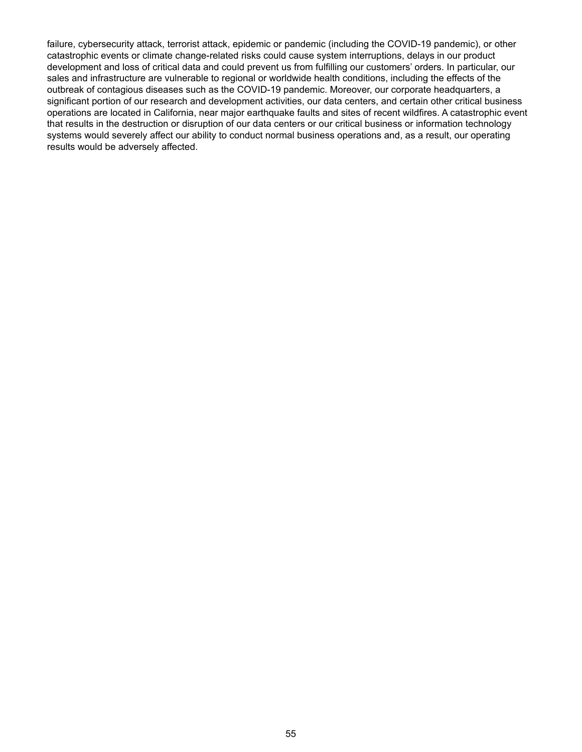failure, cybersecurity attack, terrorist attack, epidemic or pandemic (including the COVID-19 pandemic), or other catastrophic events or climate change-related risks could cause system interruptions, delays in our product development and loss of critical data and could prevent us from fulfilling our customers' orders. In particular, our sales and infrastructure are vulnerable to regional or worldwide health conditions, including the effects of the outbreak of contagious diseases such as the COVID-19 pandemic. Moreover, our corporate headquarters, a significant portion of our research and development activities, our data centers, and certain other critical business operations are located in California, near major earthquake faults and sites of recent wildfires. A catastrophic event that results in the destruction or disruption of our data centers or our critical business or information technology systems would severely affect our ability to conduct normal business operations and, as a result, our operating results would be adversely affected.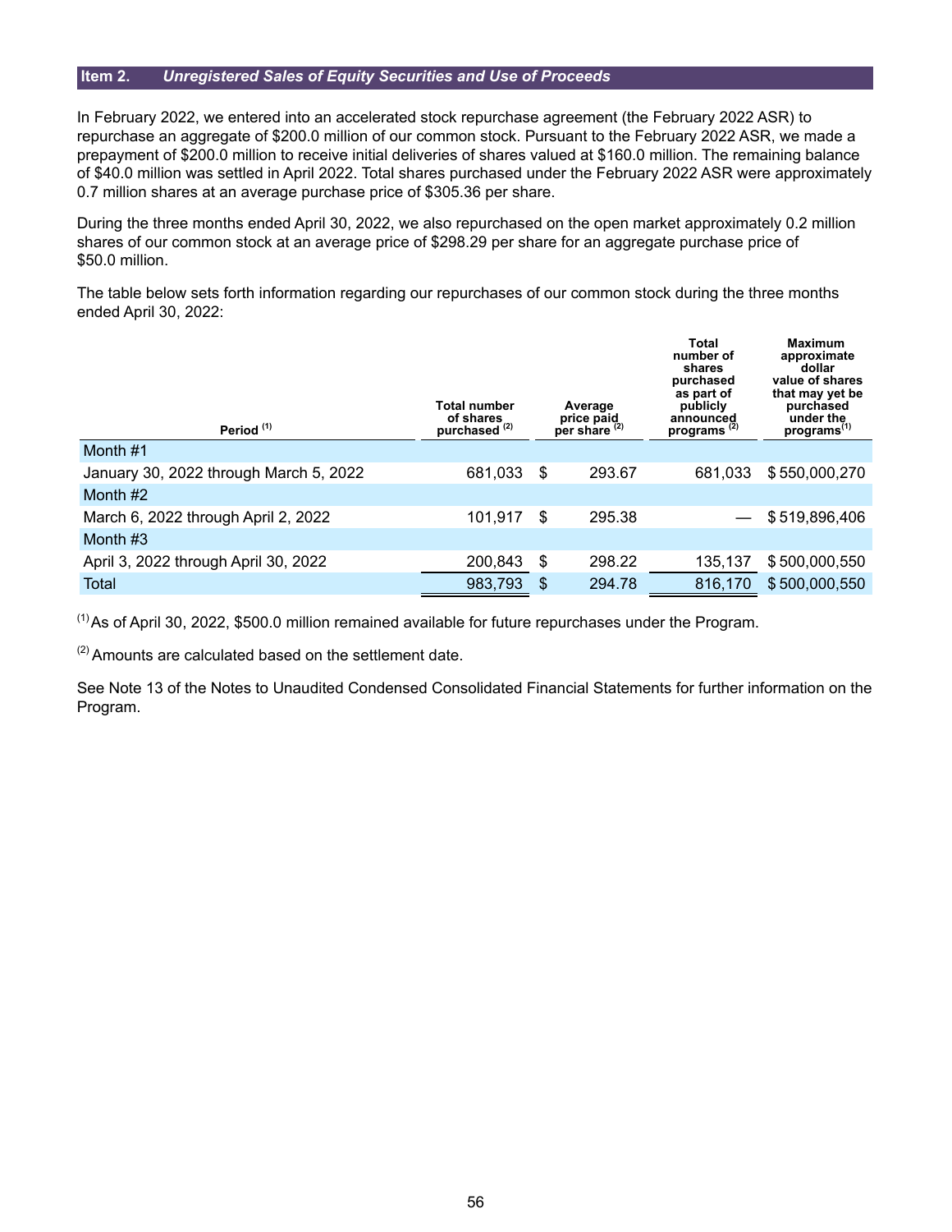## Item 2. *Unregistered Sales of Equity Securities and Use of Proceeds*

In February 2022, we entered into an accelerated stock repurchase agreement (the February 2022 ASR) to repurchase an aggregate of $200.0 million of our common stock. Pursuant to the February 2022 ASR, we made a prepayment of $200.0 million to receive initial deliveries of shares valued at $160.0 million. The remaining balance of $40.0 million was settled in April 2022. Total shares purchased under the February 2022 ASR were approximately 0.7 million shares at an average purchase price of $305.36 per share.

During the three months ended April 30, 2022, we also repurchased on the open market approximately 0.2 million shares of our common stock at an average price of $298.29 per share for an aggregate purchase price of $50.0 million.

The table below sets forth information regarding our repurchases of our common stock during the three months ended April 30, 2022:

| Period [(1)] | Total number of shares purchased [(2)] | Average price paid per share [(2)] | Total number of shares purchased as part of publicly announced programs [(2)] | Maximum approximate dollar value of shares that may yet be purchased under the programs[(1)] |
|---|---|---|---|---|
| Month #1 | | | | |
| January 30, 2022 through March 5, 2022 | 681,033 | $ 293.67 | 681,033 | $ 550,000,270 |
| Month #2 | | | | |
| March 6, 2022 through April 2, 2022 | 101,917 | $ 295.38 | — | $ 519,896,406 |
| Month #3 | | | | |
| April 3, 2022 through April 30, 2022 | 200,843 | $ 298.22 | 135,137 | $ 500,000,550 |
| Total | 983,793 | $ 294.78 | 816,170 | $ 500,000,550 |

(1) As of April 30, 2022, $500.0 million remained available for future repurchases under the Program.

(2) Amounts are calculated based on the settlement date.

See Note 13 of the Notes to Unaudited Condensed Consolidated Financial Statements for further information on the Program.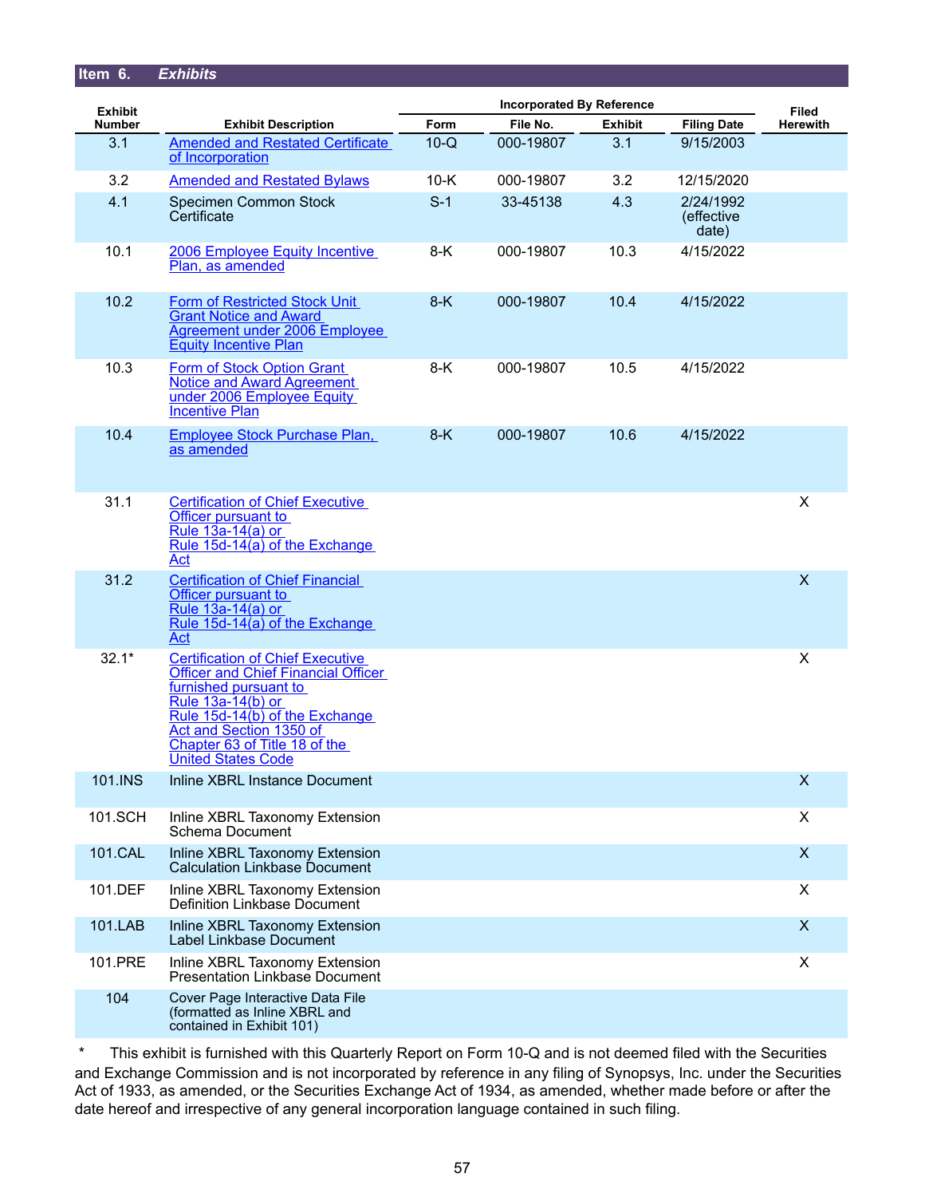## Item 6. *Exhibits*

| Exhibit Number | Exhibit Description | Incorporated By Reference | | | | Filed Herewith |
|---|---|---|---|---|---|---|
| | | Form | File No. | Exhibit | Filing Date | |
| 3.1 | Amended and Restated Certificate of Incorporation | 10-Q | 000-19807 | 3.1 | 9/15/2003 | |
| 3.2 | Amended and Restated Bylaws | 10-K | 000-19807 | 3.2 | 12/15/2020 | |
| 4.1 | Specimen Common Stock Certificate | S-1 | 33-45138 | 4.3 | 2/24/1992 (effective date) | |
| 10.1 | 2006 Employee Equity Incentive Plan, as amended | 8-K | 000-19807 | 10.3 | 4/15/2022 | |
| 10.2 | Form of Restricted Stock Unit Grant Notice and Award Agreement under 2006 Employee Equity Incentive Plan | 8-K | 000-19807 | 10.4 | 4/15/2022 | |
| 10.3 | Form of Stock Option Grant Notice and Award Agreement under 2006 Employee Equity Incentive Plan | 8-K | 000-19807 | 10.5 | 4/15/2022 | |
| 10.4 | Employee Stock Purchase Plan, as amended | 8-K | 000-19807 | 10.6 | 4/15/2022 | |
| 31.1 | Certification of Chief Executive Officer pursuant to Rule 13a-14(a) or Rule 15d-14(a) of the Exchange Act | | | | | X |
| 31.2 | Certification of Chief Financial Officer pursuant to Rule 13a-14(a) or Rule 15d-14(a) of the Exchange Act | | | | | X |
| 32.1* | Certification of Chief Executive Officer and Chief Financial Officer furnished pursuant to Rule 13a-14(b) or Rule 15d-14(b) of the Exchange Act and Section 1350 of Chapter 63 of Title 18 of the United States Code | | | | | X |
| 101.INS | Inline XBRL Instance Document | | | | | X |
| 101.SCH | Inline XBRL Taxonomy Extension Schema Document | | | | | X |
| 101.CAL | Inline XBRL Taxonomy Extension Calculation Linkbase Document | | | | | X |
| 101.DEF | Inline XBRL Taxonomy Extension Definition Linkbase Document | | | | | X |
| 101.LAB | Inline XBRL Taxonomy Extension Label Linkbase Document | | | | | X |
| 101.PRE | Inline XBRL Taxonomy Extension Presentation Linkbase Document | | | | | X |
| 104 | Cover Page Interactive Data File (formatted as Inline XBRL and contained in Exhibit 101) | | | | | |

\* This exhibit is furnished with this Quarterly Report on Form 10-Q and is not deemed filed with the Securities and Exchange Commission and is not incorporated by reference in any filing of Synopsys, Inc. under the Securities Act of 1933, as amended, or the Securities Exchange Act of 1934, as amended, whether made before or after the date hereof and irrespective of any general incorporation language contained in such filing.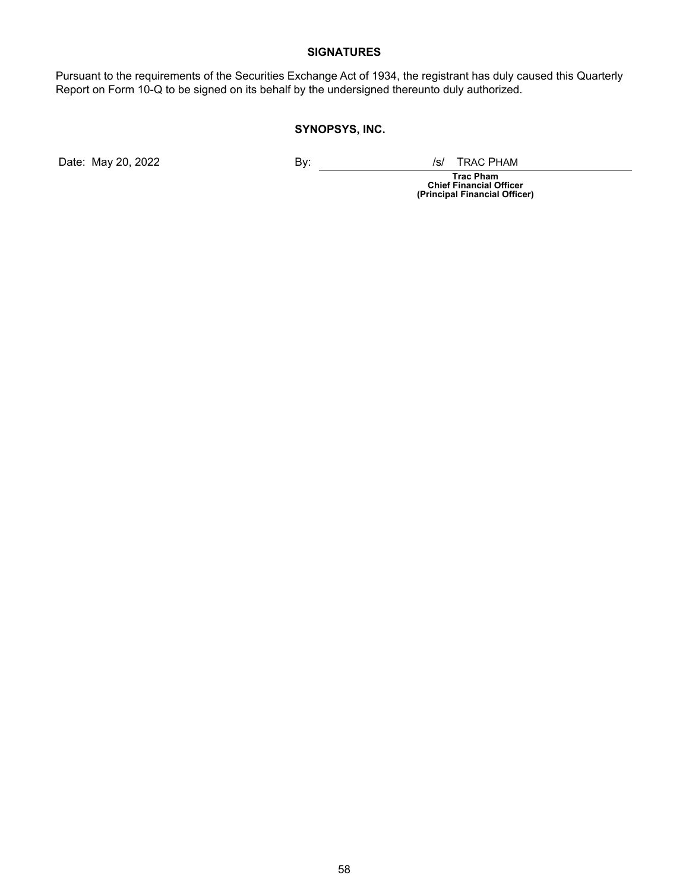## SIGNATURES

Pursuant to the requirements of the Securities Exchange Act of 1934, the registrant has duly caused this Quarterly Report on Form 10-Q to be signed on its behalf by the undersigned thereunto duly authorized.

**SYNOPSYS, INC.**

Date: May 20, 2022

By: /s/ TRAC PHAM

**Trac Pham**
**Chief Financial Officer**
**(Principal Financial Officer)**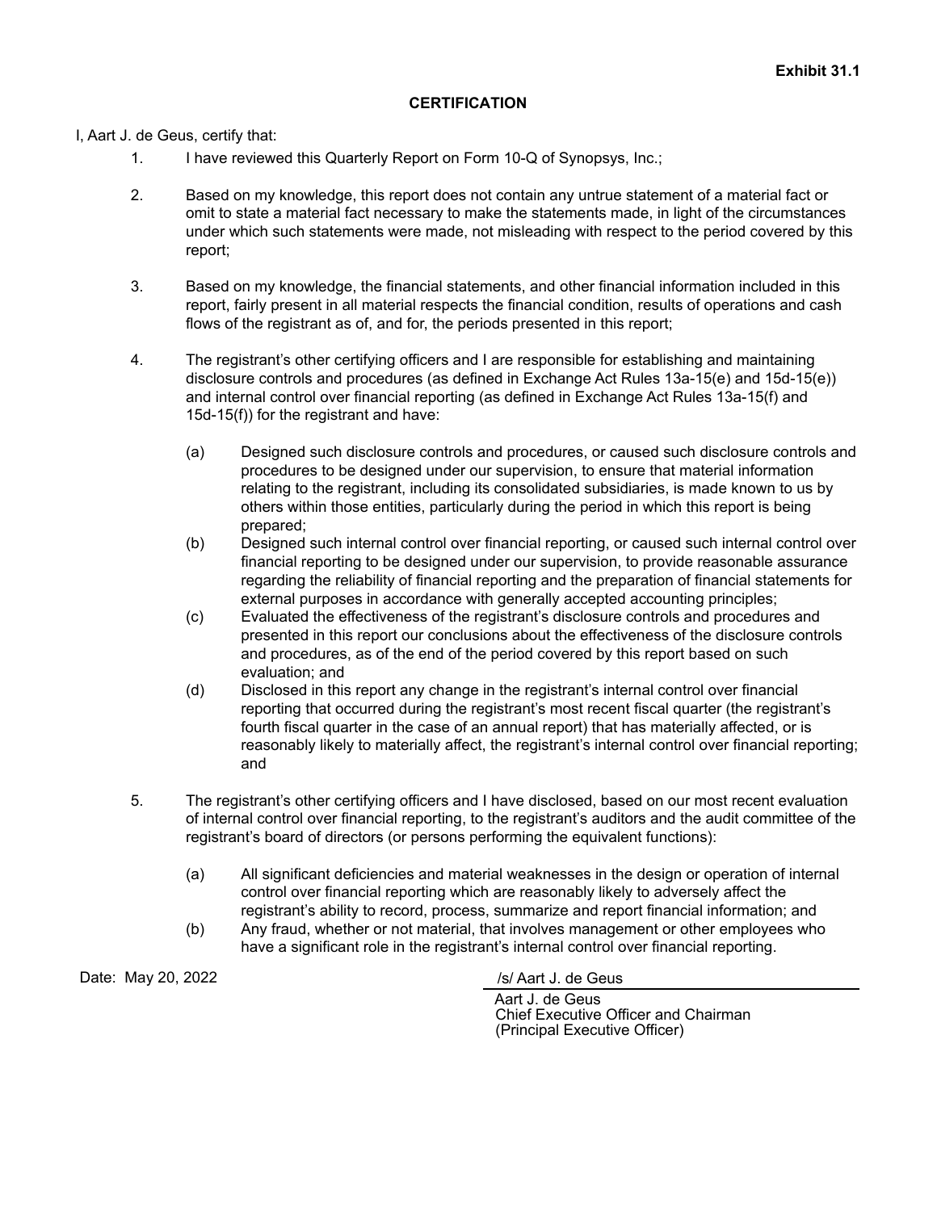**Exhibit 31.1**

**CERTIFICATION**

I, Aart J. de Geus, certify that:

1. I have reviewed this Quarterly Report on Form 10-Q of Synopsys, Inc.;

2. Based on my knowledge, this report does not contain any untrue statement of a material fact or omit to state a material fact necessary to make the statements made, in light of the circumstances under which such statements were made, not misleading with respect to the period covered by this report;

3. Based on my knowledge, the financial statements, and other financial information included in this report, fairly present in all material respects the financial condition, results of operations and cash flows of the registrant as of, and for, the periods presented in this report;

4. The registrant's other certifying officers and I are responsible for establishing and maintaining disclosure controls and procedures (as defined in Exchange Act Rules 13a-15(e) and 15d-15(e)) and internal control over financial reporting (as defined in Exchange Act Rules 13a-15(f) and 15d-15(f)) for the registrant and have:

   (a) Designed such disclosure controls and procedures, or caused such disclosure controls and procedures to be designed under our supervision, to ensure that material information relating to the registrant, including its consolidated subsidiaries, is made known to us by others within those entities, particularly during the period in which this report is being prepared;

   (b) Designed such internal control over financial reporting, or caused such internal control over financial reporting to be designed under our supervision, to provide reasonable assurance regarding the reliability of financial reporting and the preparation of financial statements for external purposes in accordance with generally accepted accounting principles;

   (c) Evaluated the effectiveness of the registrant's disclosure controls and procedures and presented in this report our conclusions about the effectiveness of the disclosure controls and procedures, as of the end of the period covered by this report based on such evaluation; and

   (d) Disclosed in this report any change in the registrant's internal control over financial reporting that occurred during the registrant's most recent fiscal quarter (the registrant's fourth fiscal quarter in the case of an annual report) that has materially affected, or is reasonably likely to materially affect, the registrant's internal control over financial reporting; and

5. The registrant's other certifying officers and I have disclosed, based on our most recent evaluation of internal control over financial reporting, to the registrant's auditors and the audit committee of the registrant's board of directors (or persons performing the equivalent functions):

   (a) All significant deficiencies and material weaknesses in the design or operation of internal control over financial reporting which are reasonably likely to adversely affect the registrant's ability to record, process, summarize and report financial information; and

   (b) Any fraud, whether or not material, that involves management or other employees who have a significant role in the registrant's internal control over financial reporting.

Date: May 20, 2022

/s/ Aart J. de Geus

Aart J. de Geus
Chief Executive Officer and Chairman
(Principal Executive Officer)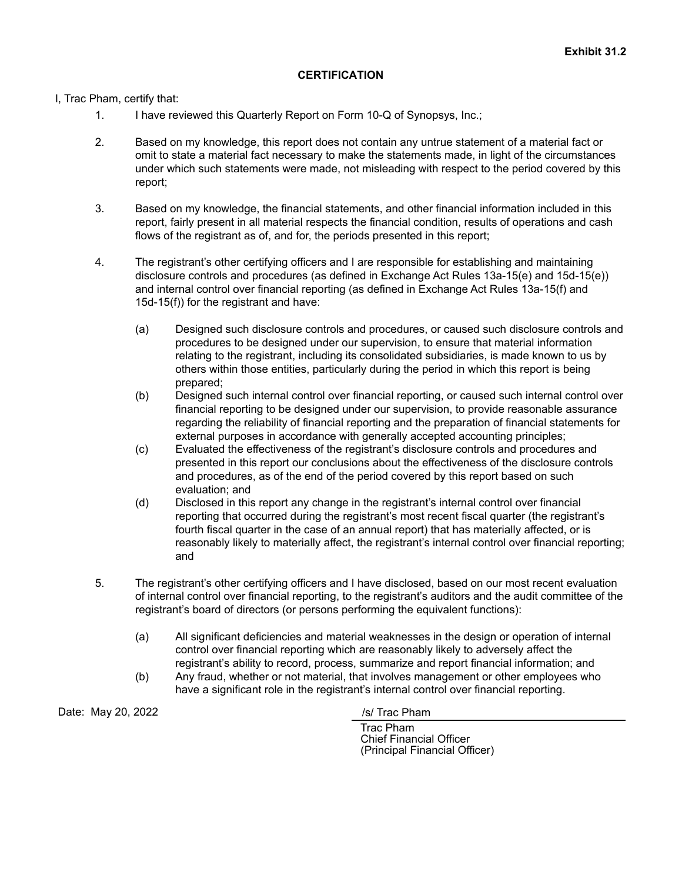**Exhibit 31.2**

**CERTIFICATION**

I, Trac Pham, certify that:

1. I have reviewed this Quarterly Report on Form 10-Q of Synopsys, Inc.;

2. Based on my knowledge, this report does not contain any untrue statement of a material fact or omit to state a material fact necessary to make the statements made, in light of the circumstances under which such statements were made, not misleading with respect to the period covered by this report;

3. Based on my knowledge, the financial statements, and other financial information included in this report, fairly present in all material respects the financial condition, results of operations and cash flows of the registrant as of, and for, the periods presented in this report;

4. The registrant's other certifying officers and I are responsible for establishing and maintaining disclosure controls and procedures (as defined in Exchange Act Rules 13a-15(e) and 15d-15(e)) and internal control over financial reporting (as defined in Exchange Act Rules 13a-15(f) and 15d-15(f)) for the registrant and have:

   (a) Designed such disclosure controls and procedures, or caused such disclosure controls and procedures to be designed under our supervision, to ensure that material information relating to the registrant, including its consolidated subsidiaries, is made known to us by others within those entities, particularly during the period in which this report is being prepared;

   (b) Designed such internal control over financial reporting, or caused such internal control over financial reporting to be designed under our supervision, to provide reasonable assurance regarding the reliability of financial reporting and the preparation of financial statements for external purposes in accordance with generally accepted accounting principles;

   (c) Evaluated the effectiveness of the registrant's disclosure controls and procedures and presented in this report our conclusions about the effectiveness of the disclosure controls and procedures, as of the end of the period covered by this report based on such evaluation; and

   (d) Disclosed in this report any change in the registrant's internal control over financial reporting that occurred during the registrant's most recent fiscal quarter (the registrant's fourth fiscal quarter in the case of an annual report) that has materially affected, or is reasonably likely to materially affect, the registrant's internal control over financial reporting; and

5. The registrant's other certifying officers and I have disclosed, based on our most recent evaluation of internal control over financial reporting, to the registrant's auditors and the audit committee of the registrant's board of directors (or persons performing the equivalent functions):

   (a) All significant deficiencies and material weaknesses in the design or operation of internal control over financial reporting which are reasonably likely to adversely affect the registrant's ability to record, process, summarize and report financial information; and

   (b) Any fraud, whether or not material, that involves management or other employees who have a significant role in the registrant's internal control over financial reporting.

Date: May 20, 2022

/s/ Trac Pham

Trac Pham
Chief Financial Officer
(Principal Financial Officer)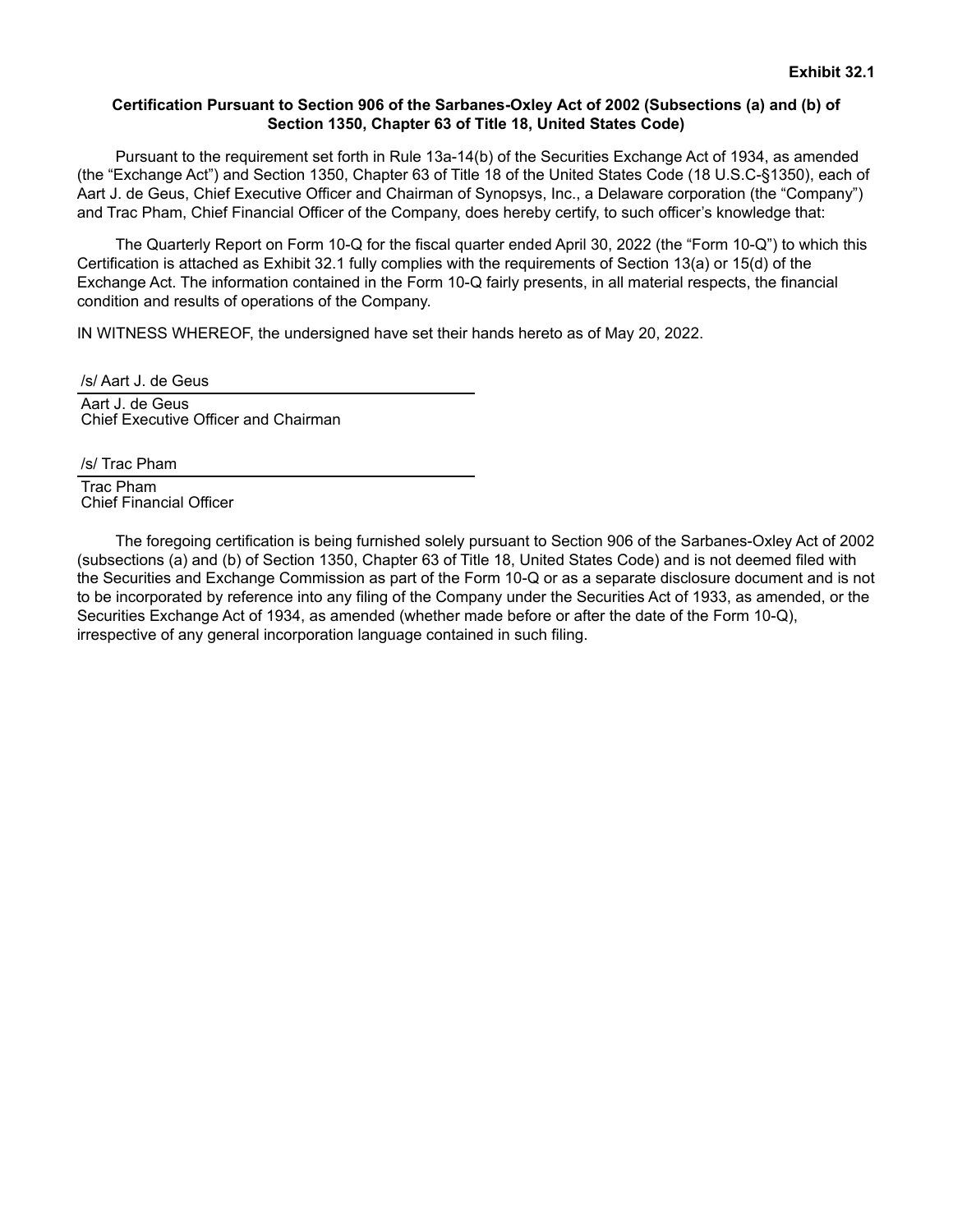**Exhibit 32.1**

**Certification Pursuant to Section 906 of the Sarbanes-Oxley Act of 2002 (Subsections (a) and (b) of Section 1350, Chapter 63 of Title 18, United States Code)**

Pursuant to the requirement set forth in Rule 13a-14(b) of the Securities Exchange Act of 1934, as amended (the “Exchange Act”) and Section 1350, Chapter 63 of Title 18 of the United States Code (18 U.S.C-§1350), each of Aart J. de Geus, Chief Executive Officer and Chairman of Synopsys, Inc., a Delaware corporation (the “Company”) and Trac Pham, Chief Financial Officer of the Company, does hereby certify, to such officer’s knowledge that:

The Quarterly Report on Form 10-Q for the fiscal quarter ended April 30, 2022 (the “Form 10-Q”) to which this Certification is attached as Exhibit 32.1 fully complies with the requirements of Section 13(a) or 15(d) of the Exchange Act. The information contained in the Form 10-Q fairly presents, in all material respects, the financial condition and results of operations of the Company.

IN WITNESS WHEREOF, the undersigned have set their hands hereto as of May 20, 2022.

/s/ Aart J. de Geus

Aart J. de Geus
Chief Executive Officer and Chairman

/s/ Trac Pham

Trac Pham
Chief Financial Officer

The foregoing certification is being furnished solely pursuant to Section 906 of the Sarbanes-Oxley Act of 2002 (subsections (a) and (b) of Section 1350, Chapter 63 of Title 18, United States Code) and is not deemed filed with the Securities and Exchange Commission as part of the Form 10-Q or as a separate disclosure document and is not to be incorporated by reference into any filing of the Company under the Securities Act of 1933, as amended, or the Securities Exchange Act of 1934, as amended (whether made before or after the date of the Form 10-Q), irrespective of any general incorporation language contained in such filing.